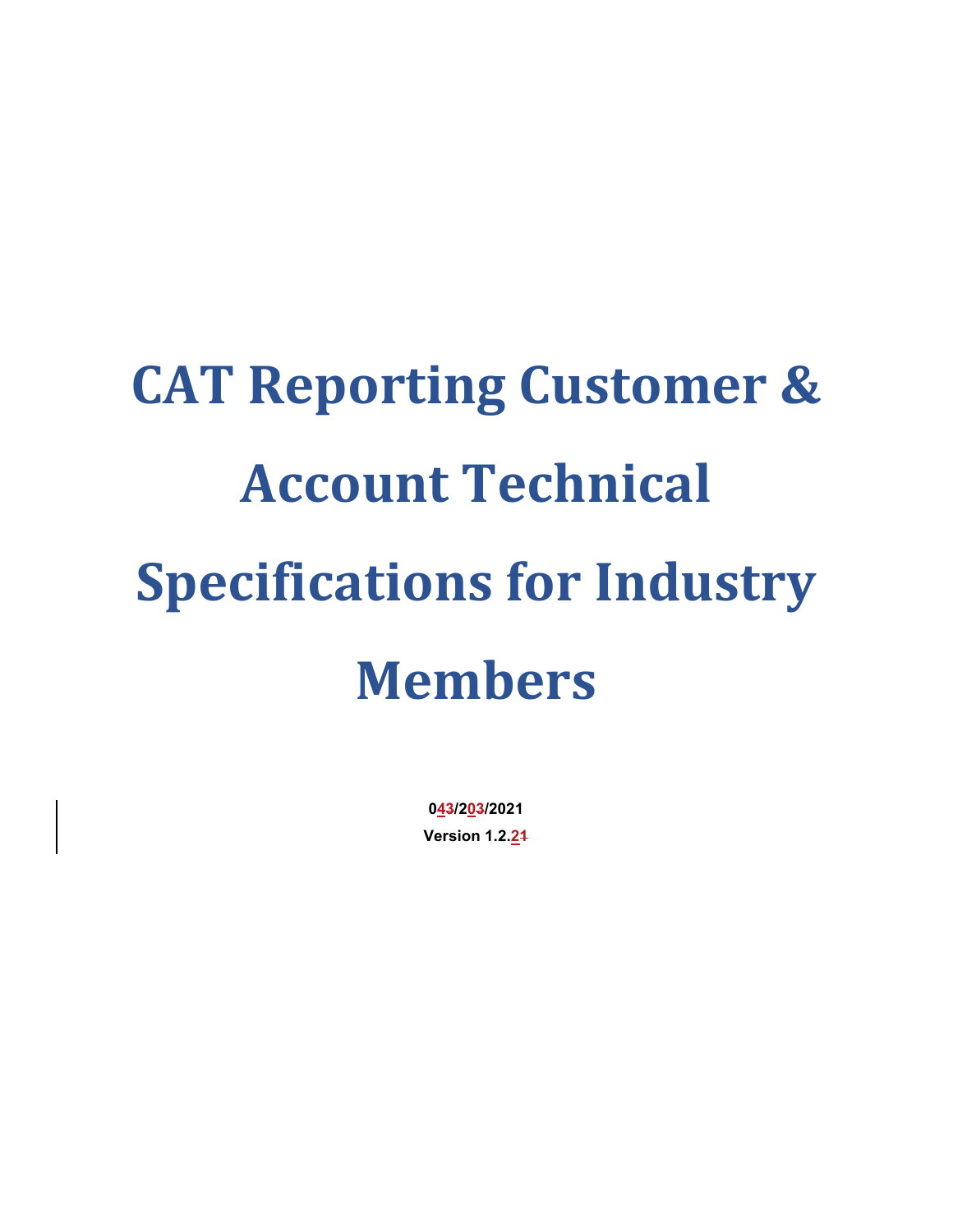# CAT Reporting Customer & Account Technical Specifications for Industry Members

**04/20/2021**

**Version 1.2.2**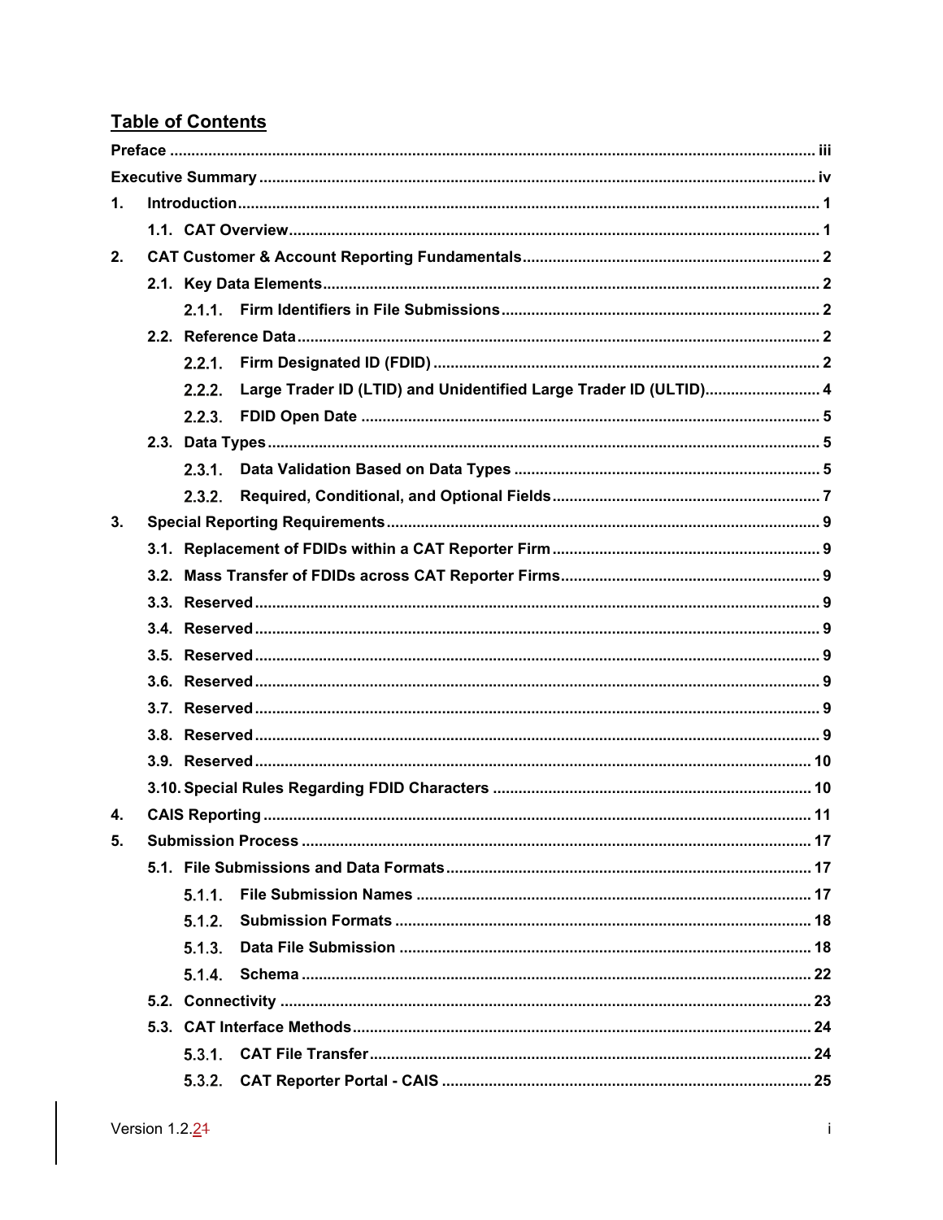## Table of Contents

| | | |
|---|---|---|
| **Preface** | | iii |
| **Executive Summary** | | iv |
| **1.** | **Introduction** | 1 |
| | **1.1. CAT Overview** | 1 |
| **2.** | **CAT Customer & Account Reporting Fundamentals** | 2 |
| | **2.1. Key Data Elements** | 2 |
| | **2.1.1. Firm Identifiers in File Submissions** | 2 |
| | **2.2. Reference Data** | 2 |
| | **2.2.1. Firm Designated ID (FDID)** | 2 |
| | **2.2.2. Large Trader ID (LTID) and Unidentified Large Trader ID (ULTID)** | 4 |
| | **2.2.3. FDID Open Date** | 5 |
| | **2.3. Data Types** | 5 |
| | **2.3.1. Data Validation Based on Data Types** | 5 |
| | **2.3.2. Required, Conditional, and Optional Fields** | 7 |
| **3.** | **Special Reporting Requirements** | 9 |
| | **3.1. Replacement of FDIDs within a CAT Reporter Firm** | 9 |
| | **3.2. Mass Transfer of FDIDs across CAT Reporter Firms** | 9 |
| | **3.3. Reserved** | 9 |
| | **3.4. Reserved** | 9 |
| | **3.5. Reserved** | 9 |
| | **3.6. Reserved** | 9 |
| | **3.7. Reserved** | 9 |
| | **3.8. Reserved** | 9 |
| | **3.9. Reserved** | 10 |
| | **3.10. Special Rules Regarding FDID Characters** | 10 |
| **4.** | **CAIS Reporting** | 11 |
| **5.** | **Submission Process** | 17 |
| | **5.1. File Submissions and Data Formats** | 17 |
| | **5.1.1. File Submission Names** | 17 |
| | **5.1.2. Submission Formats** | 18 |
| | **5.1.3. Data File Submission** | 18 |
| | **5.1.4. Schema** | 22 |
| | **5.2. Connectivity** | 23 |
| | **5.3. CAT Interface Methods** | 24 |
| | **5.3.1. CAT File Transfer** | 24 |
| | **5.3.2. CAT Reporter Portal - CAIS** | 25 |

Version 1.2.2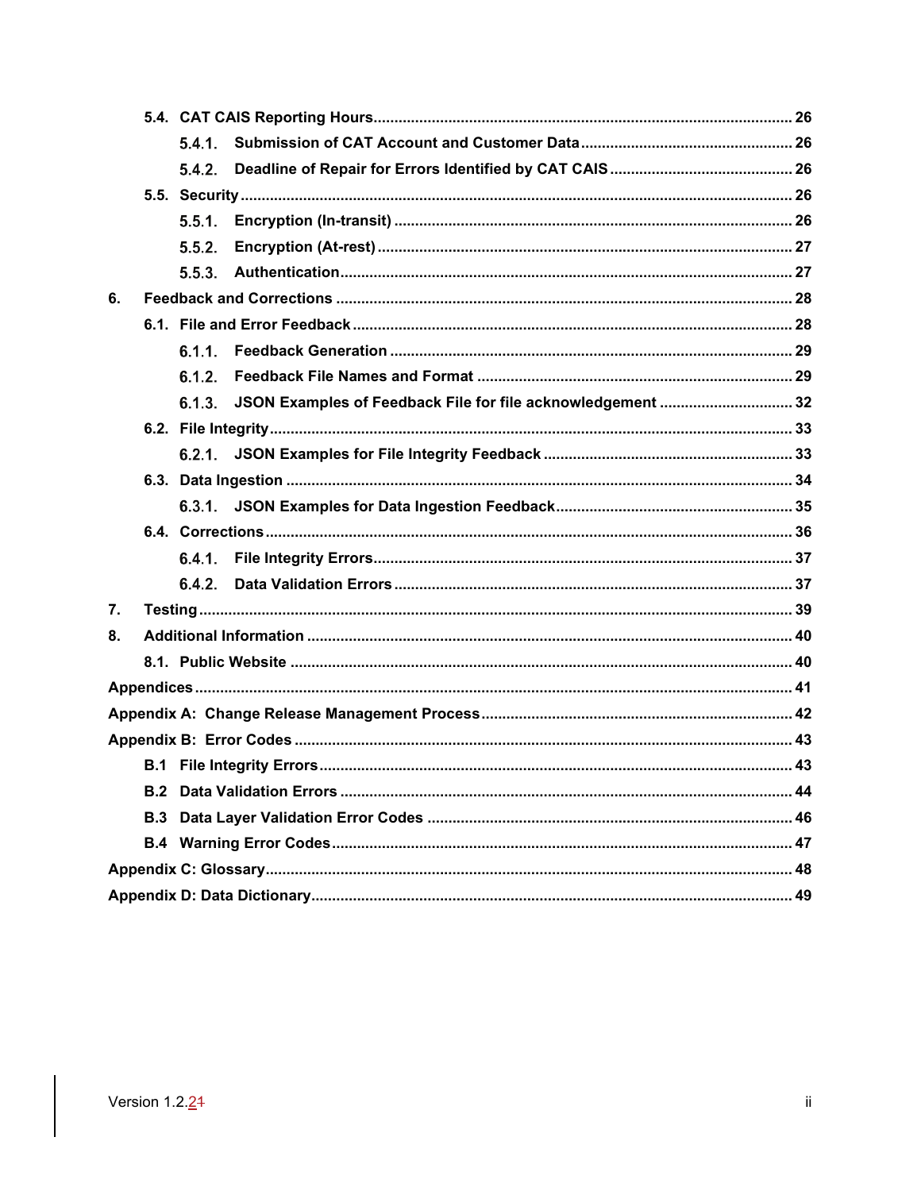- 5.4. CAT CAIS Reporting Hours ..... 26
  - 5.4.1. Submission of CAT Account and Customer Data ..... 26
  - 5.4.2. Deadline of Repair for Errors Identified by CAT CAIS ..... 26
- 5.5. Security ..... 26
  - 5.5.1. Encryption (In-transit) ..... 26
  - 5.5.2. Encryption (At-rest) ..... 27
  - 5.5.3. Authentication ..... 27

6. Feedback and Corrections ..... 28
   - 6.1. File and Error Feedback ..... 28
     - 6.1.1. Feedback Generation ..... 29
     - 6.1.2. Feedback File Names and Format ..... 29
     - 6.1.3. JSON Examples of Feedback File for file acknowledgement ..... 32
   - 6.2. File Integrity ..... 33
     - 6.2.1. JSON Examples for File Integrity Feedback ..... 33
   - 6.3. Data Ingestion ..... 34
     - 6.3.1. JSON Examples for Data Ingestion Feedback ..... 35
   - 6.4. Corrections ..... 36
     - 6.4.1. File Integrity Errors ..... 37
     - 6.4.2. Data Validation Errors ..... 37
7. Testing ..... 39
8. Additional Information ..... 40
   - 8.1. Public Website ..... 40

Appendices ..... 41

Appendix A: Change Release Management Process ..... 42

Appendix B: Error Codes ..... 43
- B.1 File Integrity Errors ..... 43
- B.2 Data Validation Errors ..... 44
- B.3 Data Layer Validation Error Codes ..... 46
- B.4 Warning Error Codes ..... 47

Appendix C: Glossary ..... 48

Appendix D: Data Dictionary ..... 49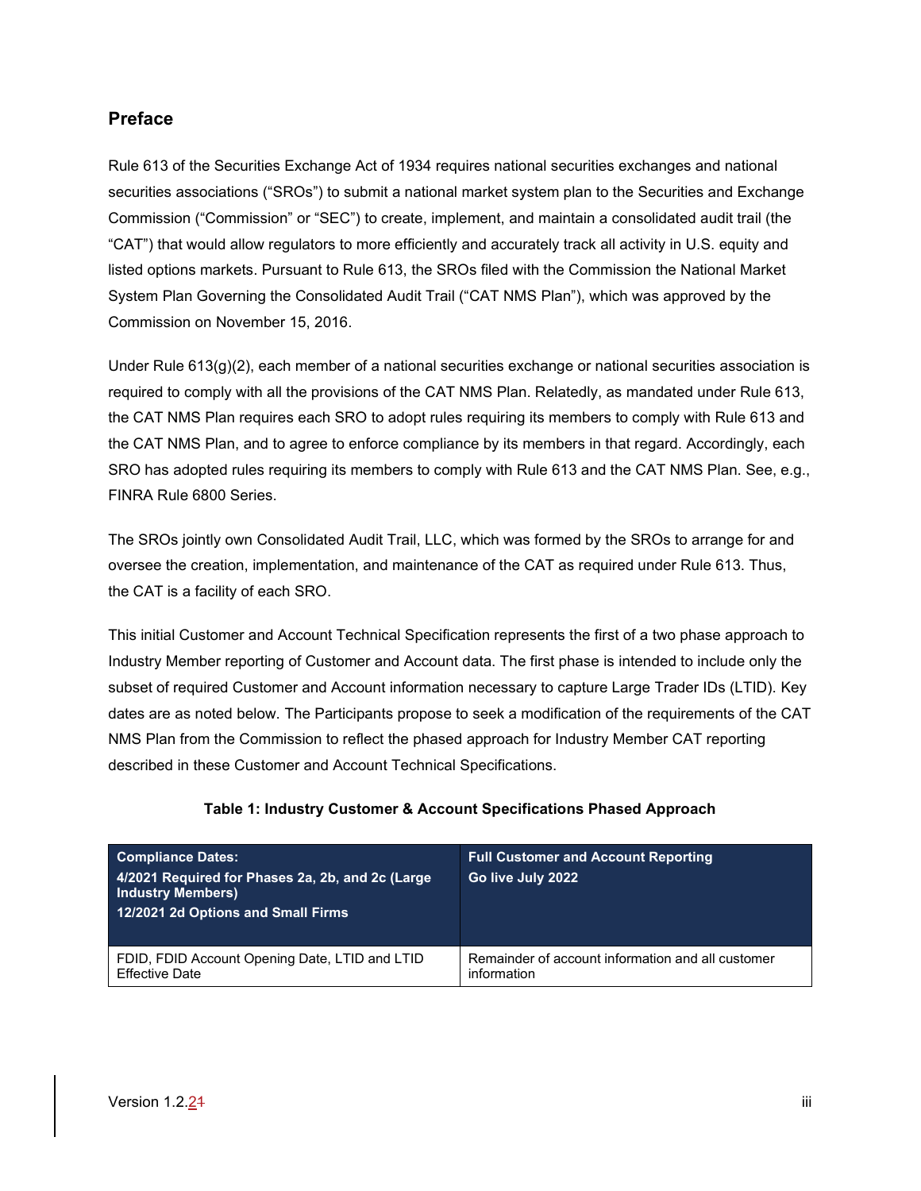## Preface

Rule 613 of the Securities Exchange Act of 1934 requires national securities exchanges and national securities associations ("SROs") to submit a national market system plan to the Securities and Exchange Commission ("Commission" or "SEC") to create, implement, and maintain a consolidated audit trail (the "CAT") that would allow regulators to more efficiently and accurately track all activity in U.S. equity and listed options markets. Pursuant to Rule 613, the SROs filed with the Commission the National Market System Plan Governing the Consolidated Audit Trail ("CAT NMS Plan"), which was approved by the Commission on November 15, 2016.

Under Rule 613(g)(2), each member of a national securities exchange or national securities association is required to comply with all the provisions of the CAT NMS Plan. Relatedly, as mandated under Rule 613, the CAT NMS Plan requires each SRO to adopt rules requiring its members to comply with Rule 613 and the CAT NMS Plan, and to agree to enforce compliance by its members in that regard. Accordingly, each SRO has adopted rules requiring its members to comply with Rule 613 and the CAT NMS Plan. See, e.g., FINRA Rule 6800 Series.

The SROs jointly own Consolidated Audit Trail, LLC, which was formed by the SROs to arrange for and oversee the creation, implementation, and maintenance of the CAT as required under Rule 613. Thus, the CAT is a facility of each SRO.

This initial Customer and Account Technical Specification represents the first of a two phase approach to Industry Member reporting of Customer and Account data. The first phase is intended to include only the subset of required Customer and Account information necessary to capture Large Trader IDs (LTID). Key dates are as noted below. The Participants propose to seek a modification of the requirements of the CAT NMS Plan from the Commission to reflect the phased approach for Industry Member CAT reporting described in these Customer and Account Technical Specifications.

**Table 1: Industry Customer & Account Specifications Phased Approach**

| Compliance Dates:<br>4/2021 Required for Phases 2a, 2b, and 2c (Large Industry Members)<br>12/2021 2d Options and Small Firms | Full Customer and Account Reporting<br>Go live July 2022 |
|---|---|
| FDID, FDID Account Opening Date, LTID and LTID Effective Date | Remainder of account information and all customer information |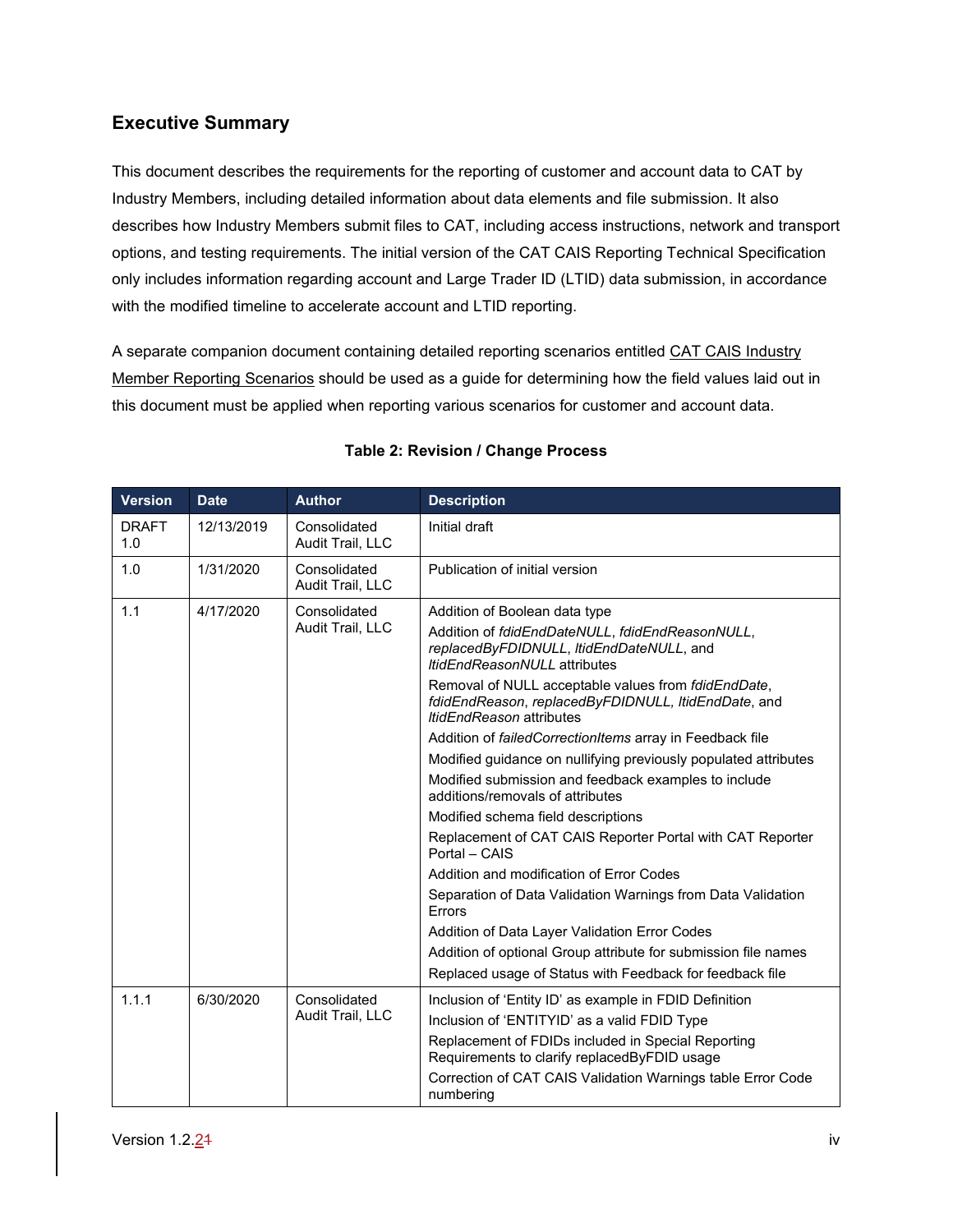## Executive Summary

This document describes the requirements for the reporting of customer and account data to CAT by Industry Members, including detailed information about data elements and file submission. It also describes how Industry Members submit files to CAT, including access instructions, network and transport options, and testing requirements. The initial version of the CAT CAIS Reporting Technical Specification only includes information regarding account and Large Trader ID (LTID) data submission, in accordance with the modified timeline to accelerate account and LTID reporting.

A separate companion document containing detailed reporting scenarios entitled CAT CAIS Industry Member Reporting Scenarios should be used as a guide for determining how the field values laid out in this document must be applied when reporting various scenarios for customer and account data.

**Table 2: Revision / Change Process**

| Version | Date | Author | Description |
|---|---|---|---|
| DRAFT 1.0 | 12/13/2019 | Consolidated Audit Trail, LLC | Initial draft |
| 1.0 | 1/31/2020 | Consolidated Audit Trail, LLC | Publication of initial version |
| 1.1 | 4/17/2020 | Consolidated Audit Trail, LLC | Addition of Boolean data type<br>Addition of *fdidEndDateNULL*, *fdidEndReasonNULL*, *replacedByFDIDNULL*, *ltidEndDateNULL*, and *ltidEndReasonNULL* attributes<br>Removal of NULL acceptable values from *fdidEndDate*, *fdidEndReason*, *replacedByFDIDNULL, ltidEndDate*, and *ltidEndReason* attributes<br>Addition of *failedCorrectionItems* array in Feedback file<br>Modified guidance on nullifying previously populated attributes<br>Modified submission and feedback examples to include additions/removals of attributes<br>Modified schema field descriptions<br>Replacement of CAT CAIS Reporter Portal with CAT Reporter Portal – CAIS<br>Addition and modification of Error Codes<br>Separation of Data Validation Warnings from Data Validation Errors<br>Addition of Data Layer Validation Error Codes<br>Addition of optional Group attribute for submission file names<br>Replaced usage of Status with Feedback for feedback file |
| 1.1.1 | 6/30/2020 | Consolidated Audit Trail, LLC | Inclusion of 'Entity ID' as example in FDID Definition<br>Inclusion of 'ENTITYID' as a valid FDID Type<br>Replacement of FDIDs included in Special Reporting Requirements to clarify replacedByFDID usage<br>Correction of CAT CAIS Validation Warnings table Error Code numbering |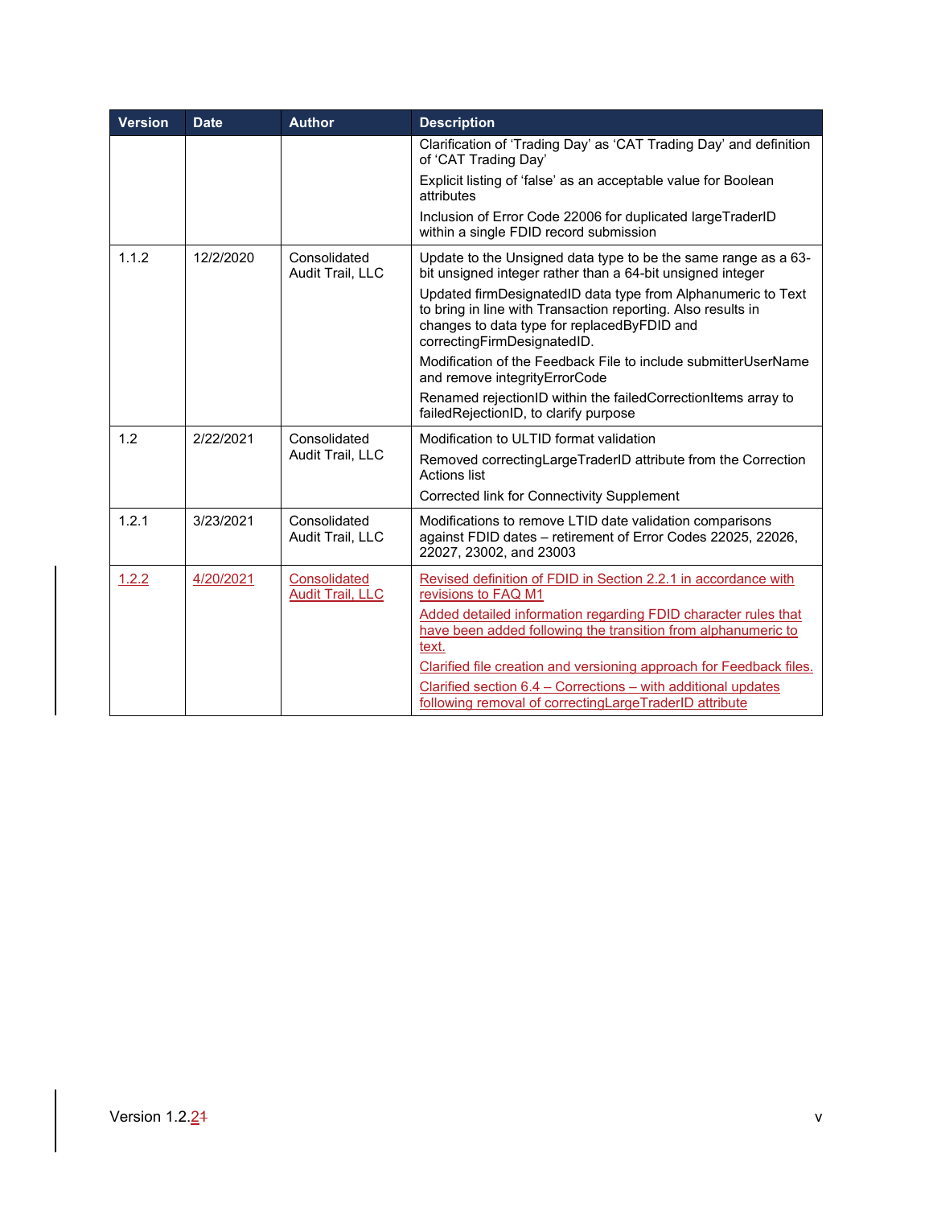| Version | Date | Author | Description |
|---|---|---|---|
| | | | Clarification of 'Trading Day' as 'CAT Trading Day' and definition of 'CAT Trading Day'<br>Explicit listing of 'false' as an acceptable value for Boolean attributes<br>Inclusion of Error Code 22006 for duplicated largeTraderID within a single FDID record submission |
| 1.1.2 | 12/2/2020 | Consolidated Audit Trail, LLC | Update to the Unsigned data type to be the same range as a 63-bit unsigned integer rather than a 64-bit unsigned integer<br>Updated firmDesignatedID data type from Alphanumeric to Text to bring in line with Transaction reporting. Also results in changes to data type for replacedByFDID and correctingFirmDesignatedID.<br>Modification of the Feedback File to include submitterUserName and remove integrityErrorCode<br>Renamed rejectionID within the failedCorrectionItems array to failedRejectionID, to clarify purpose |
| 1.2 | 2/22/2021 | Consolidated Audit Trail, LLC | Modification to ULTID format validation<br>Removed correctingLargeTraderID attribute from the Correction Actions list<br>Corrected link for Connectivity Supplement |
| 1.2.1 | 3/23/2021 | Consolidated Audit Trail, LLC | Modifications to remove LTID date validation comparisons against FDID dates – retirement of Error Codes 22025, 22026, 22027, 23002, and 23003 |
| 1.2.2 | 4/20/2021 | Consolidated Audit Trail, LLC | Revised definition of FDID in Section 2.2.1 in accordance with revisions to FAQ M1<br>Added detailed information regarding FDID character rules that have been added following the transition from alphanumeric to text.<br>Clarified file creation and versioning approach for Feedback files.<br>Clarified section 6.4 – Corrections – with additional updates following removal of correctingLargeTraderID attribute |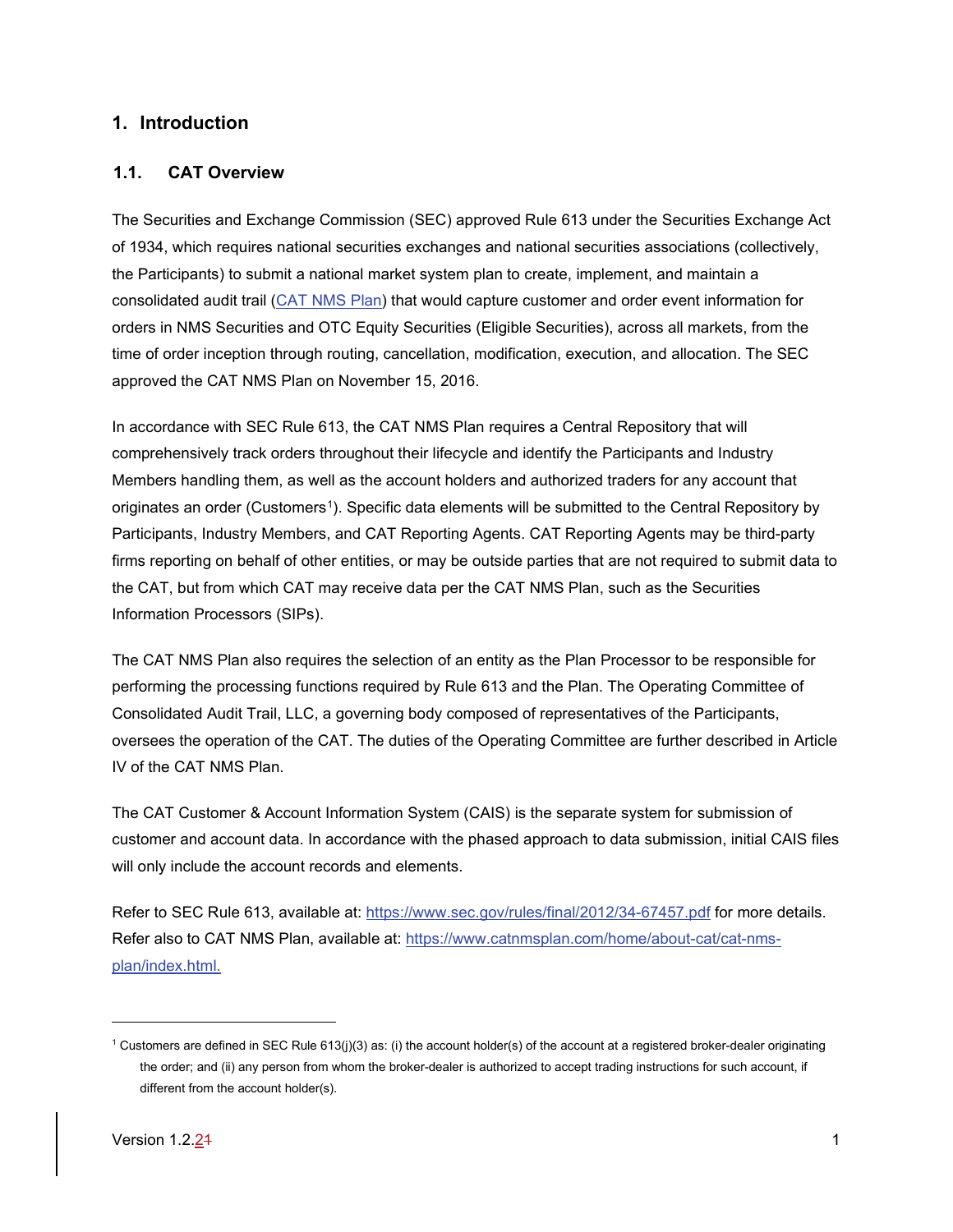# 1. Introduction

## 1.1. CAT Overview

The Securities and Exchange Commission (SEC) approved Rule 613 under the Securities Exchange Act of 1934, which requires national securities exchanges and national securities associations (collectively, the Participants) to submit a national market system plan to create, implement, and maintain a consolidated audit trail (CAT NMS Plan) that would capture customer and order event information for orders in NMS Securities and OTC Equity Securities (Eligible Securities), across all markets, from the time of order inception through routing, cancellation, modification, execution, and allocation. The SEC approved the CAT NMS Plan on November 15, 2016.

In accordance with SEC Rule 613, the CAT NMS Plan requires a Central Repository that will comprehensively track orders throughout their lifecycle and identify the Participants and Industry Members handling them, as well as the account holders and authorized traders for any account that originates an order (Customers[1]). Specific data elements will be submitted to the Central Repository by Participants, Industry Members, and CAT Reporting Agents. CAT Reporting Agents may be third-party firms reporting on behalf of other entities, or may be outside parties that are not required to submit data to the CAT, but from which CAT may receive data per the CAT NMS Plan, such as the Securities Information Processors (SIPs).

The CAT NMS Plan also requires the selection of an entity as the Plan Processor to be responsible for performing the processing functions required by Rule 613 and the Plan. The Operating Committee of Consolidated Audit Trail, LLC, a governing body composed of representatives of the Participants, oversees the operation of the CAT. The duties of the Operating Committee are further described in Article IV of the CAT NMS Plan.

The CAT Customer & Account Information System (CAIS) is the separate system for submission of customer and account data. In accordance with the phased approach to data submission, initial CAIS files will only include the account records and elements.

Refer to SEC Rule 613, available at: https://www.sec.gov/rules/final/2012/34-67457.pdf for more details. Refer also to CAT NMS Plan, available at: https://www.catnmsplan.com/home/about-cat/cat-nms-plan/index.html.

---

[1] Customers are defined in SEC Rule 613(j)(3) as: (i) the account holder(s) of the account at a registered broker-dealer originating the order; and (ii) any person from whom the broker-dealer is authorized to accept trading instructions for such account, if different from the account holder(s).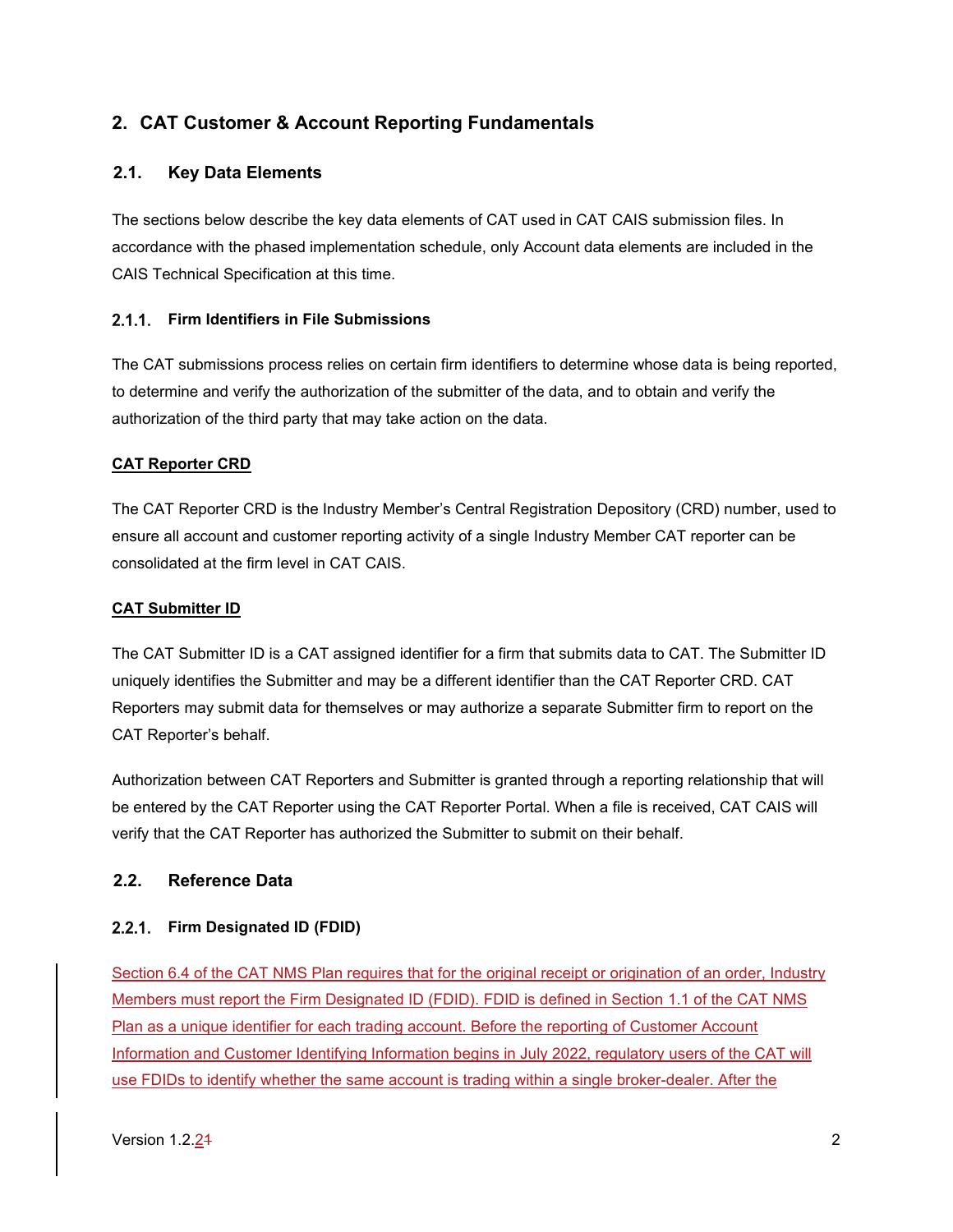# 2. CAT Customer & Account Reporting Fundamentals

## 2.1. Key Data Elements

The sections below describe the key data elements of CAT used in CAT CAIS submission files. In accordance with the phased implementation schedule, only Account data elements are included in the CAIS Technical Specification at this time.

### 2.1.1. Firm Identifiers in File Submissions

The CAT submissions process relies on certain firm identifiers to determine whose data is being reported, to determine and verify the authorization of the submitter of the data, and to obtain and verify the authorization of the third party that may take action on the data.

**CAT Reporter CRD**

The CAT Reporter CRD is the Industry Member's Central Registration Depository (CRD) number, used to ensure all account and customer reporting activity of a single Industry Member CAT reporter can be consolidated at the firm level in CAT CAIS.

**CAT Submitter ID**

The CAT Submitter ID is a CAT assigned identifier for a firm that submits data to CAT. The Submitter ID uniquely identifies the Submitter and may be a different identifier than the CAT Reporter CRD. CAT Reporters may submit data for themselves or may authorize a separate Submitter firm to report on the CAT Reporter's behalf.

Authorization between CAT Reporters and Submitter is granted through a reporting relationship that will be entered by the CAT Reporter using the CAT Reporter Portal. When a file is received, CAT CAIS will verify that the CAT Reporter has authorized the Submitter to submit on their behalf.

## 2.2. Reference Data

### 2.2.1. Firm Designated ID (FDID)

Section 6.4 of the CAT NMS Plan requires that for the original receipt or origination of an order, Industry Members must report the Firm Designated ID (FDID). FDID is defined in Section 1.1 of the CAT NMS Plan as a unique identifier for each trading account. Before the reporting of Customer Account Information and Customer Identifying Information begins in July 2022, regulatory users of the CAT will use FDIDs to identify whether the same account is trading within a single broker-dealer. After the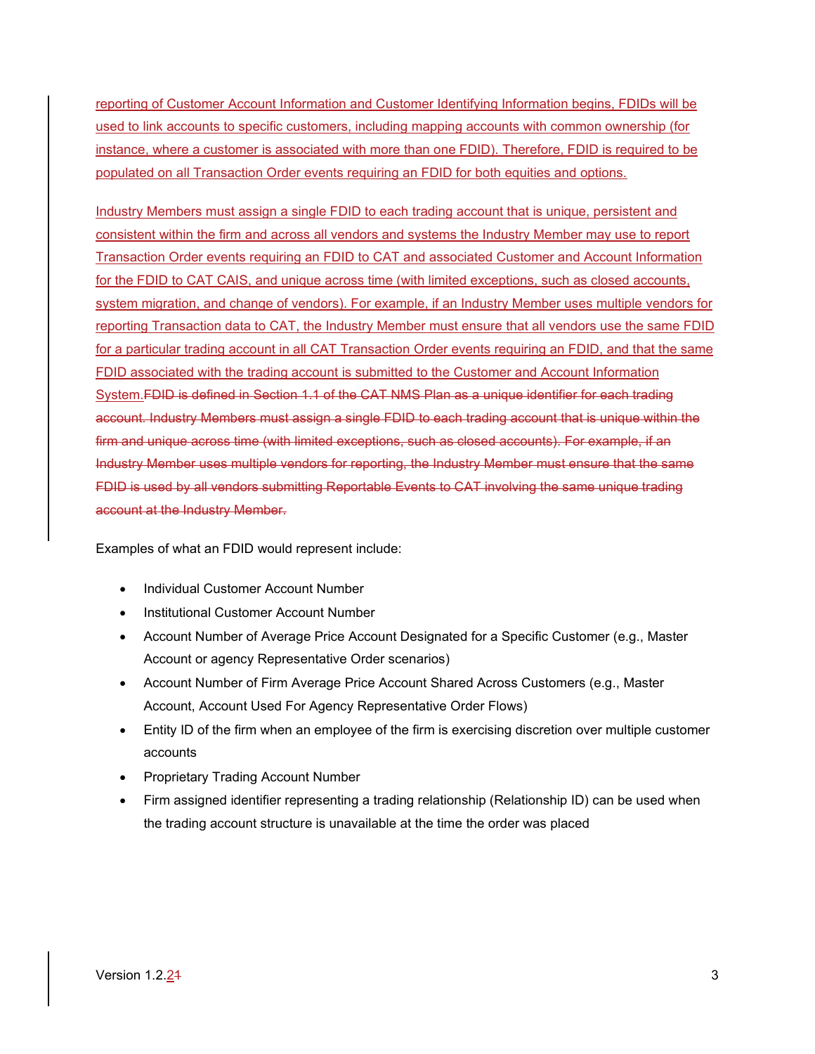reporting of Customer Account Information and Customer Identifying Information begins, FDIDs will be used to link accounts to specific customers, including mapping accounts with common ownership (for instance, where a customer is associated with more than one FDID). Therefore, FDID is required to be populated on all Transaction Order events requiring an FDID for both equities and options.

Industry Members must assign a single FDID to each trading account that is unique, persistent and consistent within the firm and across all vendors and systems the Industry Member may use to report Transaction Order events requiring an FDID to CAT and associated Customer and Account Information for the FDID to CAT CAIS, and unique across time (with limited exceptions, such as closed accounts, system migration, and change of vendors). For example, if an Industry Member uses multiple vendors for reporting Transaction data to CAT, the Industry Member must ensure that all vendors use the same FDID for a particular trading account in all CAT Transaction Order events requiring an FDID, and that the same FDID associated with the trading account is submitted to the Customer and Account Information System.~~FDID is defined in Section 1.1 of the CAT NMS Plan as a unique identifier for each trading account. Industry Members must assign a single FDID to each trading account that is unique within the firm and unique across time (with limited exceptions, such as closed accounts). For example, if an Industry Member uses multiple vendors for reporting, the Industry Member must ensure that the same FDID is used by all vendors submitting Reportable Events to CAT involving the same unique trading account at the Industry Member.~~

Examples of what an FDID would represent include:

- Individual Customer Account Number
- Institutional Customer Account Number
- Account Number of Average Price Account Designated for a Specific Customer (e.g., Master Account or agency Representative Order scenarios)
- Account Number of Firm Average Price Account Shared Across Customers (e.g., Master Account, Account Used For Agency Representative Order Flows)
- Entity ID of the firm when an employee of the firm is exercising discretion over multiple customer accounts
- Proprietary Trading Account Number
- Firm assigned identifier representing a trading relationship (Relationship ID) can be used when the trading account structure is unavailable at the time the order was placed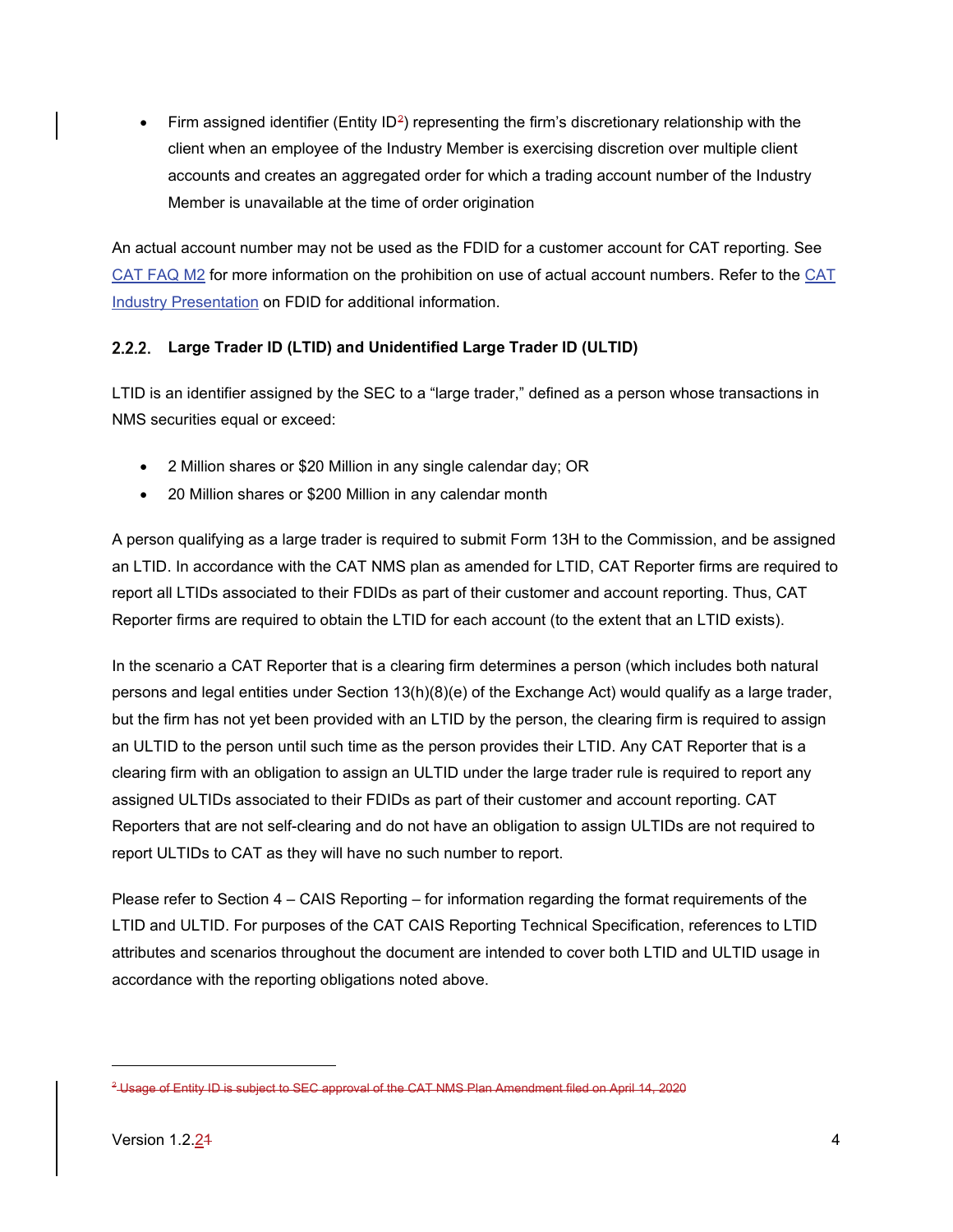- Firm assigned identifier (Entity ID[2]) representing the firm's discretionary relationship with the client when an employee of the Industry Member is exercising discretion over multiple client accounts and creates an aggregated order for which a trading account number of the Industry Member is unavailable at the time of order origination

An actual account number may not be used as the FDID for a customer account for CAT reporting. See CAT FAQ M2 for more information on the prohibition on use of actual account numbers. Refer to the CAT Industry Presentation on FDID for additional information.

### 2.2.2. Large Trader ID (LTID) and Unidentified Large Trader ID (ULTID)

LTID is an identifier assigned by the SEC to a "large trader," defined as a person whose transactions in NMS securities equal or exceed:

- 2 Million shares or $20 Million in any single calendar day; OR
- 20 Million shares or $200 Million in any calendar month

A person qualifying as a large trader is required to submit Form 13H to the Commission, and be assigned an LTID. In accordance with the CAT NMS plan as amended for LTID, CAT Reporter firms are required to report all LTIDs associated to their FDIDs as part of their customer and account reporting. Thus, CAT Reporter firms are required to obtain the LTID for each account (to the extent that an LTID exists).

In the scenario a CAT Reporter that is a clearing firm determines a person (which includes both natural persons and legal entities under Section 13(h)(8)(e) of the Exchange Act) would qualify as a large trader, but the firm has not yet been provided with an LTID by the person, the clearing firm is required to assign an ULTID to the person until such time as the person provides their LTID. Any CAT Reporter that is a clearing firm with an obligation to assign an ULTID under the large trader rule is required to report any assigned ULTIDs associated to their FDIDs as part of their customer and account reporting. CAT Reporters that are not self-clearing and do not have an obligation to assign ULTIDs are not required to report ULTIDs to CAT as they will have no such number to report.

Please refer to Section 4 – CAIS Reporting – for information regarding the format requirements of the LTID and ULTID. For purposes of the CAT CAIS Reporting Technical Specification, references to LTID attributes and scenarios throughout the document are intended to cover both LTID and ULTID usage in accordance with the reporting obligations noted above.

---

[2] ~~Usage of Entity ID is subject to SEC approval of the CAT NMS Plan Amendment filed on April 14, 2020~~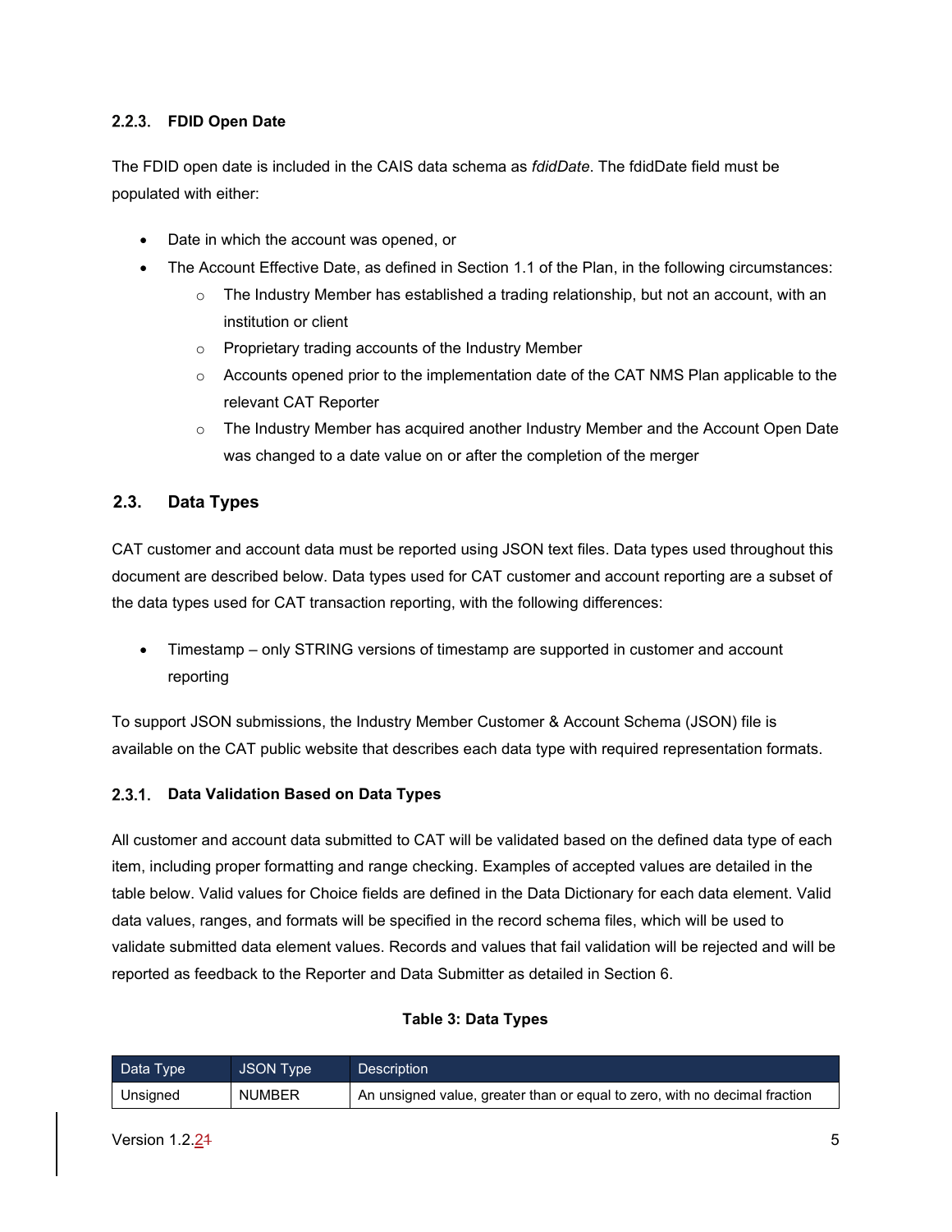### 2.2.3. FDID Open Date

The FDID open date is included in the CAIS data schema as *fdidDate*. The fdidDate field must be populated with either:

- Date in which the account was opened, or
- The Account Effective Date, as defined in Section 1.1 of the Plan, in the following circumstances:
  - The Industry Member has established a trading relationship, but not an account, with an institution or client
  - Proprietary trading accounts of the Industry Member
  - Accounts opened prior to the implementation date of the CAT NMS Plan applicable to the relevant CAT Reporter
  - The Industry Member has acquired another Industry Member and the Account Open Date was changed to a date value on or after the completion of the merger

## 2.3. Data Types

CAT customer and account data must be reported using JSON text files. Data types used throughout this document are described below. Data types used for CAT customer and account reporting are a subset of the data types used for CAT transaction reporting, with the following differences:

- Timestamp – only STRING versions of timestamp are supported in customer and account reporting

To support JSON submissions, the Industry Member Customer & Account Schema (JSON) file is available on the CAT public website that describes each data type with required representation formats.

### 2.3.1. Data Validation Based on Data Types

All customer and account data submitted to CAT will be validated based on the defined data type of each item, including proper formatting and range checking. Examples of accepted values are detailed in the table below. Valid values for Choice fields are defined in the Data Dictionary for each data element. Valid data values, ranges, and formats will be specified in the record schema files, which will be used to validate submitted data element values. Records and values that fail validation will be rejected and will be reported as feedback to the Reporter and Data Submitter as detailed in Section 6.

**Table 3: Data Types**

| Data Type | JSON Type | Description |
| --- | --- | --- |
| Unsigned | NUMBER | An unsigned value, greater than or equal to zero, with no decimal fraction |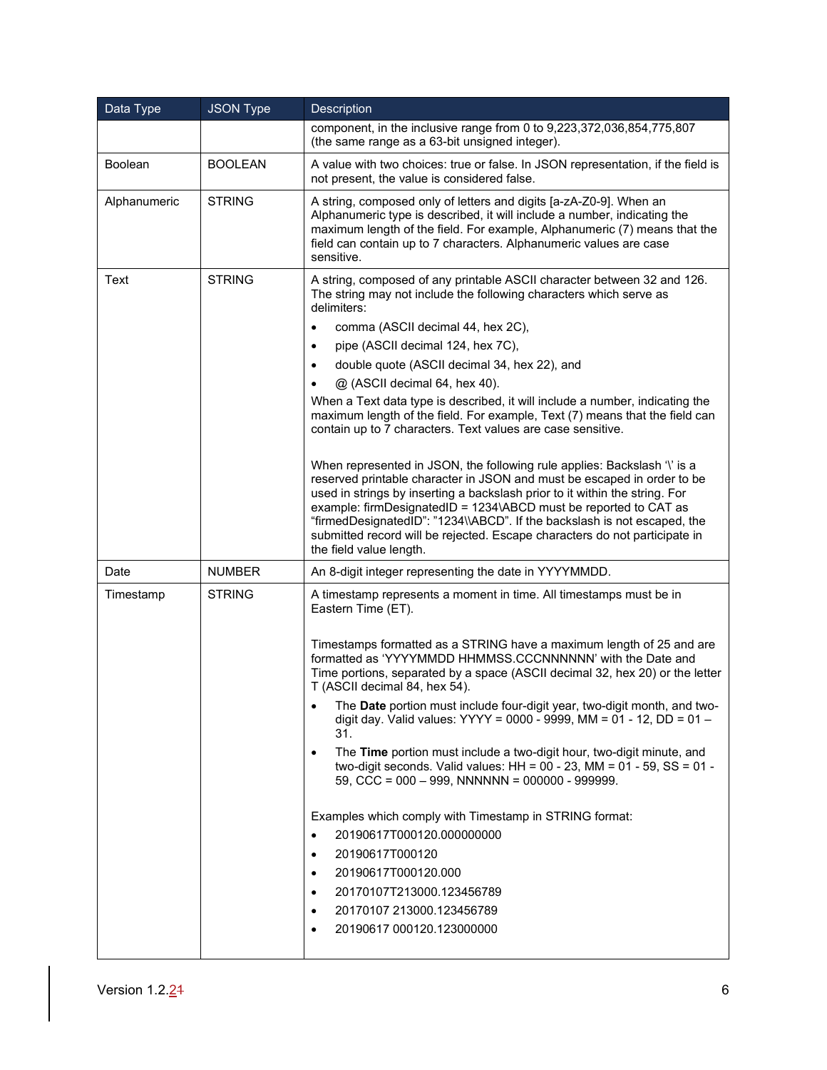| Data Type | JSON Type | Description |
|---|---|---|
| | | component, in the inclusive range from 0 to 9,223,372,036,854,775,807 (the same range as a 63-bit unsigned integer). |
| Boolean | BOOLEAN | A value with two choices: true or false. In JSON representation, if the field is not present, the value is considered false. |
| Alphanumeric | STRING | A string, composed only of letters and digits [a-zA-Z0-9]. When an Alphanumeric type is described, it will include a number, indicating the maximum length of the field. For example, Alphanumeric (7) means that the field can contain up to 7 characters. Alphanumeric values are case sensitive. |
| Text | STRING | A string, composed of any printable ASCII character between 32 and 126. The string may not include the following characters which serve as delimiters:<br>• comma (ASCII decimal 44, hex 2C),<br>• pipe (ASCII decimal 124, hex 7C),<br>• double quote (ASCII decimal 34, hex 22), and<br>• @ (ASCII decimal 64, hex 40).<br>When a Text data type is described, it will include a number, indicating the maximum length of the field. For example, Text (7) means that the field can contain up to 7 characters. Text values are case sensitive.<br><br>When represented in JSON, the following rule applies: Backslash '\' is a reserved printable character in JSON and must be escaped in order to be used in strings by inserting a backslash prior to it within the string. For example: firmDesignatedID = 1234\ABCD must be reported to CAT as "firmedDesignatedID": "1234\\ABCD". If the backslash is not escaped, the submitted record will be rejected. Escape characters do not participate in the field value length. |
| Date | NUMBER | An 8-digit integer representing the date in YYYYMMDD. |
| Timestamp | STRING | A timestamp represents a moment in time. All timestamps must be in Eastern Time (ET).<br><br>Timestamps formatted as a STRING have a maximum length of 25 and are formatted as 'YYYYMMDD HHMMSS.CCCNNNNNN' with the Date and Time portions, separated by a space (ASCII decimal 32, hex 20) or the letter T (ASCII decimal 84, hex 54).<br>• The **Date** portion must include four-digit year, two-digit month, and two-digit day. Valid values: YYYY = 0000 - 9999, MM = 01 - 12, DD = 01 – 31.<br>• The **Time** portion must include a two-digit hour, two-digit minute, and two-digit seconds. Valid values: HH = 00 - 23, MM = 01 - 59, SS = 01 - 59, CCC = 000 – 999, NNNNNN = 000000 - 999999.<br><br>Examples which comply with Timestamp in STRING format:<br>• 20190617T000120.000000000<br>• 20190617T000120<br>• 20190617T000120.000<br>• 20170107T213000.123456789<br>• 20170107 213000.123456789<br>• 20190617 000120.123000000 |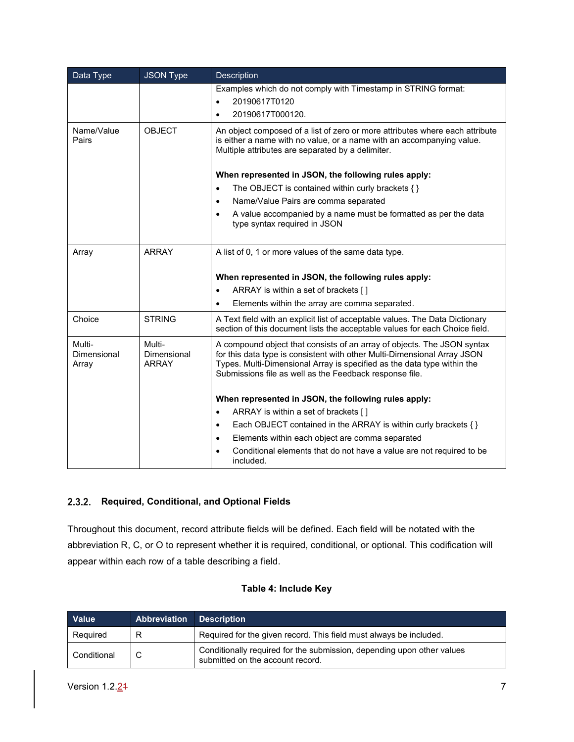| Data Type | JSON Type | Description |
| --- | --- | --- |
| | | Examples which do not comply with Timestamp in STRING format:<br>• 20190617T0120<br>• 20190617T000120. |
| Name/Value Pairs | OBJECT | An object composed of a list of zero or more attributes where each attribute is either a name with no value, or a name with an accompanying value. Multiple attributes are separated by a delimiter.<br><br>**When represented in JSON, the following rules apply:**<br>• The OBJECT is contained within curly brackets { }<br>• Name/Value Pairs are comma separated<br>• A value accompanied by a name must be formatted as per the data type syntax required in JSON |
| Array | ARRAY | A list of 0, 1 or more values of the same data type.<br><br>**When represented in JSON, the following rules apply:**<br>• ARRAY is within a set of brackets [ ]<br>• Elements within the array are comma separated. |
| Choice | STRING | A Text field with an explicit list of acceptable values. The Data Dictionary section of this document lists the acceptable values for each Choice field. |
| Multi-Dimensional Array | Multi-Dimensional ARRAY | A compound object that consists of an array of objects. The JSON syntax for this data type is consistent with other Multi-Dimensional Array JSON Types. Multi-Dimensional Array is specified as the data type within the Submissions file as well as the Feedback response file.<br><br>**When represented in JSON, the following rules apply:**<br>• ARRAY is within a set of brackets [ ]<br>• Each OBJECT contained in the ARRAY is within curly brackets { }<br>• Elements within each object are comma separated<br>• Conditional elements that do not have a value are not required to be included. |

### 2.3.2. Required, Conditional, and Optional Fields

Throughout this document, record attribute fields will be defined. Each field will be notated with the abbreviation R, C, or O to represent whether it is required, conditional, or optional. This codification will appear within each row of a table describing a field.

**Table 4: Include Key**

| Value | Abbreviation | Description |
| --- | --- | --- |
| Required | R | Required for the given record. This field must always be included. |
| Conditional | C | Conditionally required for the submission, depending upon other values submitted on the account record. |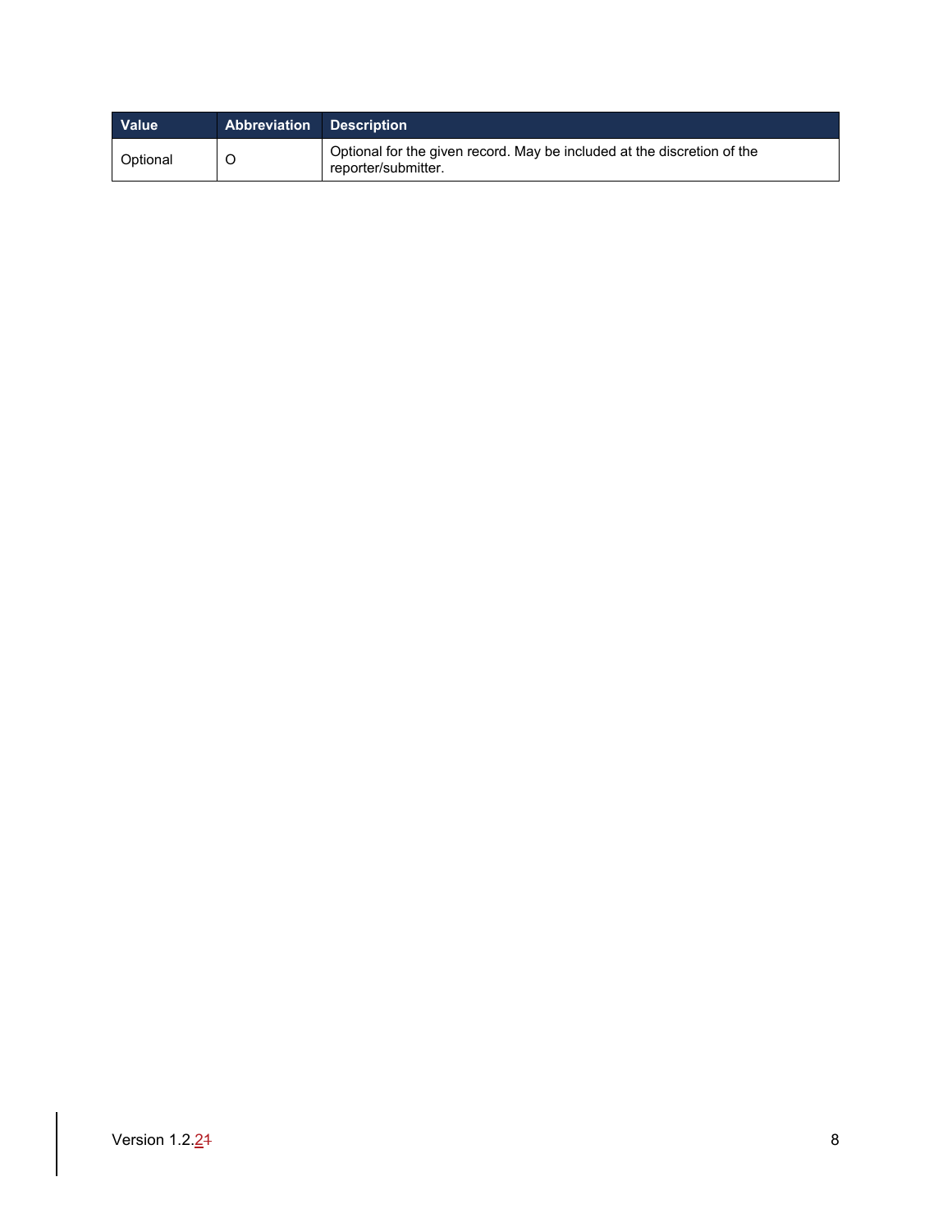| Value | Abbreviation | Description |
| --- | --- | --- |
| Optional | O | Optional for the given record. May be included at the discretion of the reporter/submitter. |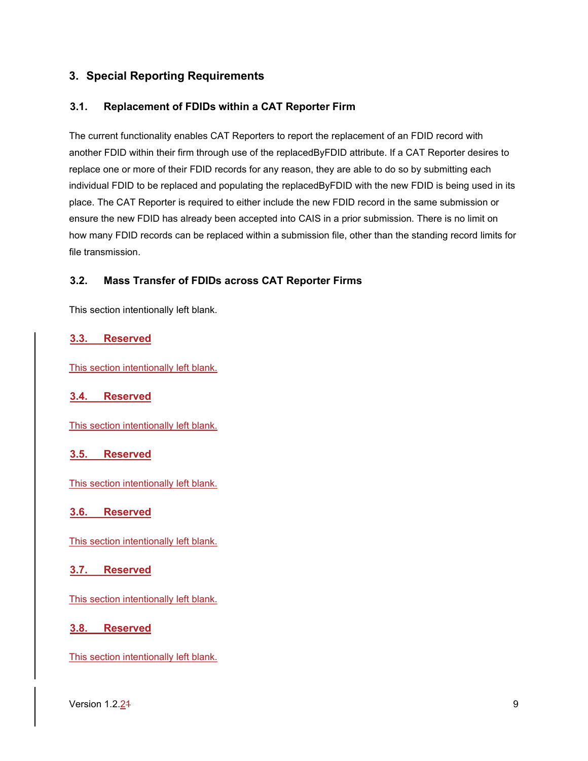# 3. Special Reporting Requirements

## 3.1. Replacement of FDIDs within a CAT Reporter Firm

The current functionality enables CAT Reporters to report the replacement of an FDID record with another FDID within their firm through use of the replacedByFDID attribute. If a CAT Reporter desires to replace one or more of their FDID records for any reason, they are able to do so by submitting each individual FDID to be replaced and populating the replacedByFDID with the new FDID is being used in its place. The CAT Reporter is required to either include the new FDID record in the same submission or ensure the new FDID has already been accepted into CAIS in a prior submission. There is no limit on how many FDID records can be replaced within a submission file, other than the standing record limits for file transmission.

## 3.2. Mass Transfer of FDIDs across CAT Reporter Firms

This section intentionally left blank.

## 3.3. Reserved

This section intentionally left blank.

## 3.4. Reserved

This section intentionally left blank.

## 3.5. Reserved

This section intentionally left blank.

## 3.6. Reserved

This section intentionally left blank.

## 3.7. Reserved

This section intentionally left blank.

## 3.8. Reserved

This section intentionally left blank.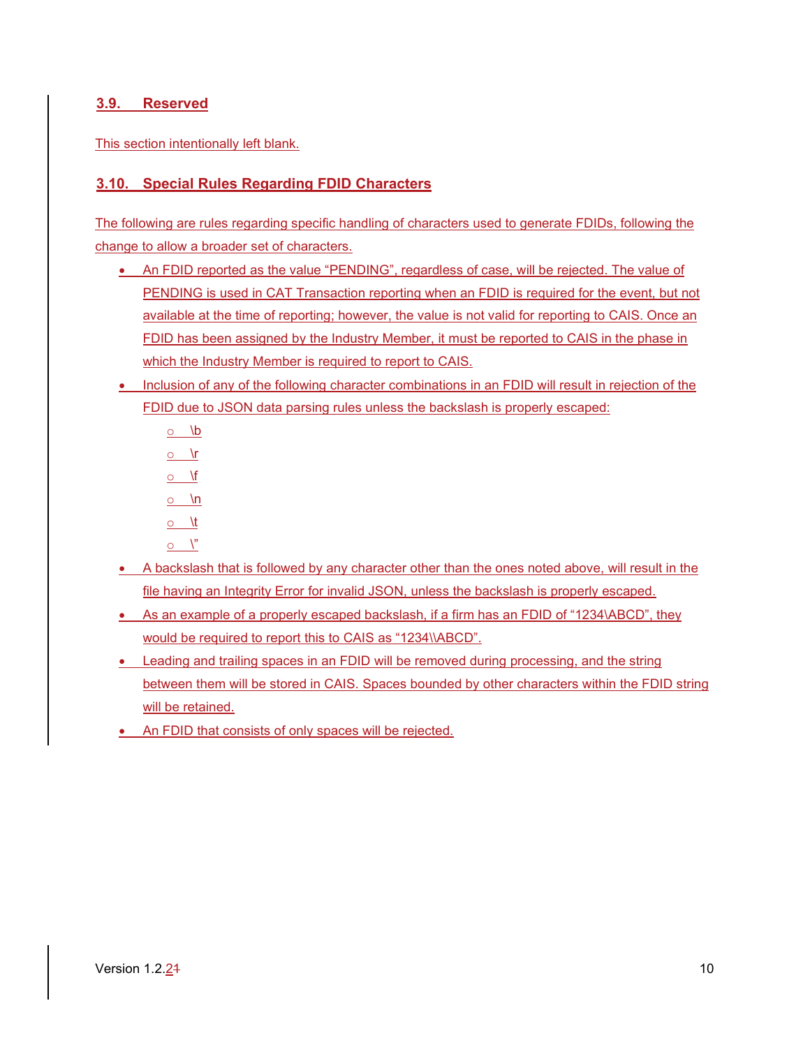### 3.9. Reserved

This section intentionally left blank.

### 3.10. Special Rules Regarding FDID Characters

The following are rules regarding specific handling of characters used to generate FDIDs, following the change to allow a broader set of characters.

- An FDID reported as the value "PENDING", regardless of case, will be rejected. The value of PENDING is used in CAT Transaction reporting when an FDID is required for the event, but not available at the time of reporting; however, the value is not valid for reporting to CAIS. Once an FDID has been assigned by the Industry Member, it must be reported to CAIS in the phase in which the Industry Member is required to report to CAIS.
- Inclusion of any of the following character combinations in an FDID will result in rejection of the FDID due to JSON data parsing rules unless the backslash is properly escaped:
  - \b
  - \r
  - \f
  - \n
  - \t
  - \"
- A backslash that is followed by any character other than the ones noted above, will result in the file having an Integrity Error for invalid JSON, unless the backslash is properly escaped.
- As an example of a properly escaped backslash, if a firm has an FDID of "1234\ABCD", they would be required to report this to CAIS as "1234\\ABCD".
- Leading and trailing spaces in an FDID will be removed during processing, and the string between them will be stored in CAIS. Spaces bounded by other characters within the FDID string will be retained.
- An FDID that consists of only spaces will be rejected.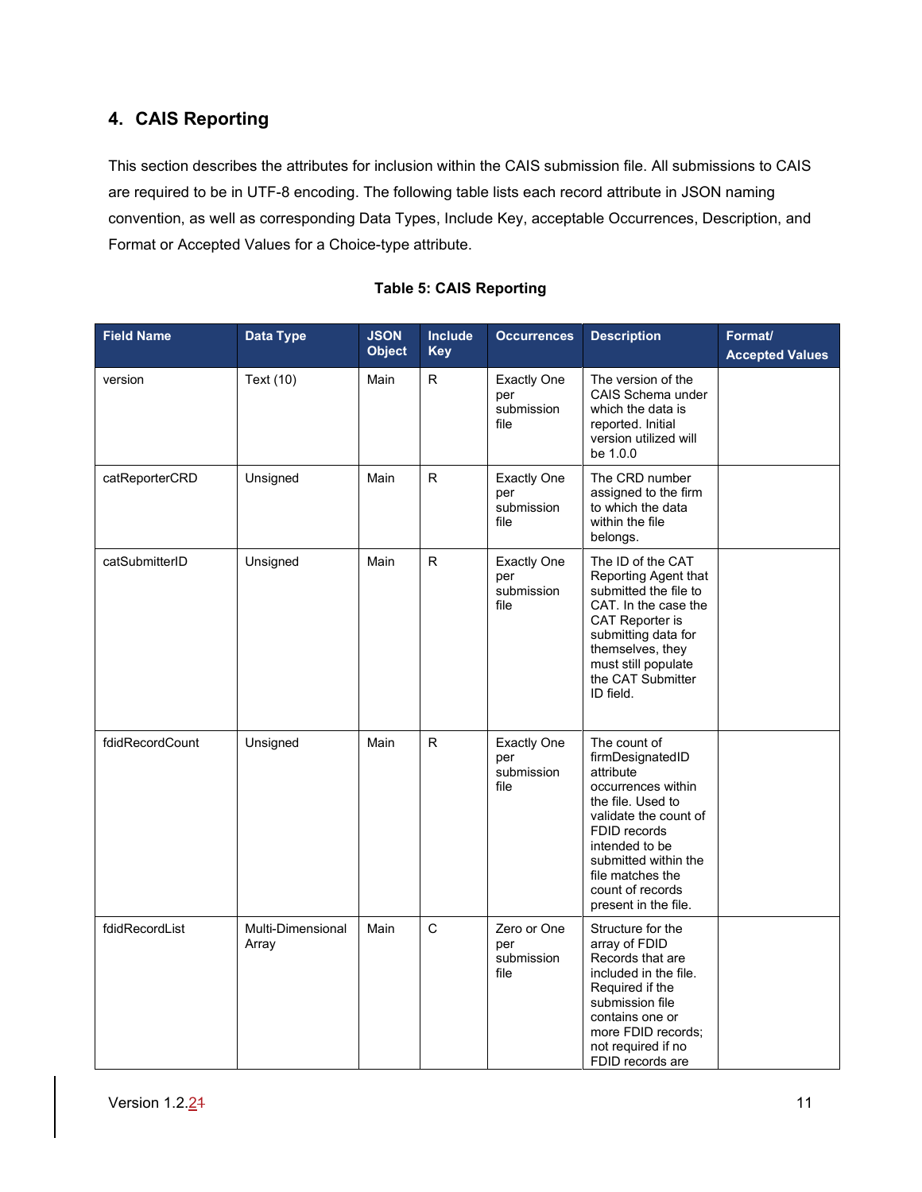## 4. CAIS Reporting

This section describes the attributes for inclusion within the CAIS submission file. All submissions to CAIS are required to be in UTF-8 encoding. The following table lists each record attribute in JSON naming convention, as well as corresponding Data Types, Include Key, acceptable Occurrences, Description, and Format or Accepted Values for a Choice-type attribute.

**Table 5: CAIS Reporting**

| Field Name | Data Type | JSON Object | Include Key | Occurrences | Description | Format/ Accepted Values |
|---|---|---|---|---|---|---|
| version | Text (10) | Main | R | Exactly One per submission file | The version of the CAIS Schema under which the data is reported. Initial version utilized will be 1.0.0 | |
| catReporterCRD | Unsigned | Main | R | Exactly One per submission file | The CRD number assigned to the firm to which the data within the file belongs. | |
| catSubmitterID | Unsigned | Main | R | Exactly One per submission file | The ID of the CAT Reporting Agent that submitted the file to CAT. In the case the CAT Reporter is submitting data for themselves, they must still populate the CAT Submitter ID field. | |
| fdidRecordCount | Unsigned | Main | R | Exactly One per submission file | The count of firmDesignatedID attribute occurrences within the file. Used to validate the count of FDID records intended to be submitted within the file matches the count of records present in the file. | |
| fdidRecordList | Multi-Dimensional Array | Main | C | Zero or One per submission file | Structure for the array of FDID Records that are included in the file. Required if the submission file contains one or more FDID records; not required if no FDID records are | |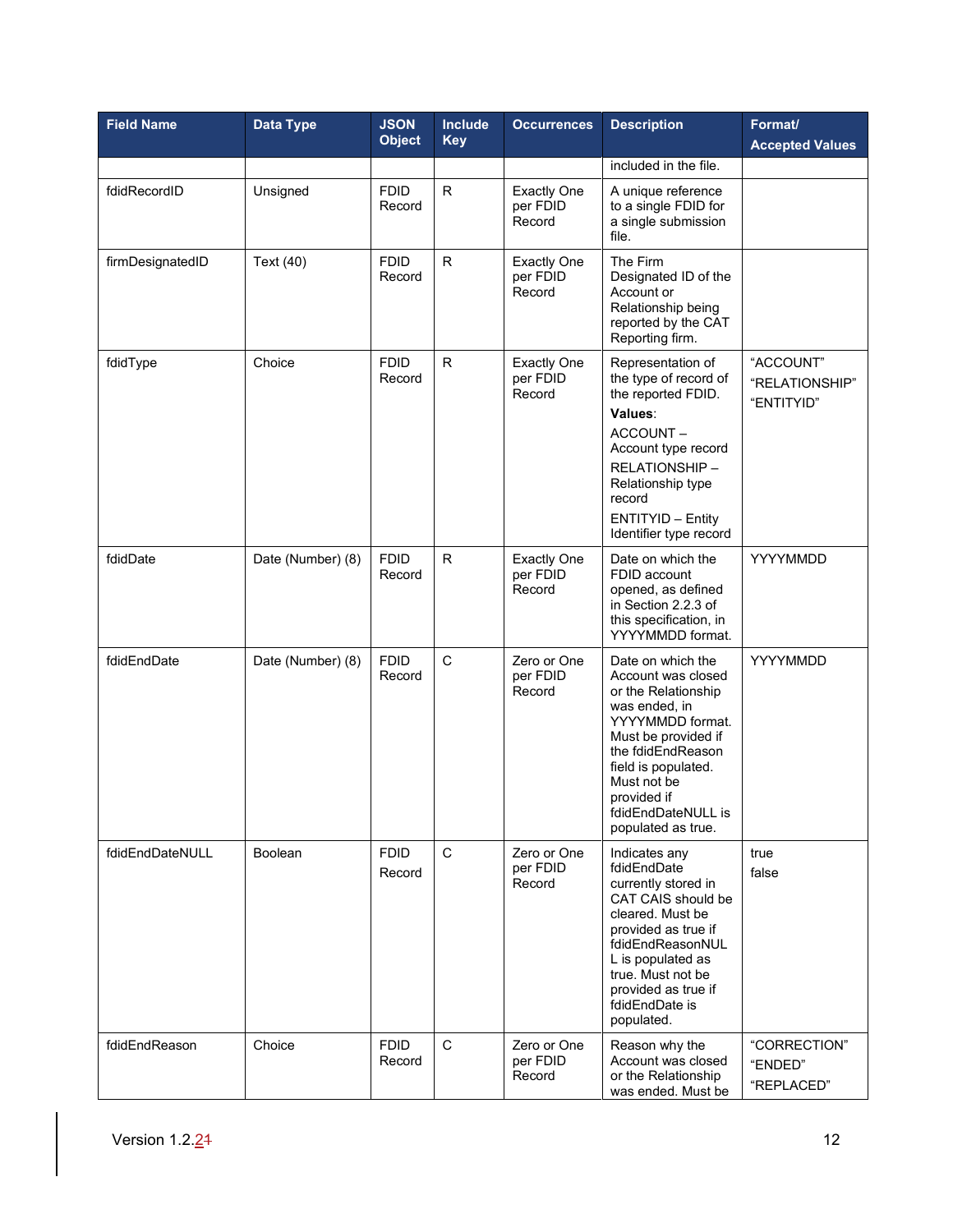| Field Name | Data Type | JSON Object | Include Key | Occurrences | Description | Format/ Accepted Values |
|---|---|---|---|---|---|---|
| | | | | | included in the file. | |
| fdidRecordID | Unsigned | FDID Record | R | Exactly One per FDID Record | A unique reference to a single FDID for a single submission file. | |
| firmDesignatedID | Text (40) | FDID Record | R | Exactly One per FDID Record | The Firm Designated ID of the Account or Relationship being reported by the CAT Reporting firm. | |
| fdidType | Choice | FDID Record | R | Exactly One per FDID Record | Representation of the type of record of the reported FDID. **Values**: ACCOUNT – Account type record RELATIONSHIP – Relationship type record ENTITYID – Entity Identifier type record | "ACCOUNT" "RELATIONSHIP" "ENTITYID" |
| fdidDate | Date (Number) (8) | FDID Record | R | Exactly One per FDID Record | Date on which the FDID account opened, as defined in Section 2.2.3 of this specification, in YYYYMMDD format. | YYYYMMDD |
| fdidEndDate | Date (Number) (8) | FDID Record | C | Zero or One per FDID Record | Date on which the Account was closed or the Relationship was ended, in YYYYMMDD format. Must be provided if the fdidEndReason field is populated. Must not be provided if fdidEndDateNULL is populated as true. | YYYYMMDD |
| fdidEndDateNULL | Boolean | FDID Record | C | Zero or One per FDID Record | Indicates any fdidEndDate currently stored in CAT CAIS should be cleared. Must be provided as true if fdidEndReasonNULL is populated as true. Must not be provided as true if fdidEndDate is populated. | true false |
| fdidEndReason | Choice | FDID Record | C | Zero or One per FDID Record | Reason why the Account was closed or the Relationship was ended. Must be | "CORRECTION" "ENDED" "REPLACED" |

Version 1.2.21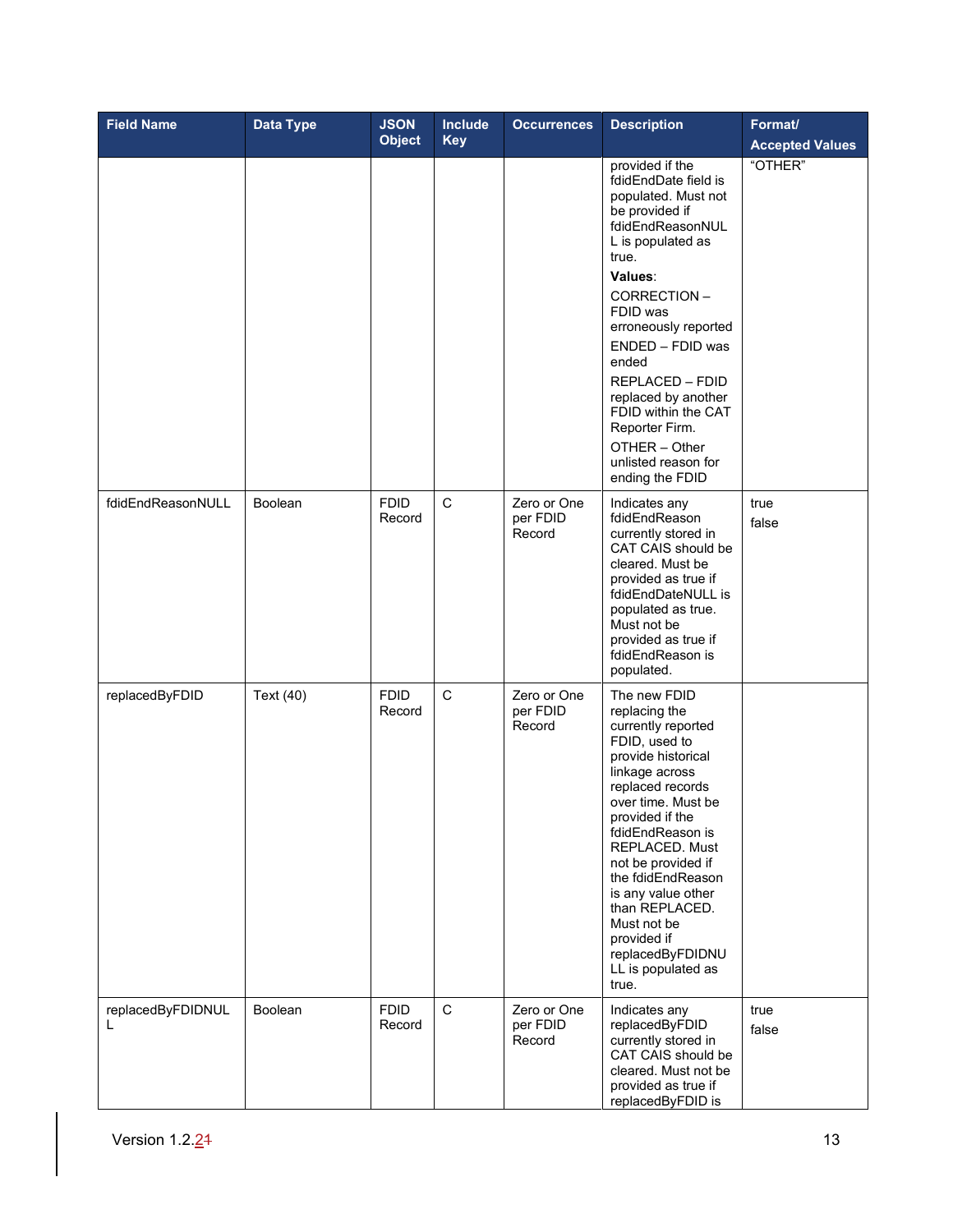| Field Name | Data Type | JSON Object | Include Key | Occurrences | Description | Format/ Accepted Values |
|---|---|---|---|---|---|---|
| | | | | | provided if the fdidEndDate field is populated. Must not be provided if fdidEndReasonNULL is populated as true.<br>**Values**:<br>CORRECTION – FDID was erroneously reported<br>ENDED – FDID was ended<br>REPLACED – FDID replaced by another FDID within the CAT Reporter Firm.<br>OTHER – Other unlisted reason for ending the FDID | "OTHER" |
| fdidEndReasonNULL | Boolean | FDID Record | C | Zero or One per FDID Record | Indicates any fdidEndReason currently stored in CAT CAIS should be cleared. Must be provided as true if fdidEndDateNULL is populated as true. Must not be provided as true if fdidEndReason is populated. | true<br>false |
| replacedByFDID | Text (40) | FDID Record | C | Zero or One per FDID Record | The new FDID replacing the currently reported FDID, used to provide historical linkage across replaced records over time. Must be provided if the fdidEndReason is REPLACED. Must not be provided if the fdidEndReason is any value other than REPLACED. Must not be provided if replacedByFDIDNULL is populated as true. | |
| replacedByFDIDNULL | Boolean | FDID Record | C | Zero or One per FDID Record | Indicates any replacedByFDID currently stored in CAT CAIS should be cleared. Must not be provided as true if replacedByFDID is | true<br>false |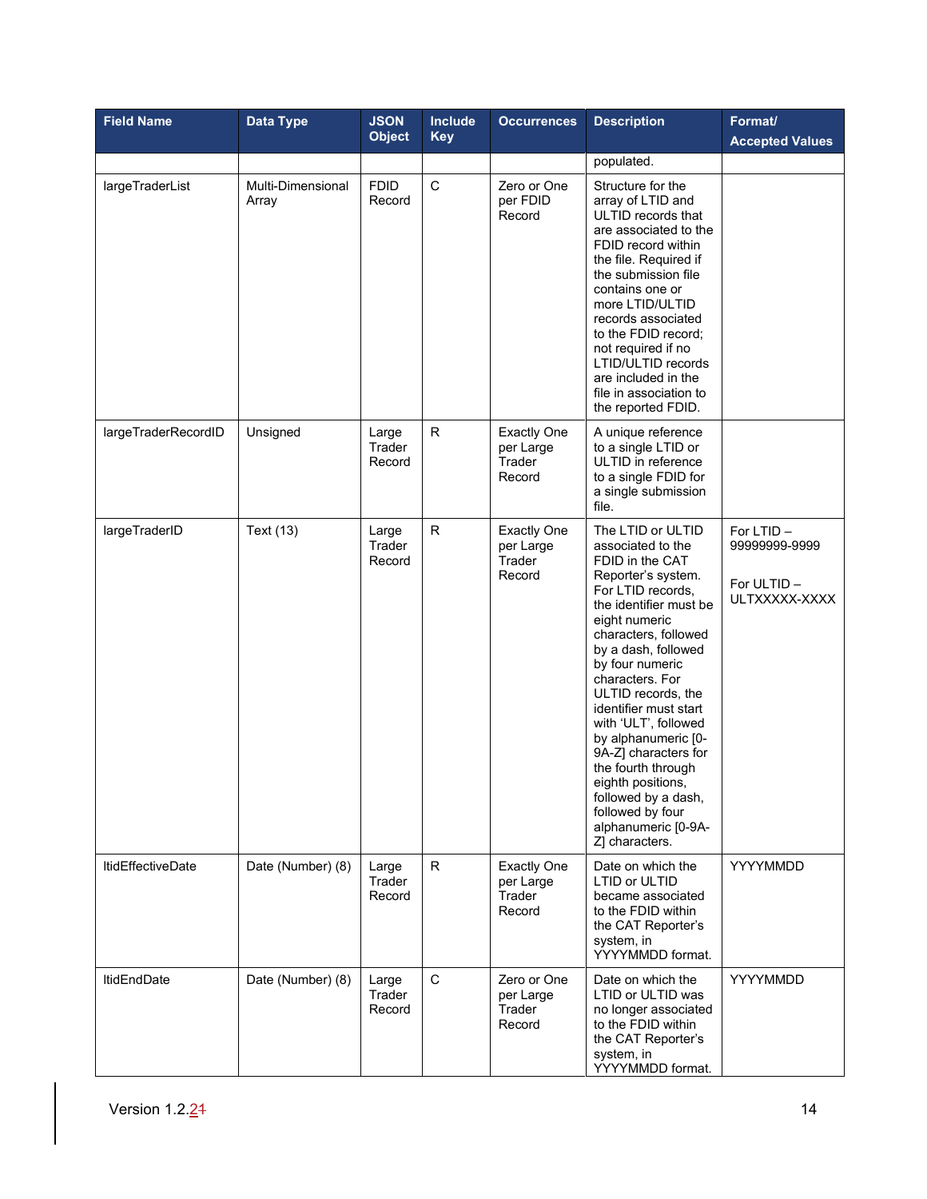| Field Name | Data Type | JSON Object | Include Key | Occurrences | Description | Format/ Accepted Values |
|---|---|---|---|---|---|---|
| | | | | | populated. | |
| largeTraderList | Multi-Dimensional Array | FDID Record | C | Zero or One per FDID Record | Structure for the array of LTID and ULTID records that are associated to the FDID record within the file. Required if the submission file contains one or more LTID/ULTID records associated to the FDID record; not required if no LTID/ULTID records are included in the file in association to the reported FDID. | |
| largeTraderRecordID | Unsigned | Large Trader Record | R | Exactly One per Large Trader Record | A unique reference to a single LTID or ULTID in reference to a single FDID for a single submission file. | |
| largeTraderID | Text (13) | Large Trader Record | R | Exactly One per Large Trader Record | The LTID or ULTID associated to the FDID in the CAT Reporter's system. For LTID records, the identifier must be eight numeric characters, followed by a dash, followed by four numeric characters. For ULTID records, the identifier must start with 'ULT', followed by alphanumeric [0-9A-Z] characters for the fourth through eighth positions, followed by a dash, followed by four alphanumeric [0-9A-Z] characters. | For LTID – 99999999-9999<br><br>For ULTID – ULTXXXXX-XXXX |
| ltidEffectiveDate | Date (Number) (8) | Large Trader Record | R | Exactly One per Large Trader Record | Date on which the LTID or ULTID became associated to the FDID within the CAT Reporter's system, in YYYYMMDD format. | YYYYMMDD |
| ltidEndDate | Date (Number) (8) | Large Trader Record | C | Zero or One per Large Trader Record | Date on which the LTID or ULTID was no longer associated to the FDID within the CAT Reporter's system, in YYYYMMDD format. | YYYYMMDD |

Version 1.2.21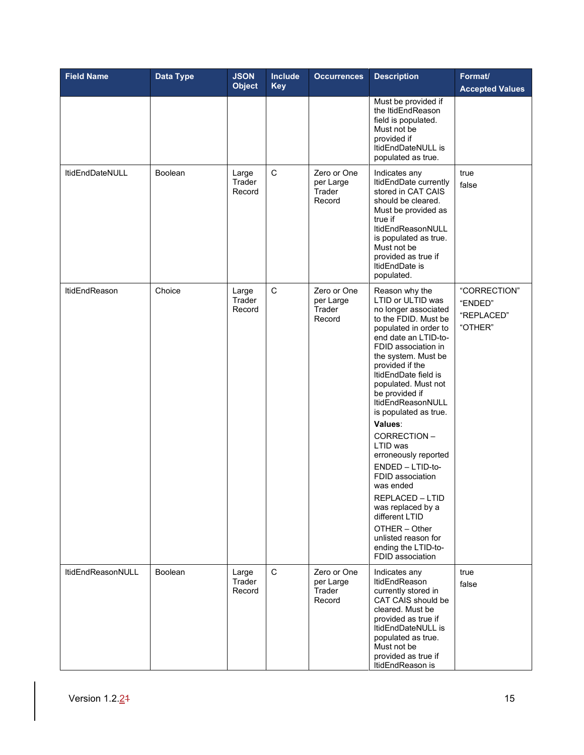| Field Name | Data Type | JSON Object | Include Key | Occurrences | Description | Format/ Accepted Values |
|---|---|---|---|---|---|---|
| | | | | | Must be provided if the ltidEndReason field is populated. Must not be provided if ltidEndDateNULL is populated as true. | |
| ltidEndDateNULL | Boolean | Large Trader Record | C | Zero or One per Large Trader Record | Indicates any ltidEndDate currently stored in CAT CAIS should be cleared. Must be provided as true if ltidEndReasonNULL is populated as true. Must not be provided as true if ltidEndDate is populated. | true<br>false |
| ltidEndReason | Choice | Large Trader Record | C | Zero or One per Large Trader Record | Reason why the LTID or ULTID was no longer associated to the FDID. Must be populated in order to end date an LTID-to-FDID association in the system. Must be provided if the ltidEndDate field is populated. Must not be provided if ltidEndReasonNULL is populated as true.<br>**Values**:<br>CORRECTION – LTID was erroneously reported<br>ENDED – LTID-to-FDID association was ended<br>REPLACED – LTID was replaced by a different LTID<br>OTHER – Other unlisted reason for ending the LTID-to-FDID association | "CORRECTION"<br>"ENDED"<br>"REPLACED"<br>"OTHER" |
| ltidEndReasonNULL | Boolean | Large Trader Record | C | Zero or One per Large Trader Record | Indicates any ltidEndReason currently stored in CAT CAIS should be cleared. Must be provided as true if ltidEndDateNULL is populated as true. Must not be provided as true if ltidEndReason is | true<br>false |

Version 1.2.21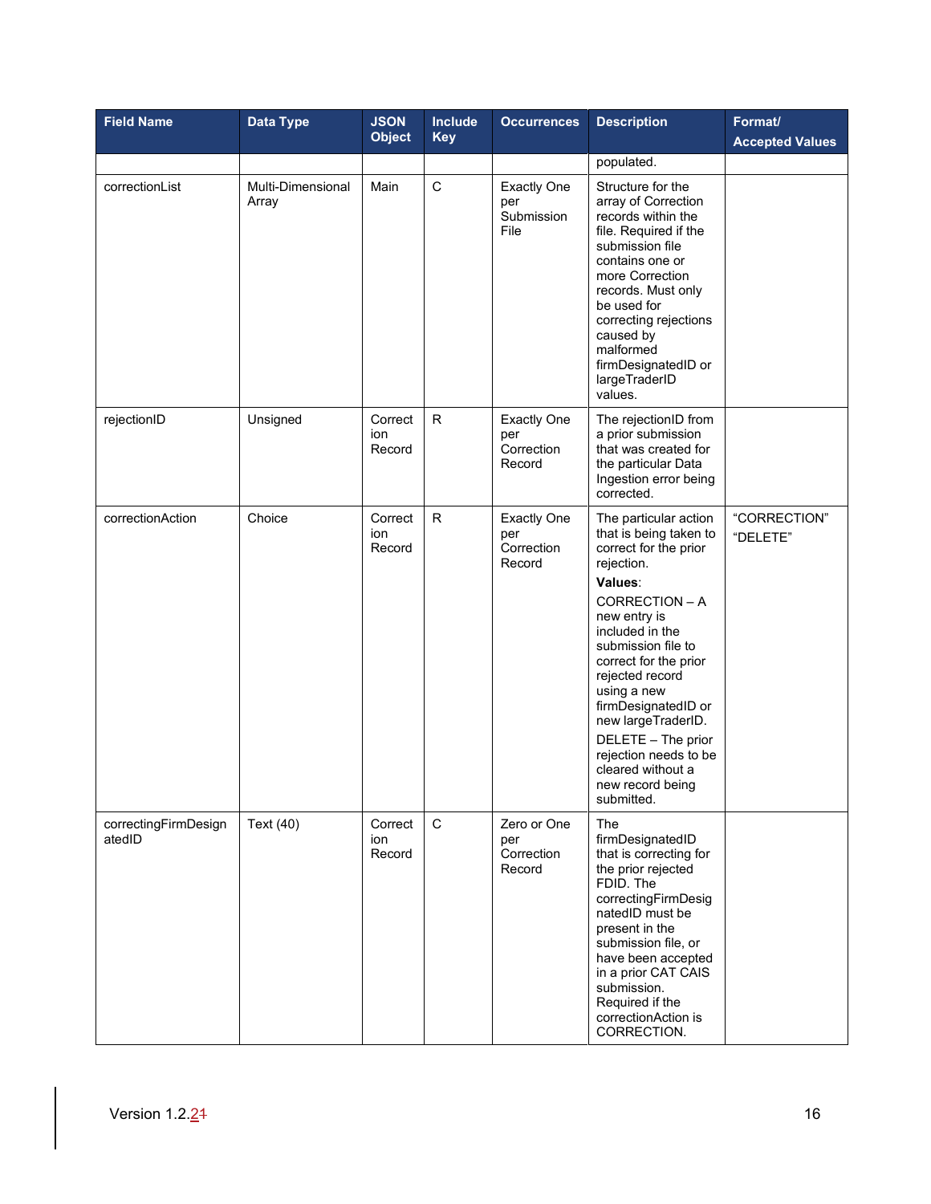| Field Name | Data Type | JSON Object | Include Key | Occurrences | Description | Format/ Accepted Values |
|---|---|---|---|---|---|---|
| | | | | | populated. | |
| correctionList | Multi-Dimensional Array | Main | C | Exactly One per Submission File | Structure for the array of Correction records within the file. Required if the submission file contains one or more Correction records. Must only be used for correcting rejections caused by malformed firmDesignatedID or largeTraderID values. | |
| rejectionID | Unsigned | Correction Record | R | Exactly One per Correction Record | The rejectionID from a prior submission that was created for the particular Data Ingestion error being corrected. | |
| correctionAction | Choice | Correction Record | R | Exactly One per Correction Record | The particular action that is being taken to correct for the prior rejection. **Values**: CORRECTION – A new entry is included in the submission file to correct for the prior rejected record using a new firmDesignatedID or new largeTraderID. DELETE – The prior rejection needs to be cleared without a new record being submitted. | "CORRECTION" "DELETE" |
| correctingFirmDesignatedID | Text (40) | Correction Record | C | Zero or One per Correction Record | The firmDesignatedID that is correcting for the prior rejected FDID. The correctingFirmDesignatedID must be present in the submission file, or have been accepted in a prior CAT CAIS submission. Required if the correctionAction is CORRECTION. | |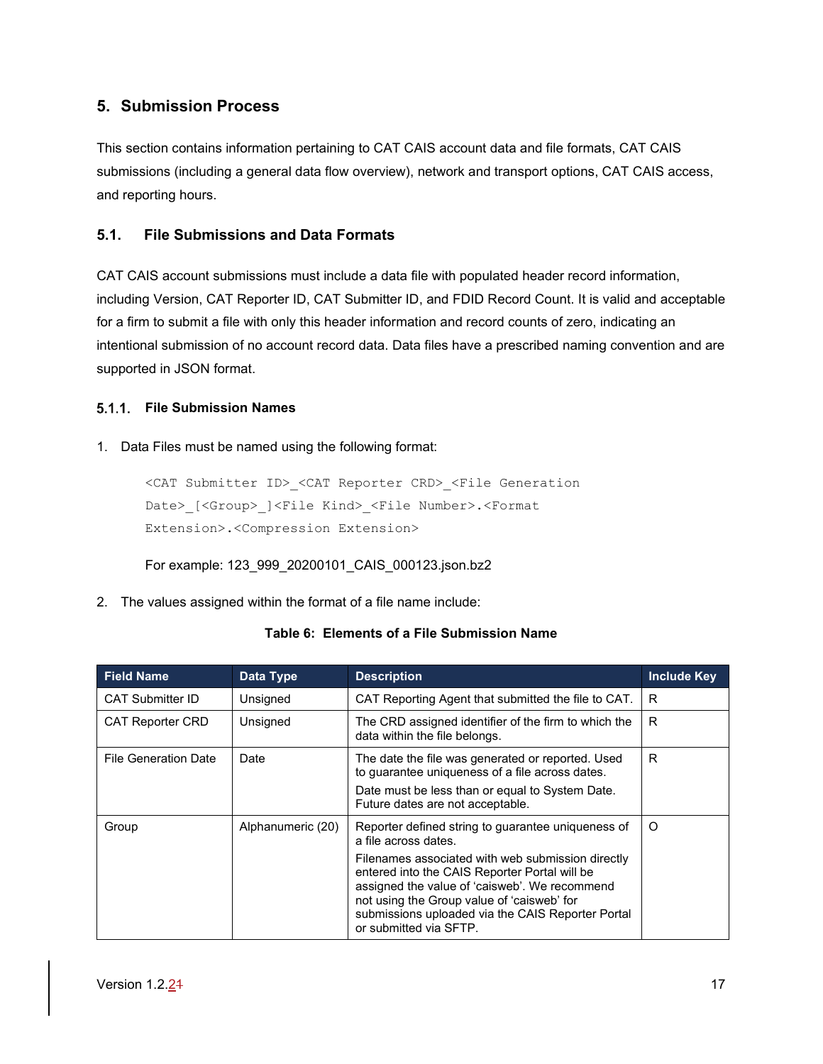## 5. Submission Process

This section contains information pertaining to CAT CAIS account data and file formats, CAT CAIS submissions (including a general data flow overview), network and transport options, CAT CAIS access, and reporting hours.

### 5.1. File Submissions and Data Formats

CAT CAIS account submissions must include a data file with populated header record information, including Version, CAT Reporter ID, CAT Submitter ID, and FDID Record Count. It is valid and acceptable for a firm to submit a file with only this header information and record counts of zero, indicating an intentional submission of no account record data. Data files have a prescribed naming convention and are supported in JSON format.

#### 5.1.1. File Submission Names

1. Data Files must be named using the following format:

```
<CAT Submitter ID>_<CAT Reporter CRD>_<File Generation Date>_[<Group>_]<File Kind>_<File Number>.<Format Extension>.<Compression Extension>
```

   For example: 123_999_20200101_CAIS_000123.json.bz2

2. The values assigned within the format of a file name include:

**Table 6: Elements of a File Submission Name**

| Field Name | Data Type | Description | Include Key |
|---|---|---|---|
| CAT Submitter ID | Unsigned | CAT Reporting Agent that submitted the file to CAT. | R |
| CAT Reporter CRD | Unsigned | The CRD assigned identifier of the firm to which the data within the file belongs. | R |
| File Generation Date | Date | The date the file was generated or reported. Used to guarantee uniqueness of a file across dates.<br>Date must be less than or equal to System Date. Future dates are not acceptable. | R |
| Group | Alphanumeric (20) | Reporter defined string to guarantee uniqueness of a file across dates.<br>Filenames associated with web submission directly entered into the CAIS Reporter Portal will be assigned the value of 'caisweb'. We recommend not using the Group value of 'caisweb' for submissions uploaded via the CAIS Reporter Portal or submitted via SFTP. | O |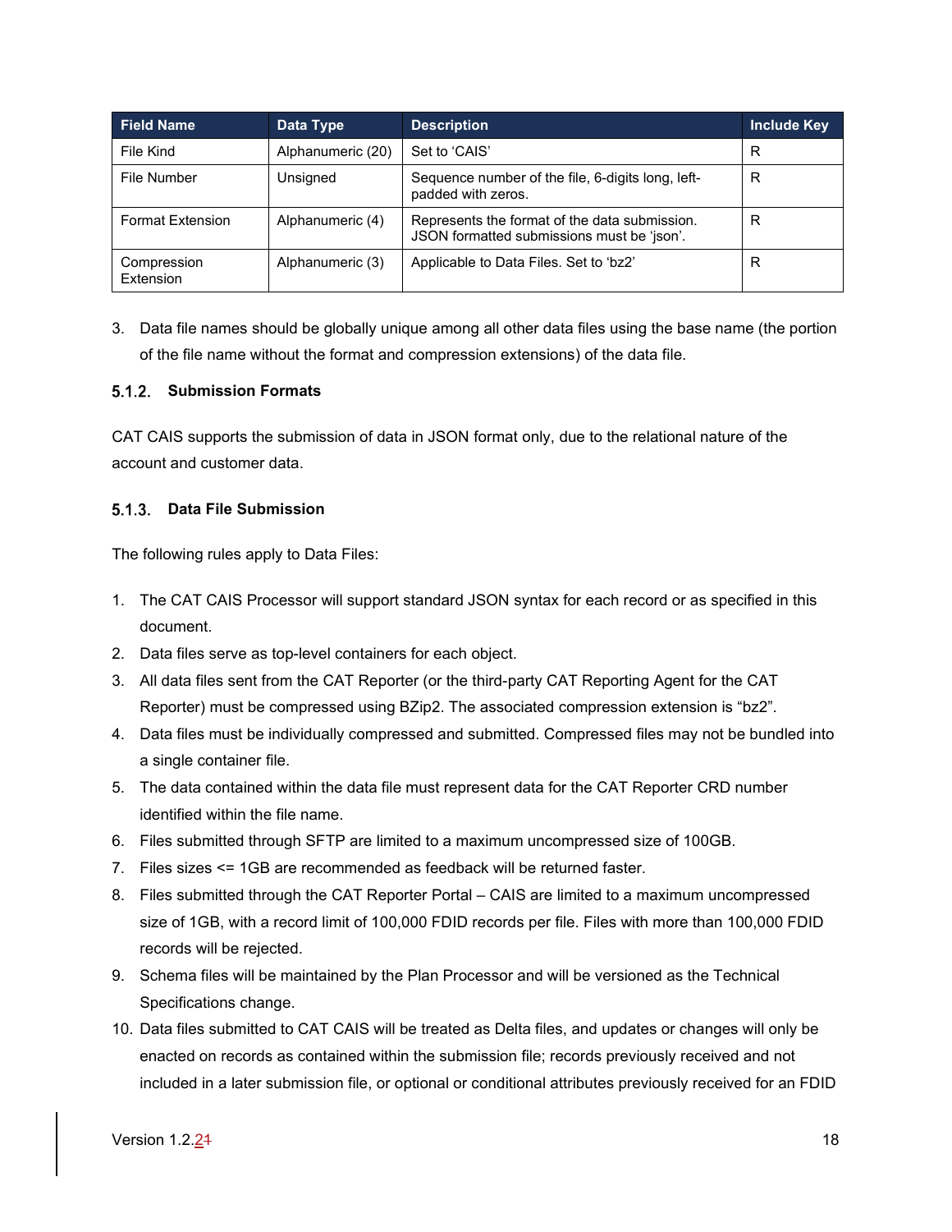| Field Name | Data Type | Description | Include Key |
|---|---|---|---|
| File Kind | Alphanumeric (20) | Set to 'CAIS' | R |
| File Number | Unsigned | Sequence number of the file, 6-digits long, left-padded with zeros. | R |
| Format Extension | Alphanumeric (4) | Represents the format of the data submission. JSON formatted submissions must be 'json'. | R |
| Compression Extension | Alphanumeric (3) | Applicable to Data Files. Set to 'bz2' | R |

3. Data file names should be globally unique among all other data files using the base name (the portion of the file name without the format and compression extensions) of the data file.

### 5.1.2. Submission Formats

CAT CAIS supports the submission of data in JSON format only, due to the relational nature of the account and customer data.

### 5.1.3. Data File Submission

The following rules apply to Data Files:

1. The CAT CAIS Processor will support standard JSON syntax for each record or as specified in this document.
2. Data files serve as top-level containers for each object.
3. All data files sent from the CAT Reporter (or the third-party CAT Reporting Agent for the CAT Reporter) must be compressed using BZip2. The associated compression extension is "bz2".
4. Data files must be individually compressed and submitted. Compressed files may not be bundled into a single container file.
5. The data contained within the data file must represent data for the CAT Reporter CRD number identified within the file name.
6. Files submitted through SFTP are limited to a maximum uncompressed size of 100GB.
7. Files sizes <= 1GB are recommended as feedback will be returned faster.
8. Files submitted through the CAT Reporter Portal – CAIS are limited to a maximum uncompressed size of 1GB, with a record limit of 100,000 FDID records per file. Files with more than 100,000 FDID records will be rejected.
9. Schema files will be maintained by the Plan Processor and will be versioned as the Technical Specifications change.
10. Data files submitted to CAT CAIS will be treated as Delta files, and updates or changes will only be enacted on records as contained within the submission file; records previously received and not included in a later submission file, or optional or conditional attributes previously received for an FDID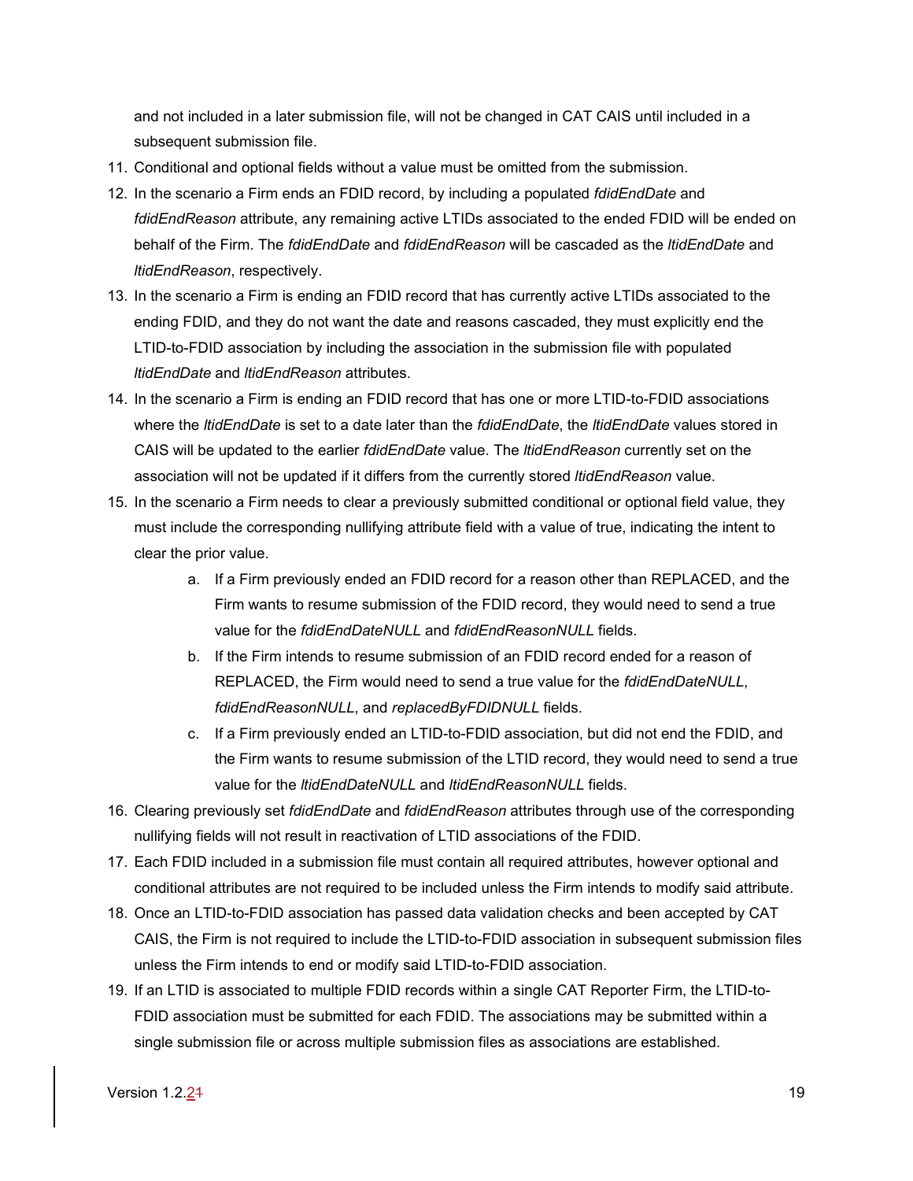and not included in a later submission file, will not be changed in CAT CAIS until included in a subsequent submission file.

11. Conditional and optional fields without a value must be omitted from the submission.
12. In the scenario a Firm ends an FDID record, by including a populated *fdidEndDate* and *fdidEndReason* attribute, any remaining active LTIDs associated to the ended FDID will be ended on behalf of the Firm. The *fdidEndDate* and *fdidEndReason* will be cascaded as the *ltidEndDate* and *ltidEndReason*, respectively.
13. In the scenario a Firm is ending an FDID record that has currently active LTIDs associated to the ending FDID, and they do not want the date and reasons cascaded, they must explicitly end the LTID-to-FDID association by including the association in the submission file with populated *ltidEndDate* and *ltidEndReason* attributes.
14. In the scenario a Firm is ending an FDID record that has one or more LTID-to-FDID associations where the *ltidEndDate* is set to a date later than the *fdidEndDate*, the *ltidEndDate* values stored in CAIS will be updated to the earlier *fdidEndDate* value. The *ltidEndReason* currently set on the association will not be updated if it differs from the currently stored *ltidEndReason* value.
15. In the scenario a Firm needs to clear a previously submitted conditional or optional field value, they must include the corresponding nullifying attribute field with a value of true, indicating the intent to clear the prior value.
    a. If a Firm previously ended an FDID record for a reason other than REPLACED, and the Firm wants to resume submission of the FDID record, they would need to send a true value for the *fdidEndDateNULL* and *fdidEndReasonNULL* fields.
    b. If the Firm intends to resume submission of an FDID record ended for a reason of REPLACED, the Firm would need to send a true value for the *fdidEndDateNULL*, *fdidEndReasonNULL*, and *replacedByFDIDNULL* fields.
    c. If a Firm previously ended an LTID-to-FDID association, but did not end the FDID, and the Firm wants to resume submission of the LTID record, they would need to send a true value for the *ltidEndDateNULL* and *ltidEndReasonNULL* fields.
16. Clearing previously set *fdidEndDate* and *fdidEndReason* attributes through use of the corresponding nullifying fields will not result in reactivation of LTID associations of the FDID.
17. Each FDID included in a submission file must contain all required attributes, however optional and conditional attributes are not required to be included unless the Firm intends to modify said attribute.
18. Once an LTID-to-FDID association has passed data validation checks and been accepted by CAT CAIS, the Firm is not required to include the LTID-to-FDID association in subsequent submission files unless the Firm intends to end or modify said LTID-to-FDID association.
19. If an LTID is associated to multiple FDID records within a single CAT Reporter Firm, the LTID-to-FDID association must be submitted for each FDID. The associations may be submitted within a single submission file or across multiple submission files as associations are established.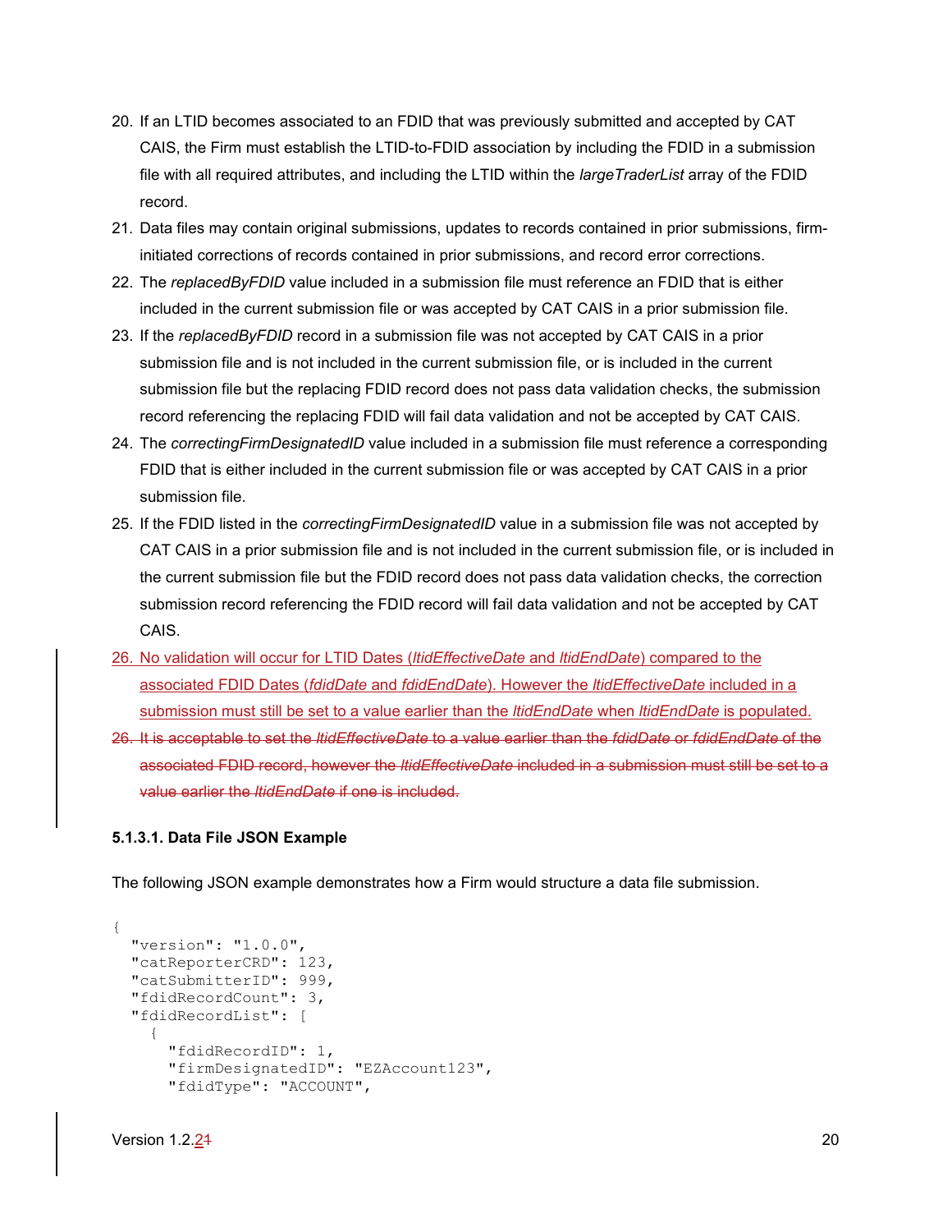20. If an LTID becomes associated to an FDID that was previously submitted and accepted by CAT CAIS, the Firm must establish the LTID-to-FDID association by including the FDID in a submission file with all required attributes, and including the LTID within the *largeTraderList* array of the FDID record.
21. Data files may contain original submissions, updates to records contained in prior submissions, firm-initiated corrections of records contained in prior submissions, and record error corrections.
22. The *replacedByFDID* value included in a submission file must reference an FDID that is either included in the current submission file or was accepted by CAT CAIS in a prior submission file.
23. If the *replacedByFDID* record in a submission file was not accepted by CAT CAIS in a prior submission file and is not included in the current submission file, or is included in the current submission file but the replacing FDID record does not pass data validation checks, the submission record referencing the replacing FDID will fail data validation and not be accepted by CAT CAIS.
24. The *correctingFirmDesignatedID* value included in a submission file must reference a corresponding FDID that is either included in the current submission file or was accepted by CAT CAIS in a prior submission file.
25. If the FDID listed in the *correctingFirmDesignatedID* value in a submission file was not accepted by CAT CAIS in a prior submission file and is not included in the current submission file, or is included in the current submission file but the FDID record does not pass data validation checks, the correction submission record referencing the FDID record will fail data validation and not be accepted by CAT CAIS.
26. No validation will occur for LTID Dates (*ltidEffectiveDate* and *ltidEndDate*) compared to the associated FDID Dates (*fdidDate* and *fdidEndDate*). However the *ltidEffectiveDate* included in a submission must still be set to a value earlier than the *ltidEndDate* when *ltidEndDate* is populated.
27. ~~It is acceptable to set the *ltidEffectiveDate* to a value earlier than the *fdidDate* or *fdidEndDate* of the associated FDID record, however the *ltidEffectiveDate* included in a submission must still be set to a value earlier the *ltidEndDate* if one is included.~~

#### 5.1.3.1. Data File JSON Example

The following JSON example demonstrates how a Firm would structure a data file submission.

```
{
  "version": "1.0.0",
  "catReporterCRD": 123,
  "catSubmitterID": 999,
  "fdidRecordCount": 3,
  "fdidRecordList": [
    {
      "fdidRecordID": 1,
      "firmDesignatedID": "EZAccount123",
      "fdidType": "ACCOUNT",
```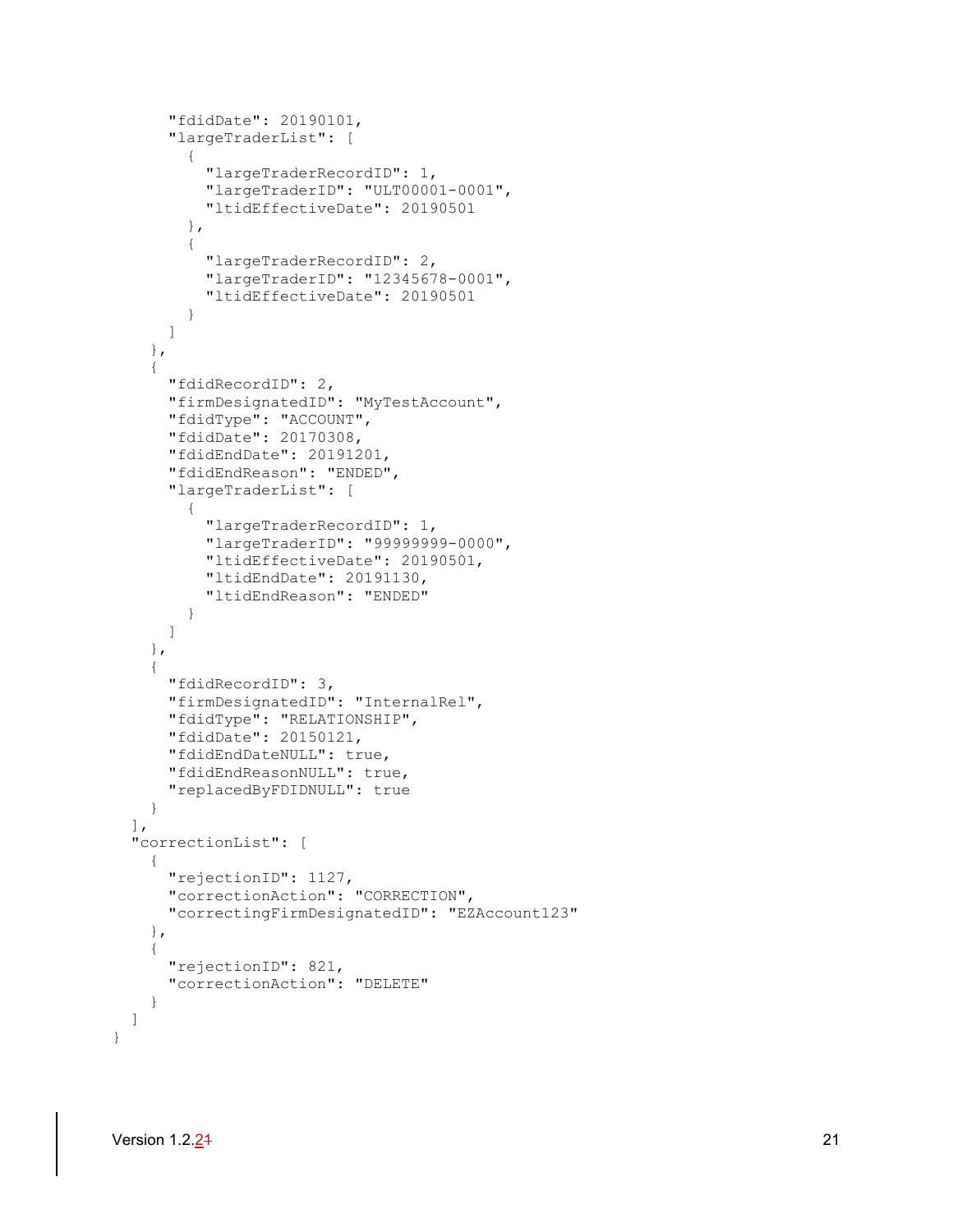```
      "fdidDate": 20190101,
      "largeTraderList": [
        {
          "largeTraderRecordID": 1,
          "largeTraderID": "ULT00001-0001",
          "ltidEffectiveDate": 20190501
        },
        {
          "largeTraderRecordID": 2,
          "largeTraderID": "12345678-0001",
          "ltidEffectiveDate": 20190501
        }
      ]
    },
    {
      "fdidRecordID": 2,
      "firmDesignatedID": "MyTestAccount",
      "fdidType": "ACCOUNT",
      "fdidDate": 20170308,
      "fdidEndDate": 20191201,
      "fdidEndReason": "ENDED",
      "largeTraderList": [
        {
          "largeTraderRecordID": 1,
          "largeTraderID": "99999999-0000",
          "ltidEffectiveDate": 20190501,
          "ltidEndDate": 20191130,
          "ltidEndReason": "ENDED"
        }
      ]
    },
    {
      "fdidRecordID": 3,
      "firmDesignatedID": "InternalRel",
      "fdidType": "RELATIONSHIP",
      "fdidDate": 20150121,
      "fdidEndDateNULL": true,
      "fdidEndReasonNULL": true,
      "replacedByFDIDNULL": true
    }
  ],
  "correctionList": [
    {
      "rejectionID": 1127,
      "correctionAction": "CORRECTION",
      "correctingFirmDesignatedID": "EZAccount123"
    },
    {
      "rejectionID": 821,
      "correctionAction": "DELETE"
    }
  ]
}
```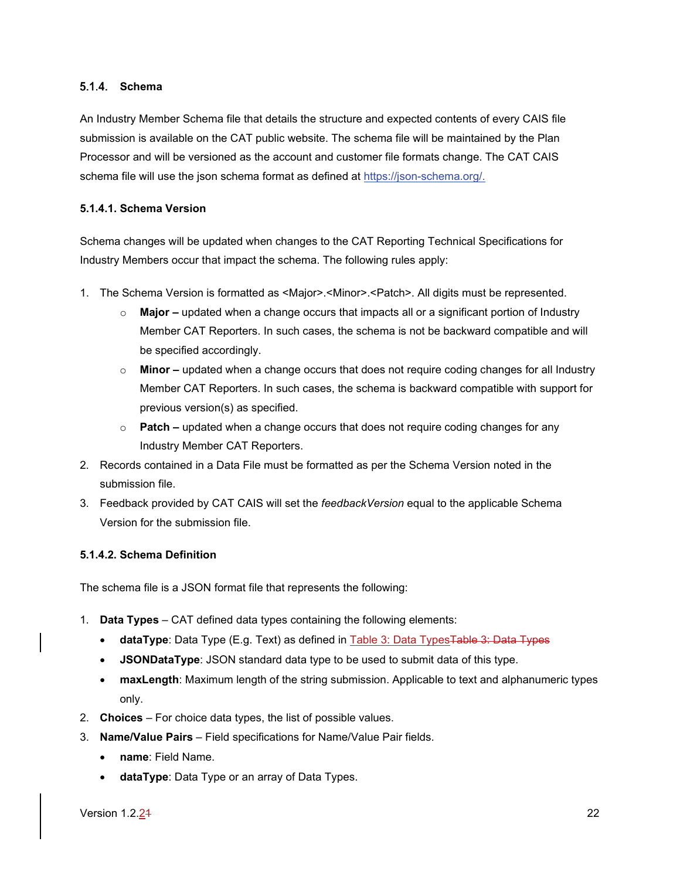### 5.1.4. Schema

An Industry Member Schema file that details the structure and expected contents of every CAIS file submission is available on the CAT public website. The schema file will be maintained by the Plan Processor and will be versioned as the account and customer file formats change. The CAT CAIS schema file will use the json schema format as defined at https://json-schema.org/.

#### 5.1.4.1. Schema Version

Schema changes will be updated when changes to the CAT Reporting Technical Specifications for Industry Members occur that impact the schema. The following rules apply:

1. The Schema Version is formatted as <Major>.<Minor>.<Patch>. All digits must be represented.
   - **Major –** updated when a change occurs that impacts all or a significant portion of Industry Member CAT Reporters. In such cases, the schema is not be backward compatible and will be specified accordingly.
   - **Minor –** updated when a change occurs that does not require coding changes for all Industry Member CAT Reporters. In such cases, the schema is backward compatible with support for previous version(s) as specified.
   - **Patch –** updated when a change occurs that does not require coding changes for any Industry Member CAT Reporters.
2. Records contained in a Data File must be formatted as per the Schema Version noted in the submission file.
3. Feedback provided by CAT CAIS will set the *feedbackVersion* equal to the applicable Schema Version for the submission file.

#### 5.1.4.2. Schema Definition

The schema file is a JSON format file that represents the following:

1. **Data Types** – CAT defined data types containing the following elements:
   - **dataType**: Data Type (E.g. Text) as defined in Table 3: Data Types~~Table 3: Data Types~~
   - **JSONDataType**: JSON standard data type to be used to submit data of this type.
   - **maxLength**: Maximum length of the string submission. Applicable to text and alphanumeric types only.
2. **Choices** – For choice data types, the list of possible values.
3. **Name/Value Pairs** – Field specifications for Name/Value Pair fields.
   - **name**: Field Name.
   - **dataType**: Data Type or an array of Data Types.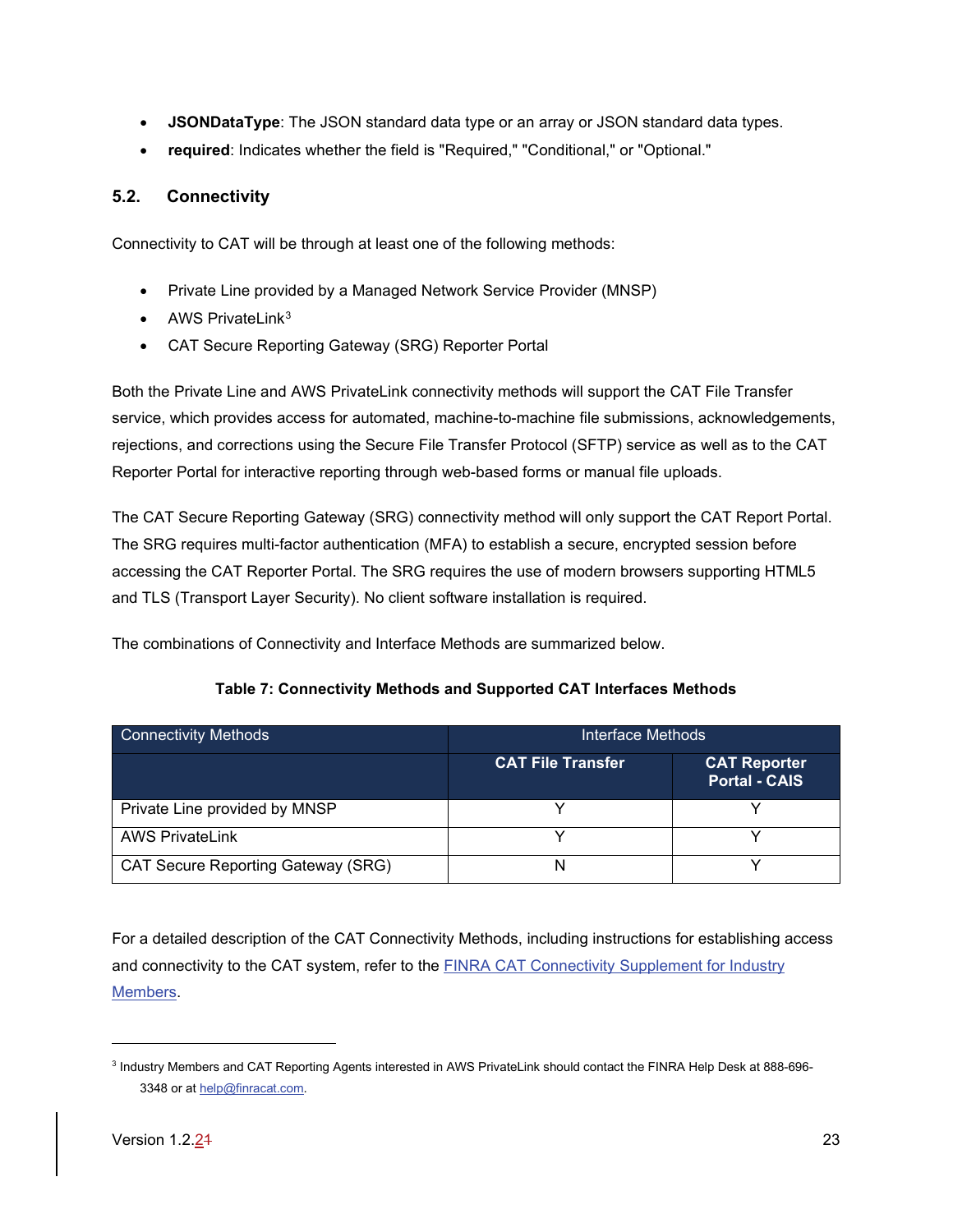- **JSONDataType**: The JSON standard data type or an array or JSON standard data types.
- **required**: Indicates whether the field is "Required," "Conditional," or "Optional."

## 5.2. Connectivity

Connectivity to CAT will be through at least one of the following methods:

- Private Line provided by a Managed Network Service Provider (MNSP)
- AWS PrivateLink[3]
- CAT Secure Reporting Gateway (SRG) Reporter Portal

Both the Private Line and AWS PrivateLink connectivity methods will support the CAT File Transfer service, which provides access for automated, machine-to-machine file submissions, acknowledgements, rejections, and corrections using the Secure File Transfer Protocol (SFTP) service as well as to the CAT Reporter Portal for interactive reporting through web-based forms or manual file uploads.

The CAT Secure Reporting Gateway (SRG) connectivity method will only support the CAT Report Portal. The SRG requires multi-factor authentication (MFA) to establish a secure, encrypted session before accessing the CAT Reporter Portal. The SRG requires the use of modern browsers supporting HTML5 and TLS (Transport Layer Security). No client software installation is required.

The combinations of Connectivity and Interface Methods are summarized below.

**Table 7: Connectivity Methods and Supported CAT Interfaces Methods**

| Connectivity Methods | Interface Methods | |
|---|---|---|
| | **CAT File Transfer** | **CAT Reporter Portal - CAIS** |
| Private Line provided by MNSP | Y | Y |
| AWS PrivateLink | Y | Y |
| CAT Secure Reporting Gateway (SRG) | N | Y |

For a detailed description of the CAT Connectivity Methods, including instructions for establishing access and connectivity to the CAT system, refer to the [FINRA CAT Connectivity Supplement for Industry Members](FINRA CAT Connectivity Supplement for Industry Members).

[3] Industry Members and CAT Reporting Agents interested in AWS PrivateLink should contact the FINRA Help Desk at 888-696-3348 or at help@finracat.com.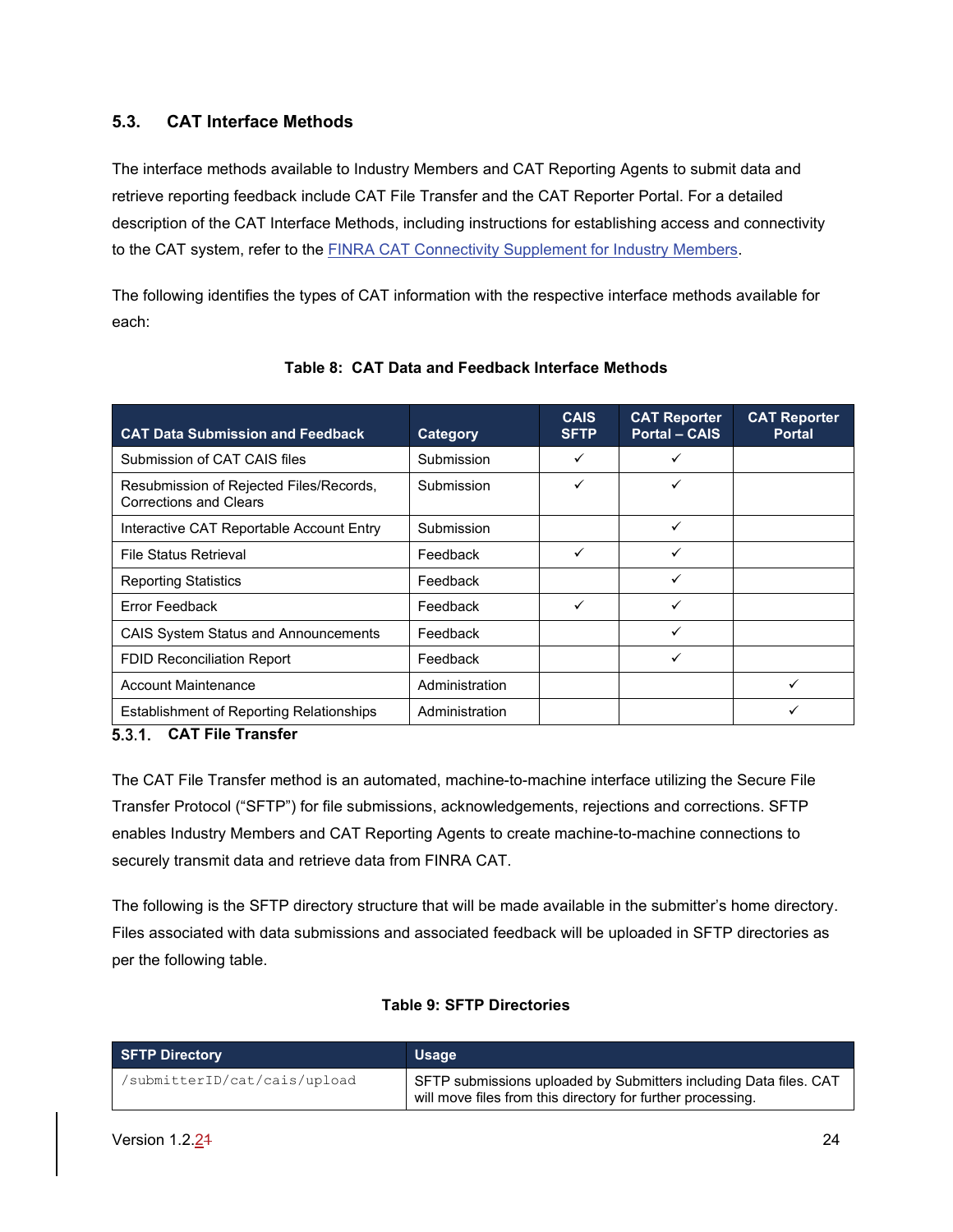## 5.3. CAT Interface Methods

The interface methods available to Industry Members and CAT Reporting Agents to submit data and retrieve reporting feedback include CAT File Transfer and the CAT Reporter Portal. For a detailed description of the CAT Interface Methods, including instructions for establishing access and connectivity to the CAT system, refer to the FINRA CAT Connectivity Supplement for Industry Members.

The following identifies the types of CAT information with the respective interface methods available for each:

**Table 8: CAT Data and Feedback Interface Methods**

| CAT Data Submission and Feedback | Category | CAIS SFTP | CAT Reporter Portal – CAIS | CAT Reporter Portal |
|---|---|---|---|---|
| Submission of CAT CAIS files | Submission | ✓ | ✓ | |
| Resubmission of Rejected Files/Records, Corrections and Clears | Submission | ✓ | ✓ | |
| Interactive CAT Reportable Account Entry | Submission | | ✓ | |
| File Status Retrieval | Feedback | ✓ | ✓ | |
| Reporting Statistics | Feedback | | ✓ | |
| Error Feedback | Feedback | ✓ | ✓ | |
| CAIS System Status and Announcements | Feedback | | ✓ | |
| FDID Reconciliation Report | Feedback | | ✓ | |
| Account Maintenance | Administration | | | ✓ |
| Establishment of Reporting Relationships | Administration | | | ✓ |

### 5.3.1. CAT File Transfer

The CAT File Transfer method is an automated, machine-to-machine interface utilizing the Secure File Transfer Protocol ("SFTP") for file submissions, acknowledgements, rejections and corrections. SFTP enables Industry Members and CAT Reporting Agents to create machine-to-machine connections to securely transmit data and retrieve data from FINRA CAT.

The following is the SFTP directory structure that will be made available in the submitter's home directory. Files associated with data submissions and associated feedback will be uploaded in SFTP directories as per the following table.

**Table 9: SFTP Directories**

| SFTP Directory | Usage |
|---|---|
| /submitterID/cat/cais/upload | SFTP submissions uploaded by Submitters including Data files. CAT will move files from this directory for further processing. |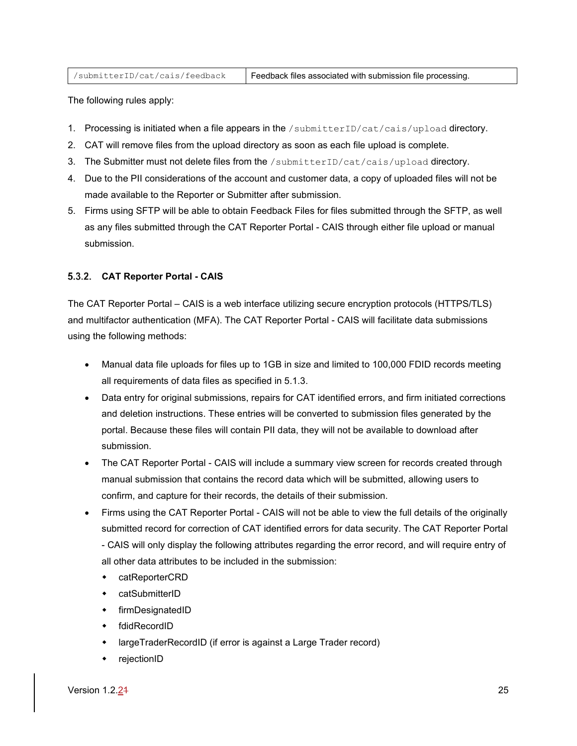| /submitterID/cat/cais/feedback | Feedback files associated with submission file processing. |
|---|---|

The following rules apply:

1. Processing is initiated when a file appears in the `/submitterID/cat/cais/upload` directory.
2. CAT will remove files from the upload directory as soon as each file upload is complete.
3. The Submitter must not delete files from the `/submitterID/cat/cais/upload` directory.
4. Due to the PII considerations of the account and customer data, a copy of uploaded files will not be made available to the Reporter or Submitter after submission.
5. Firms using SFTP will be able to obtain Feedback Files for files submitted through the SFTP, as well as any files submitted through the CAT Reporter Portal - CAIS through either file upload or manual submission.

### 5.3.2. CAT Reporter Portal - CAIS

The CAT Reporter Portal – CAIS is a web interface utilizing secure encryption protocols (HTTPS/TLS) and multifactor authentication (MFA). The CAT Reporter Portal - CAIS will facilitate data submissions using the following methods:

- Manual data file uploads for files up to 1GB in size and limited to 100,000 FDID records meeting all requirements of data files as specified in 5.1.3.
- Data entry for original submissions, repairs for CAT identified errors, and firm initiated corrections and deletion instructions. These entries will be converted to submission files generated by the portal. Because these files will contain PII data, they will not be available to download after submission.
- The CAT Reporter Portal - CAIS will include a summary view screen for records created through manual submission that contains the record data which will be submitted, allowing users to confirm, and capture for their records, the details of their submission.
- Firms using the CAT Reporter Portal - CAIS will not be able to view the full details of the originally submitted record for correction of CAT identified errors for data security. The CAT Reporter Portal - CAIS will only display the following attributes regarding the error record, and will require entry of all other data attributes to be included in the submission:
  - catReporterCRD
  - catSubmitterID
  - firmDesignatedID
  - fdidRecordID
  - largeTraderRecordID (if error is against a Large Trader record)
  - rejectionID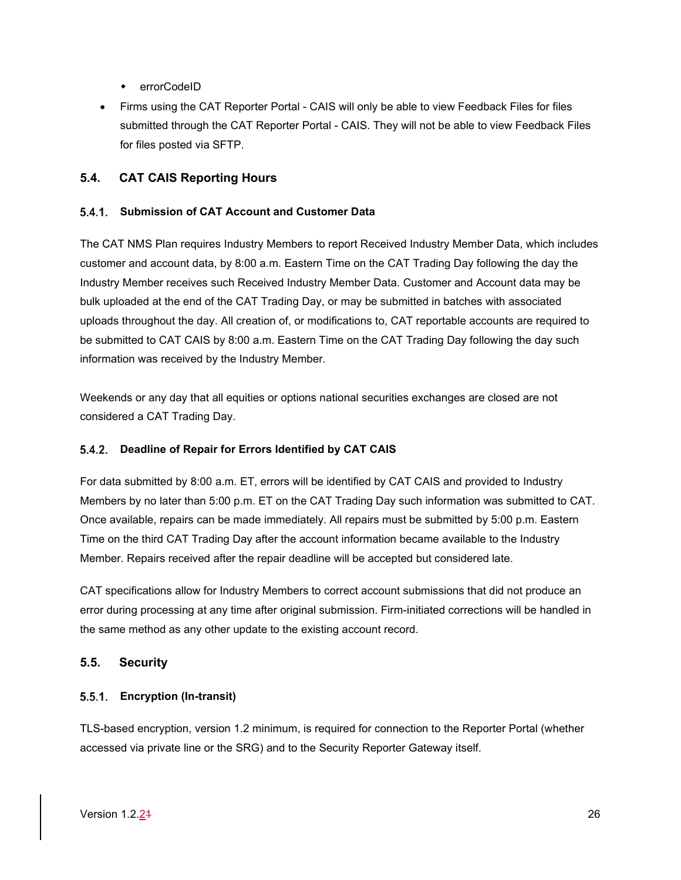- errorCodeID

- Firms using the CAT Reporter Portal - CAIS will only be able to view Feedback Files for files submitted through the CAT Reporter Portal - CAIS. They will not be able to view Feedback Files for files posted via SFTP.

## 5.4. CAT CAIS Reporting Hours

### 5.4.1. Submission of CAT Account and Customer Data

The CAT NMS Plan requires Industry Members to report Received Industry Member Data, which includes customer and account data, by 8:00 a.m. Eastern Time on the CAT Trading Day following the day the Industry Member receives such Received Industry Member Data. Customer and Account data may be bulk uploaded at the end of the CAT Trading Day, or may be submitted in batches with associated uploads throughout the day. All creation of, or modifications to, CAT reportable accounts are required to be submitted to CAT CAIS by 8:00 a.m. Eastern Time on the CAT Trading Day following the day such information was received by the Industry Member.

Weekends or any day that all equities or options national securities exchanges are closed are not considered a CAT Trading Day.

### 5.4.2. Deadline of Repair for Errors Identified by CAT CAIS

For data submitted by 8:00 a.m. ET, errors will be identified by CAT CAIS and provided to Industry Members by no later than 5:00 p.m. ET on the CAT Trading Day such information was submitted to CAT. Once available, repairs can be made immediately. All repairs must be submitted by 5:00 p.m. Eastern Time on the third CAT Trading Day after the account information became available to the Industry Member. Repairs received after the repair deadline will be accepted but considered late.

CAT specifications allow for Industry Members to correct account submissions that did not produce an error during processing at any time after original submission. Firm-initiated corrections will be handled in the same method as any other update to the existing account record.

## 5.5. Security

### 5.5.1. Encryption (In-transit)

TLS-based encryption, version 1.2 minimum, is required for connection to the Reporter Portal (whether accessed via private line or the SRG) and to the Security Reporter Gateway itself.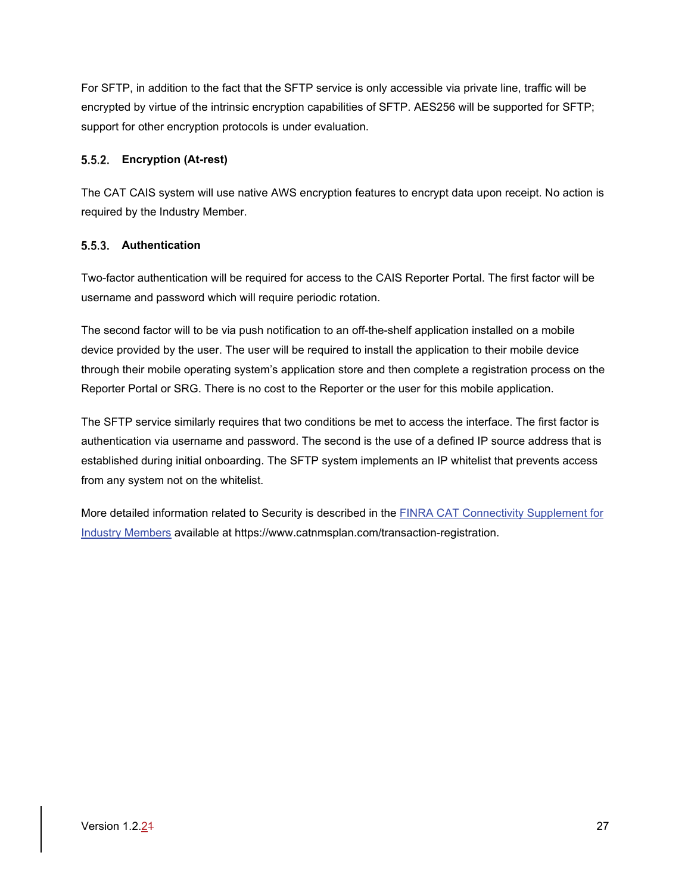For SFTP, in addition to the fact that the SFTP service is only accessible via private line, traffic will be encrypted by virtue of the intrinsic encryption capabilities of SFTP. AES256 will be supported for SFTP; support for other encryption protocols is under evaluation.

### 5.5.2. Encryption (At-rest)

The CAT CAIS system will use native AWS encryption features to encrypt data upon receipt. No action is required by the Industry Member.

### 5.5.3. Authentication

Two-factor authentication will be required for access to the CAIS Reporter Portal. The first factor will be username and password which will require periodic rotation.

The second factor will to be via push notification to an off-the-shelf application installed on a mobile device provided by the user. The user will be required to install the application to their mobile device through their mobile operating system's application store and then complete a registration process on the Reporter Portal or SRG. There is no cost to the Reporter or the user for this mobile application.

The SFTP service similarly requires that two conditions be met to access the interface. The first factor is authentication via username and password. The second is the use of a defined IP source address that is established during initial onboarding. The SFTP system implements an IP whitelist that prevents access from any system not on the whitelist.

More detailed information related to Security is described in the FINRA CAT Connectivity Supplement for Industry Members available at https://www.catnmsplan.com/transaction-registration.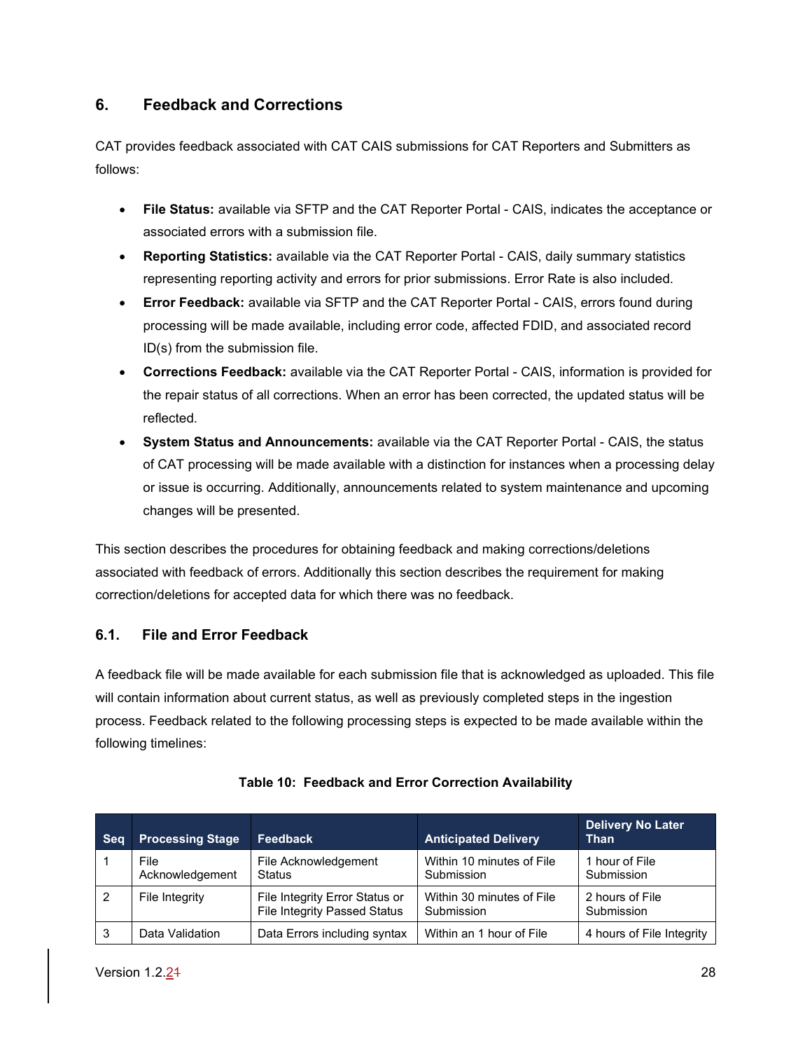## 6. Feedback and Corrections

CAT provides feedback associated with CAT CAIS submissions for CAT Reporters and Submitters as follows:

- **File Status:** available via SFTP and the CAT Reporter Portal - CAIS, indicates the acceptance or associated errors with a submission file.
- **Reporting Statistics:** available via the CAT Reporter Portal - CAIS, daily summary statistics representing reporting activity and errors for prior submissions. Error Rate is also included.
- **Error Feedback:** available via SFTP and the CAT Reporter Portal - CAIS, errors found during processing will be made available, including error code, affected FDID, and associated record ID(s) from the submission file.
- **Corrections Feedback:** available via the CAT Reporter Portal - CAIS, information is provided for the repair status of all corrections. When an error has been corrected, the updated status will be reflected.
- **System Status and Announcements:** available via the CAT Reporter Portal - CAIS, the status of CAT processing will be made available with a distinction for instances when a processing delay or issue is occurring. Additionally, announcements related to system maintenance and upcoming changes will be presented.

This section describes the procedures for obtaining feedback and making corrections/deletions associated with feedback of errors. Additionally this section describes the requirement for making correction/deletions for accepted data for which there was no feedback.

### 6.1. File and Error Feedback

A feedback file will be made available for each submission file that is acknowledged as uploaded. This file will contain information about current status, as well as previously completed steps in the ingestion process. Feedback related to the following processing steps is expected to be made available within the following timelines:

**Table 10: Feedback and Error Correction Availability**

| Seq | Processing Stage | Feedback | Anticipated Delivery | Delivery No Later Than |
|---|---|---|---|---|
| 1 | File Acknowledgement | File Acknowledgement Status | Within 10 minutes of File Submission | 1 hour of File Submission |
| 2 | File Integrity | File Integrity Error Status or File Integrity Passed Status | Within 30 minutes of File Submission | 2 hours of File Submission |
| 3 | Data Validation | Data Errors including syntax | Within an 1 hour of File | 4 hours of File Integrity |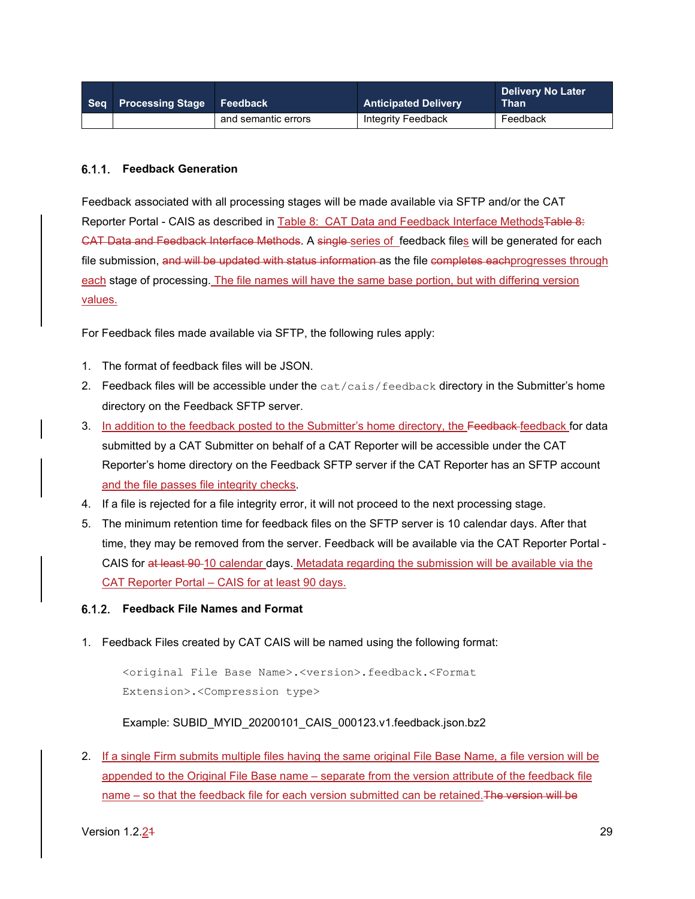| Seq | Processing Stage | Feedback | Anticipated Delivery | Delivery No Later Than |
|---|---|---|---|---|
| | | and semantic errors | Integrity Feedback | Feedback |

### 6.1.1. Feedback Generation

Feedback associated with all processing stages will be made available via SFTP and/or the CAT Reporter Portal - CAIS as described in Table 8: CAT Data and Feedback Interface MethodsTable 8: CAT Data and Feedback Interface Methods. A single series of feedback files will be generated for each file submission, and will be updated with status information as the file completes eachprogresses through each stage of processing. The file names will have the same base portion, but with differing version values.

For Feedback files made available via SFTP, the following rules apply:

1. The format of feedback files will be JSON.
2. Feedback files will be accessible under the `cat/cais/feedback` directory in the Submitter's home directory on the Feedback SFTP server.
3. In addition to the feedback posted to the Submitter's home directory, the Feedback feedback for data submitted by a CAT Submitter on behalf of a CAT Reporter will be accessible under the CAT Reporter's home directory on the Feedback SFTP server if the CAT Reporter has an SFTP account and the file passes file integrity checks.
4. If a file is rejected for a file integrity error, it will not proceed to the next processing stage.
5. The minimum retention time for feedback files on the SFTP server is 10 calendar days. After that time, they may be removed from the server. Feedback will be available via the CAT Reporter Portal - CAIS for at least 90 10 calendar days. Metadata regarding the submission will be available via the CAT Reporter Portal – CAIS for at least 90 days.

### 6.1.2. Feedback File Names and Format

1. Feedback Files created by CAT CAIS will be named using the following format:

```
<original File Base Name>.<version>.feedback.<Format Extension>.<Compression type>
```

   Example: SUBID_MYID_20200101_CAIS_000123.v1.feedback.json.bz2

2. If a single Firm submits multiple files having the same original File Base Name, a file version will be appended to the Original File Base name – separate from the version attribute of the feedback file name – so that the feedback file for each version submitted can be retained.The version will be

Version 1.2.21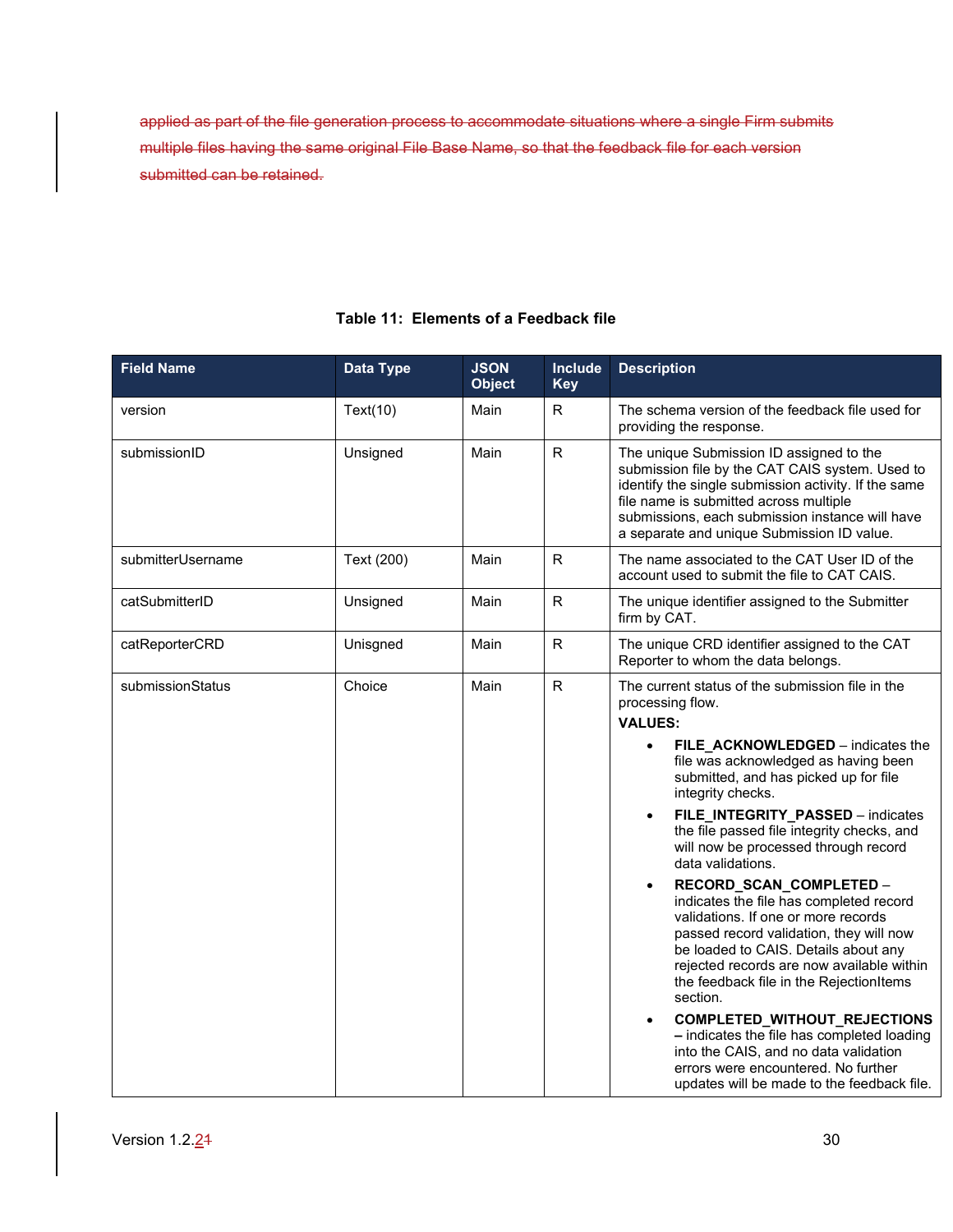~~applied as part of the file generation process to accommodate situations where a single Firm submits multiple files having the same original File Base Name, so that the feedback file for each version submitted can be retained.~~

**Table 11: Elements of a Feedback file**

| Field Name | Data Type | JSON Object | Include Key | Description |
|---|---|---|---|---|
| version | Text(10) | Main | R | The schema version of the feedback file used for providing the response. |
| submissionID | Unsigned | Main | R | The unique Submission ID assigned to the submission file by the CAT CAIS system. Used to identify the single submission activity. If the same file name is submitted across multiple submissions, each submission instance will have a separate and unique Submission ID value. |
| submitterUsername | Text (200) | Main | R | The name associated to the CAT User ID of the account used to submit the file to CAT CAIS. |
| catSubmitterID | Unsigned | Main | R | The unique identifier assigned to the Submitter firm by CAT. |
| catReporterCRD | Unisgned | Main | R | The unique CRD identifier assigned to the CAT Reporter to whom the data belongs. |
| submissionStatus | Choice | Main | R | The current status of the submission file in the processing flow.<br>**VALUES:**<br>• **FILE_ACKNOWLEDGED** – indicates the file was acknowledged as having been submitted, and has picked up for file integrity checks.<br>• **FILE_INTEGRITY_PASSED** – indicates the file passed file integrity checks, and will now be processed through record data validations.<br>• **RECORD_SCAN_COMPLETED** – indicates the file has completed record validations. If one or more records passed record validation, they will now be loaded to CAIS. Details about any rejected records are now available within the feedback file in the RejectionItems section.<br>• **COMPLETED_WITHOUT_REJECTIONS** – indicates the file has completed loading into the CAIS, and no data validation errors were encountered. No further updates will be made to the feedback file. |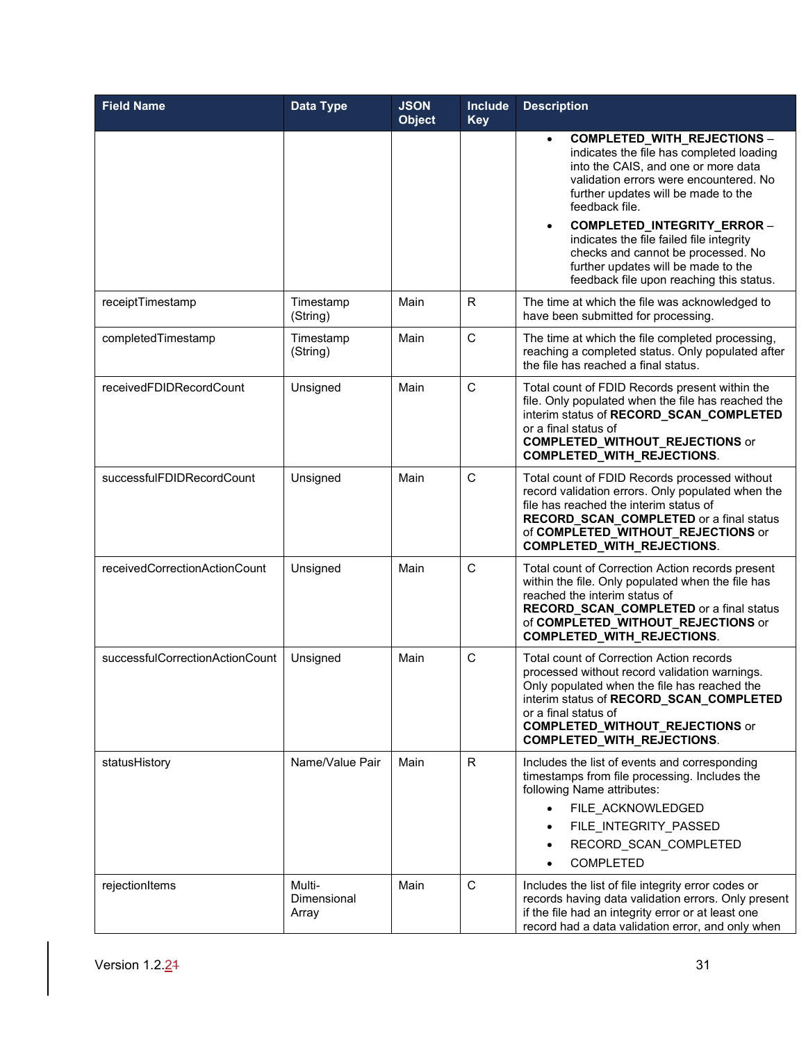| Field Name | Data Type | JSON Object | Include Key | Description |
|---|---|---|---|---|
| | | | | • **COMPLETED_WITH_REJECTIONS** – indicates the file has completed loading into the CAIS, and one or more data validation errors were encountered. No further updates will be made to the feedback file.<br>• **COMPLETED_INTEGRITY_ERROR** – indicates the file failed file integrity checks and cannot be processed. No further updates will be made to the feedback file upon reaching this status. |
| receiptTimestamp | Timestamp (String) | Main | R | The time at which the file was acknowledged to have been submitted for processing. |
| completedTimestamp | Timestamp (String) | Main | C | The time at which the file completed processing, reaching a completed status. Only populated after the file has reached a final status. |
| receivedFDIDRecordCount | Unsigned | Main | C | Total count of FDID Records present within the file. Only populated when the file has reached the interim status of **RECORD_SCAN_COMPLETED** or a final status of **COMPLETED_WITHOUT_REJECTIONS** or **COMPLETED_WITH_REJECTIONS**. |
| successfulFDIDRecordCount | Unsigned | Main | C | Total count of FDID Records processed without record validation errors. Only populated when the file has reached the interim status of **RECORD_SCAN_COMPLETED** or a final status of **COMPLETED_WITHOUT_REJECTIONS** or **COMPLETED_WITH_REJECTIONS**. |
| receivedCorrectionActionCount | Unsigned | Main | C | Total count of Correction Action records present within the file. Only populated when the file has reached the interim status of **RECORD_SCAN_COMPLETED** or a final status of **COMPLETED_WITHOUT_REJECTIONS** or **COMPLETED_WITH_REJECTIONS**. |
| successfulCorrectionActionCount | Unsigned | Main | C | Total count of Correction Action records processed without record validation warnings. Only populated when the file has reached the interim status of **RECORD_SCAN_COMPLETED** or a final status of **COMPLETED_WITHOUT_REJECTIONS** or **COMPLETED_WITH_REJECTIONS**. |
| statusHistory | Name/Value Pair | Main | R | Includes the list of events and corresponding timestamps from file processing. Includes the following Name attributes:<br>• FILE_ACKNOWLEDGED<br>• FILE_INTEGRITY_PASSED<br>• RECORD_SCAN_COMPLETED<br>• COMPLETED |
| rejectionItems | Multi-Dimensional Array | Main | C | Includes the list of file integrity error codes or records having data validation errors. Only present if the file had an integrity error or at least one record had a data validation error, and only when |

Version 1.2.2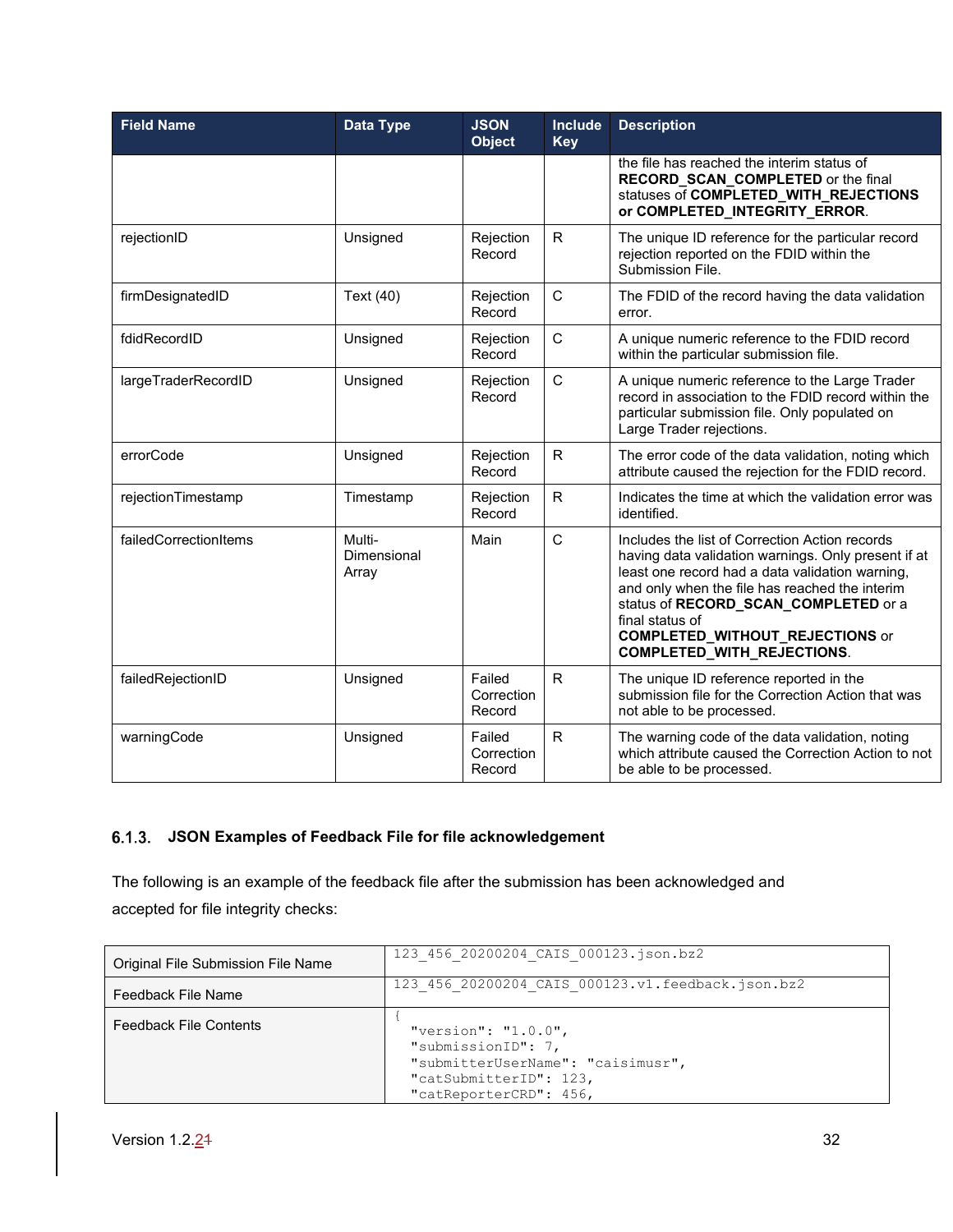| Field Name | Data Type | JSON Object | Include Key | Description |
|---|---|---|---|---|
| | | | | the file has reached the interim status of **RECORD_SCAN_COMPLETED** or the final statuses of **COMPLETED_WITH_REJECTIONS or COMPLETED_INTEGRITY_ERROR**. |
| rejectionID | Unsigned | Rejection Record | R | The unique ID reference for the particular record rejection reported on the FDID within the Submission File. |
| firmDesignatedID | Text (40) | Rejection Record | C | The FDID of the record having the data validation error. |
| fdidRecordID | Unsigned | Rejection Record | C | A unique numeric reference to the FDID record within the particular submission file. |
| largeTraderRecordID | Unsigned | Rejection Record | C | A unique numeric reference to the Large Trader record in association to the FDID record within the particular submission file. Only populated on Large Trader rejections. |
| errorCode | Unsigned | Rejection Record | R | The error code of the data validation, noting which attribute caused the rejection for the FDID record. |
| rejectionTimestamp | Timestamp | Rejection Record | R | Indicates the time at which the validation error was identified. |
| failedCorrectionItems | Multi-Dimensional Array | Main | C | Includes the list of Correction Action records having data validation warnings. Only present if at least one record had a data validation warning, and only when the file has reached the interim status of **RECORD_SCAN_COMPLETED** or a final status of **COMPLETED_WITHOUT_REJECTIONS** or **COMPLETED_WITH_REJECTIONS**. |
| failedRejectionID | Unsigned | Failed Correction Record | R | The unique ID reference reported in the submission file for the Correction Action that was not able to be processed. |
| warningCode | Unsigned | Failed Correction Record | R | The warning code of the data validation, noting which attribute caused the Correction Action to not be able to be processed. |

### 6.1.3. JSON Examples of Feedback File for file acknowledgement

The following is an example of the feedback file after the submission has been acknowledged and accepted for file integrity checks:

| | |
|---|---|
| Original File Submission File Name | `123_456_20200204_CAIS_000123.json.bz2` |
| Feedback File Name | `123_456_20200204_CAIS_000123.v1.feedback.json.bz2` |
| Feedback File Contents | `{ "version": "1.0.0", "submissionID": 7, "submitterUserName": "caisimusr", "catSubmitterID": 123, "catReporterCRD": 456,` |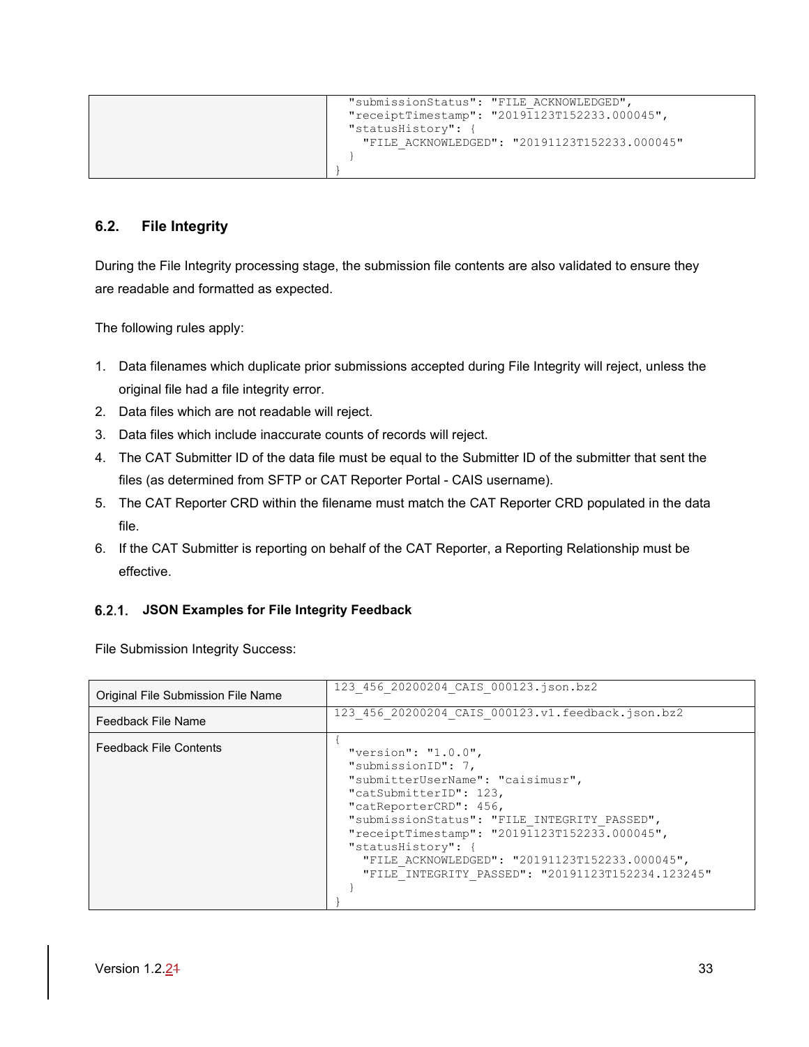| | |
|---|---|
| | ```<br>  "submissionStatus": "FILE_ACKNOWLEDGED",<br>  "receiptTimestamp": "20191123T152233.000045",<br>  "statusHistory": {<br>    "FILE_ACKNOWLEDGED": "20191123T152233.000045"<br>  }<br>}<br>``` |

## 6.2. File Integrity

During the File Integrity processing stage, the submission file contents are also validated to ensure they are readable and formatted as expected.

The following rules apply:

1. Data filenames which duplicate prior submissions accepted during File Integrity will reject, unless the original file had a file integrity error.
2. Data files which are not readable will reject.
3. Data files which include inaccurate counts of records will reject.
4. The CAT Submitter ID of the data file must be equal to the Submitter ID of the submitter that sent the files (as determined from SFTP or CAT Reporter Portal - CAIS username).
5. The CAT Reporter CRD within the filename must match the CAT Reporter CRD populated in the data file.
6. If the CAT Submitter is reporting on behalf of the CAT Reporter, a Reporting Relationship must be effective.

### 6.2.1. JSON Examples for File Integrity Feedback

File Submission Integrity Success:

| | |
|---|---|
| Original File Submission File Name | 123_456_20200204_CAIS_000123.json.bz2 |
| Feedback File Name | 123_456_20200204_CAIS_000123.v1.feedback.json.bz2 |
| Feedback File Contents | ```<br>{<br>  "version": "1.0.0",<br>  "submissionID": 7,<br>  "submitterUserName": "caisimusr",<br>  "catSubmitterID": 123,<br>  "catReporterCRD": 456,<br>  "submissionStatus": "FILE_INTEGRITY_PASSED",<br>  "receiptTimestamp": "20191123T152233.000045",<br>  "statusHistory": {<br>    "FILE_ACKNOWLEDGED": "20191123T152233.000045",<br>    "FILE_INTEGRITY_PASSED": "20191123T152234.123245"<br>  }<br>}<br>``` |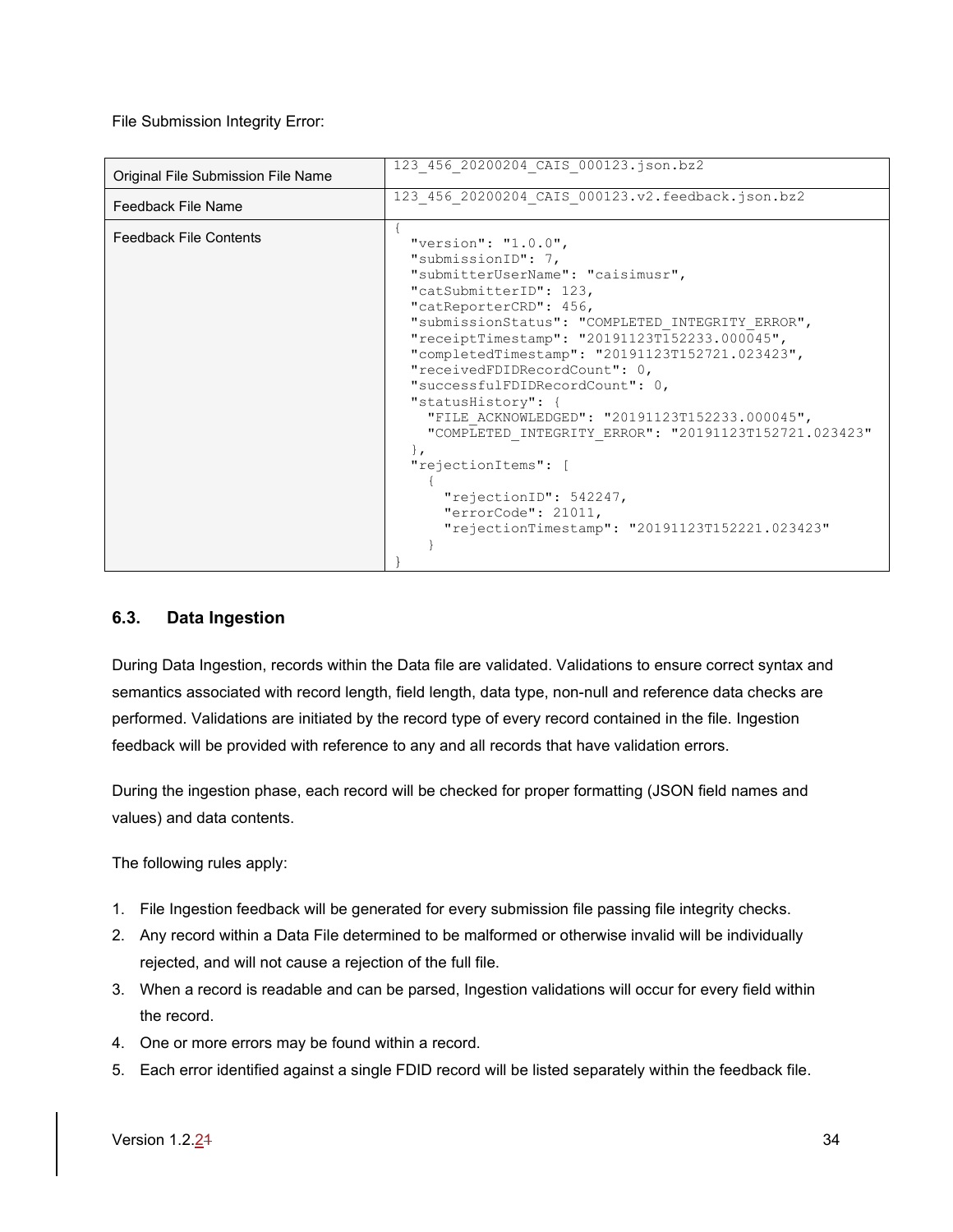File Submission Integrity Error:

| Original File Submission File Name | `123_456_20200204_CAIS_000123.json.bz2` |
|---|---|
| Feedback File Name | `123_456_20200204_CAIS_000123.v2.feedback.json.bz2` |
| Feedback File Contents | (see below) |

```
{
  "version": "1.0.0",
  "submissionID": 7,
  "submitterUserName": "caisimusr",
  "catSubmitterID": 123,
  "catReporterCRD": 456,
  "submissionStatus": "COMPLETED_INTEGRITY_ERROR",
  "receiptTimestamp": "20191123T152233.000045",
  "completedTimestamp": "20191123T152721.023423",
  "receivedFDIDRecordCount": 0,
  "successfulFDIDRecordCount": 0,
  "statusHistory": {
    "FILE_ACKNOWLEDGED": "20191123T152233.000045",
    "COMPLETED_INTEGRITY_ERROR": "20191123T152721.023423"
  },
  "rejectionItems": [
    {
      "rejectionID": 542247,
      "errorCode": 21011,
      "rejectionTimestamp": "20191123T152221.023423"
    }
}
```

### 6.3. Data Ingestion

During Data Ingestion, records within the Data file are validated. Validations to ensure correct syntax and semantics associated with record length, field length, data type, non-null and reference data checks are performed. Validations are initiated by the record type of every record contained in the file. Ingestion feedback will be provided with reference to any and all records that have validation errors.

During the ingestion phase, each record will be checked for proper formatting (JSON field names and values) and data contents.

The following rules apply:

1. File Ingestion feedback will be generated for every submission file passing file integrity checks.
2. Any record within a Data File determined to be malformed or otherwise invalid will be individually rejected, and will not cause a rejection of the full file.
3. When a record is readable and can be parsed, Ingestion validations will occur for every field within the record.
4. One or more errors may be found within a record.
5. Each error identified against a single FDID record will be listed separately within the feedback file.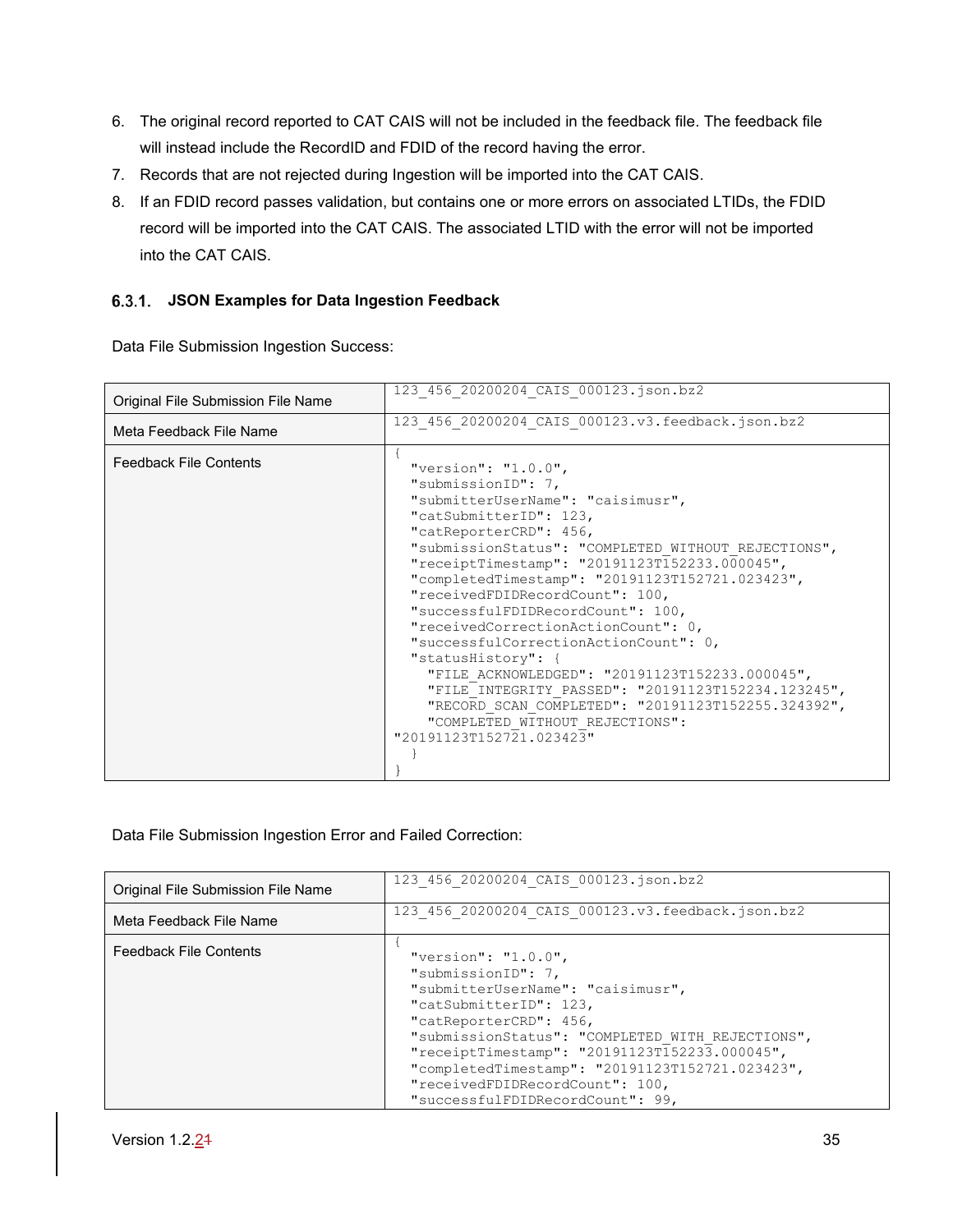6. The original record reported to CAT CAIS will not be included in the feedback file. The feedback file will instead include the RecordID and FDID of the record having the error.
7. Records that are not rejected during Ingestion will be imported into the CAT CAIS.
8. If an FDID record passes validation, but contains one or more errors on associated LTIDs, the FDID record will be imported into the CAT CAIS. The associated LTID with the error will not be imported into the CAT CAIS.

### 6.3.1. JSON Examples for Data Ingestion Feedback

Data File Submission Ingestion Success:

| | |
|---|---|
| Original File Submission File Name | 123_456_20200204_CAIS_000123.json.bz2 |
| Meta Feedback File Name | 123_456_20200204_CAIS_000123.v3.feedback.json.bz2 |
| Feedback File Contents | `{ "version": "1.0.0", "submissionID": 7, "submitterUserName": "caisimusr", "catSubmitterID": 123, "catReporterCRD": 456, "submissionStatus": "COMPLETED_WITHOUT_REJECTIONS", "receiptTimestamp": "20191123T152233.000045", "completedTimestamp": "20191123T152721.023423", "receivedFDIDRecordCount": 100, "successfulFDIDRecordCount": 100, "receivedCorrectionActionCount": 0, "successfulCorrectionActionCount": 0, "statusHistory": { "FILE_ACKNOWLEDGED": "20191123T152233.000045", "FILE_INTEGRITY_PASSED": "20191123T152234.123245", "RECORD_SCAN_COMPLETED": "20191123T152255.324392", "COMPLETED_WITHOUT_REJECTIONS": "20191123T152721.023423" } }` |

```
{
  "version": "1.0.0",
  "submissionID": 7,
  "submitterUserName": "caisimusr",
  "catSubmitterID": 123,
  "catReporterCRD": 456,
  "submissionStatus": "COMPLETED_WITHOUT_REJECTIONS",
  "receiptTimestamp": "20191123T152233.000045",
  "completedTimestamp": "20191123T152721.023423",
  "receivedFDIDRecordCount": 100,
  "successfulFDIDRecordCount": 100,
  "receivedCorrectionActionCount": 0,
  "successfulCorrectionActionCount": 0,
  "statusHistory": {
    "FILE_ACKNOWLEDGED": "20191123T152233.000045",
    "FILE_INTEGRITY_PASSED": "20191123T152234.123245",
    "RECORD_SCAN_COMPLETED": "20191123T152255.324392",
    "COMPLETED_WITHOUT_REJECTIONS":
"20191123T152721.023423"
  }
}
```

Data File Submission Ingestion Error and Failed Correction:

| | |
|---|---|
| Original File Submission File Name | 123_456_20200204_CAIS_000123.json.bz2 |
| Meta Feedback File Name | 123_456_20200204_CAIS_000123.v3.feedback.json.bz2 |
| Feedback File Contents | (see below) |

```
{
  "version": "1.0.0",
  "submissionID": 7,
  "submitterUserName": "caisimusr",
  "catSubmitterID": 123,
  "catReporterCRD": 456,
  "submissionStatus": "COMPLETED_WITH_REJECTIONS",
  "receiptTimestamp": "20191123T152233.000045",
  "completedTimestamp": "20191123T152721.023423",
  "receivedFDIDRecordCount": 100,
  "successfulFDIDRecordCount": 99,
```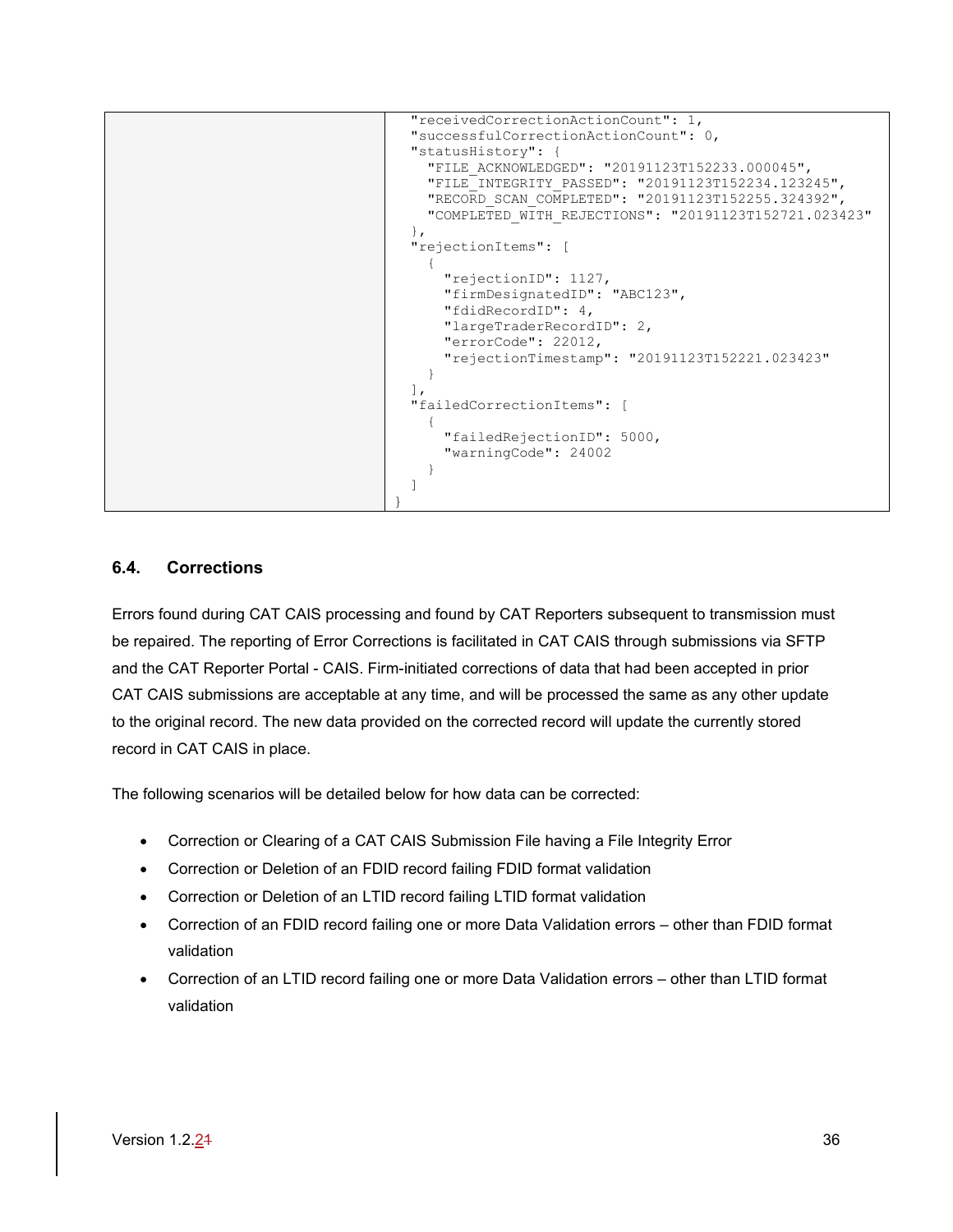| | |
|---|---|
| | ```  "receivedCorrectionActionCount": 1,  "successfulCorrectionActionCount": 0,  "statusHistory": {    "FILE_ACKNOWLEDGED": "20191123T152233.000045",    "FILE_INTEGRITY_PASSED": "20191123T152234.123245",    "RECORD_SCAN_COMPLETED": "20191123T152255.324392",    "COMPLETED_WITH_REJECTIONS": "20191123T152721.023423"  },  "rejectionItems": [    {      "rejectionID": 1127,      "firmDesignatedID": "ABC123",      "fdidRecordID": 4,      "largeTraderRecordID": 2,      "errorCode": 22012,      "rejectionTimestamp": "20191123T152221.023423"    }  ],  "failedCorrectionItems": [    {      "failedRejectionID": 5000,      "warningCode": 24002    }  ]} ``` |

## 6.4. Corrections

Errors found during CAT CAIS processing and found by CAT Reporters subsequent to transmission must be repaired. The reporting of Error Corrections is facilitated in CAT CAIS through submissions via SFTP and the CAT Reporter Portal - CAIS. Firm-initiated corrections of data that had been accepted in prior CAT CAIS submissions are acceptable at any time, and will be processed the same as any other update to the original record. The new data provided on the corrected record will update the currently stored record in CAT CAIS in place.

The following scenarios will be detailed below for how data can be corrected:

- Correction or Clearing of a CAT CAIS Submission File having a File Integrity Error
- Correction or Deletion of an FDID record failing FDID format validation
- Correction or Deletion of an LTID record failing LTID format validation
- Correction of an FDID record failing one or more Data Validation errors – other than FDID format validation
- Correction of an LTID record failing one or more Data Validation errors – other than LTID format validation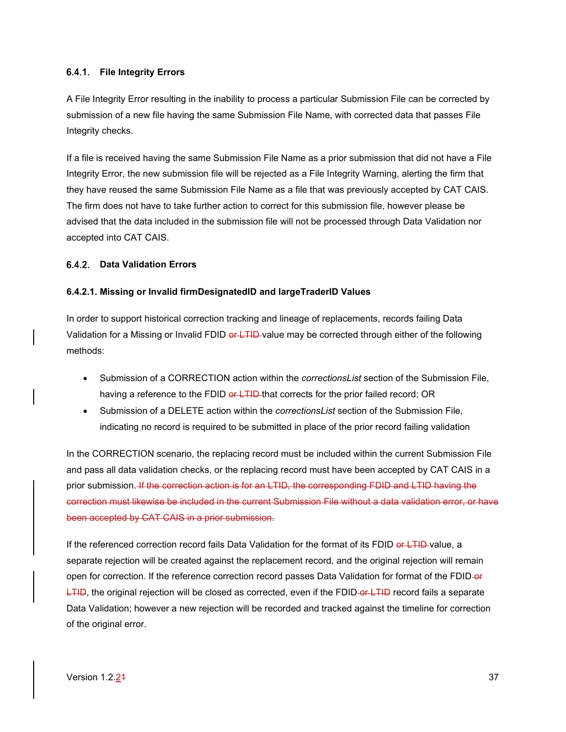### 6.4.1. File Integrity Errors

A File Integrity Error resulting in the inability to process a particular Submission File can be corrected by submission of a new file having the same Submission File Name, with corrected data that passes File Integrity checks.

If a file is received having the same Submission File Name as a prior submission that did not have a File Integrity Error, the new submission file will be rejected as a File Integrity Warning, alerting the firm that they have reused the same Submission File Name as a file that was previously accepted by CAT CAIS. The firm does not have to take further action to correct for this submission file, however please be advised that the data included in the submission file will not be processed through Data Validation nor accepted into CAT CAIS.

### 6.4.2. Data Validation Errors

#### 6.4.2.1. Missing or Invalid firmDesignatedID and largeTraderID Values

In order to support historical correction tracking and lineage of replacements, records failing Data Validation for a Missing or Invalid FDID ~~or LTID~~ value may be corrected through either of the following methods:

- Submission of a CORRECTION action within the *correctionsList* section of the Submission File, having a reference to the FDID ~~or LTID~~ that corrects for the prior failed record; OR
- Submission of a DELETE action within the *correctionsList* section of the Submission File, indicating no record is required to be submitted in place of the prior record failing validation

In the CORRECTION scenario, the replacing record must be included within the current Submission File and pass all data validation checks, or the replacing record must have been accepted by CAT CAIS in a prior submission. ~~If the correction action is for an LTID, the corresponding FDID and LTID having the correction must likewise be included in the current Submission File without a data validation error, or have been accepted by CAT CAIS in a prior submission.~~

If the referenced correction record fails Data Validation for the format of its FDID ~~or LTID~~ value, a separate rejection will be created against the replacement record, and the original rejection will remain open for correction. If the reference correction record passes Data Validation for format of the FDID ~~or LTID~~, the original rejection will be closed as corrected, even if the FDID ~~or LTID~~ record fails a separate Data Validation; however a new rejection will be recorded and tracked against the timeline for correction of the original error.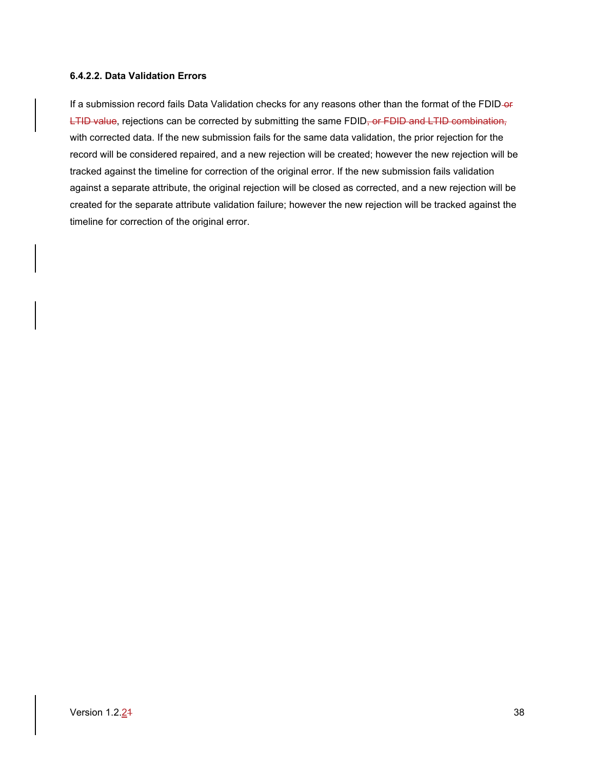#### 6.4.2.2. Data Validation Errors

If a submission record fails Data Validation checks for any reasons other than the format of the FDID ~~or LTID value~~, rejections can be corrected by submitting the same FDID~~, or FDID and LTID combination,~~ with corrected data. If the new submission fails for the same data validation, the prior rejection for the record will be considered repaired, and a new rejection will be created; however the new rejection will be tracked against the timeline for correction of the original error. If the new submission fails validation against a separate attribute, the original rejection will be closed as corrected, and a new rejection will be created for the separate attribute validation failure; however the new rejection will be tracked against the timeline for correction of the original error.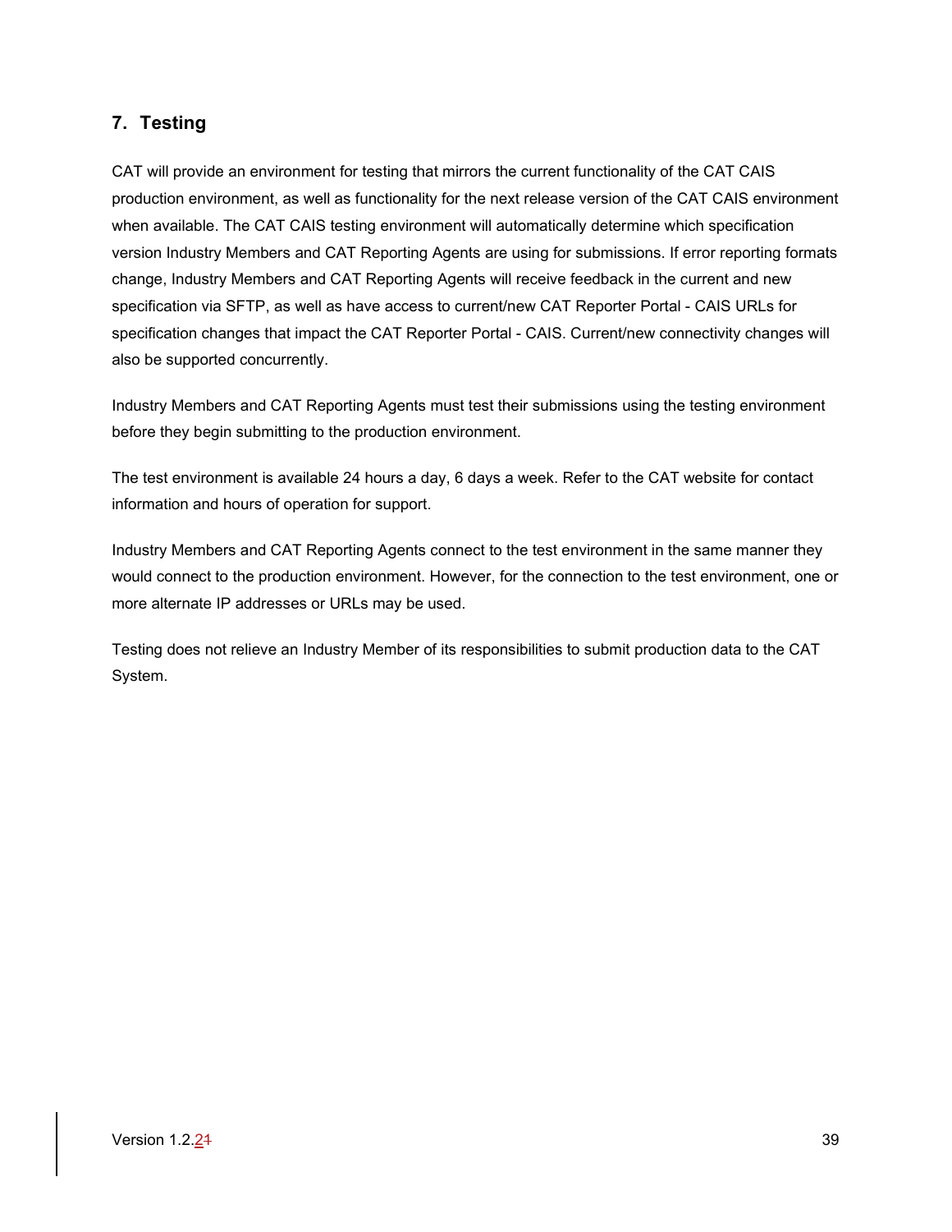## 7. Testing

CAT will provide an environment for testing that mirrors the current functionality of the CAT CAIS production environment, as well as functionality for the next release version of the CAT CAIS environment when available. The CAT CAIS testing environment will automatically determine which specification version Industry Members and CAT Reporting Agents are using for submissions. If error reporting formats change, Industry Members and CAT Reporting Agents will receive feedback in the current and new specification via SFTP, as well as have access to current/new CAT Reporter Portal - CAIS URLs for specification changes that impact the CAT Reporter Portal - CAIS. Current/new connectivity changes will also be supported concurrently.

Industry Members and CAT Reporting Agents must test their submissions using the testing environment before they begin submitting to the production environment.

The test environment is available 24 hours a day, 6 days a week. Refer to the CAT website for contact information and hours of operation for support.

Industry Members and CAT Reporting Agents connect to the test environment in the same manner they would connect to the production environment. However, for the connection to the test environment, one or more alternate IP addresses or URLs may be used.

Testing does not relieve an Industry Member of its responsibilities to submit production data to the CAT System.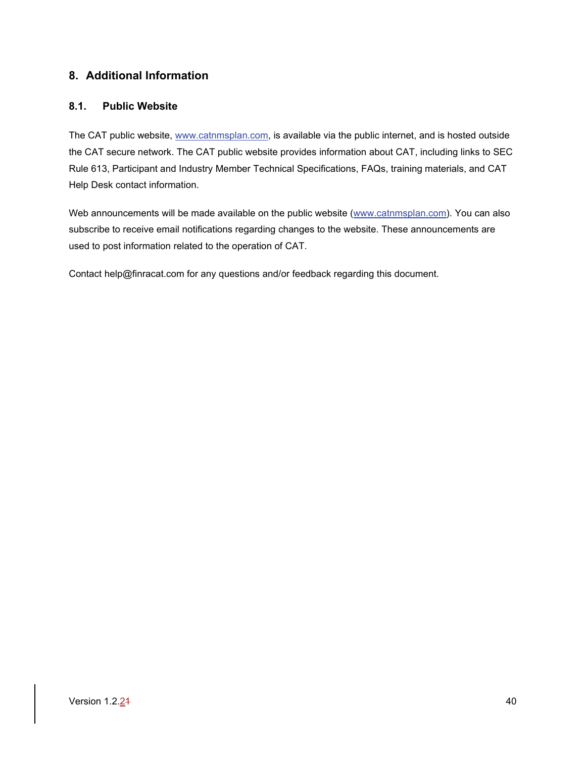# 8. Additional Information

## 8.1. Public Website

The CAT public website, www.catnmsplan.com, is available via the public internet, and is hosted outside the CAT secure network. The CAT public website provides information about CAT, including links to SEC Rule 613, Participant and Industry Member Technical Specifications, FAQs, training materials, and CAT Help Desk contact information.

Web announcements will be made available on the public website (www.catnmsplan.com). You can also subscribe to receive email notifications regarding changes to the website. These announcements are used to post information related to the operation of CAT.

Contact help@finracat.com for any questions and/or feedback regarding this document.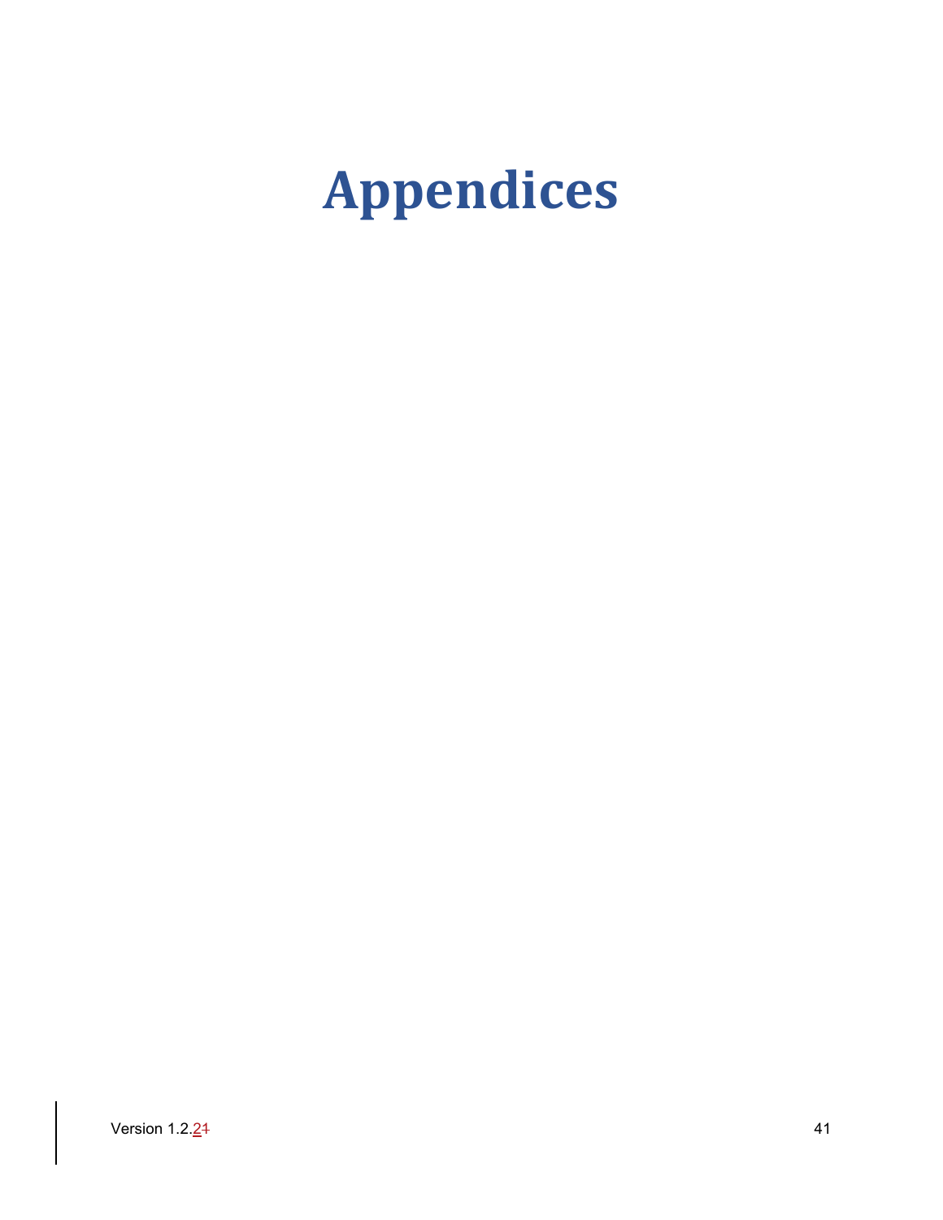# Appendices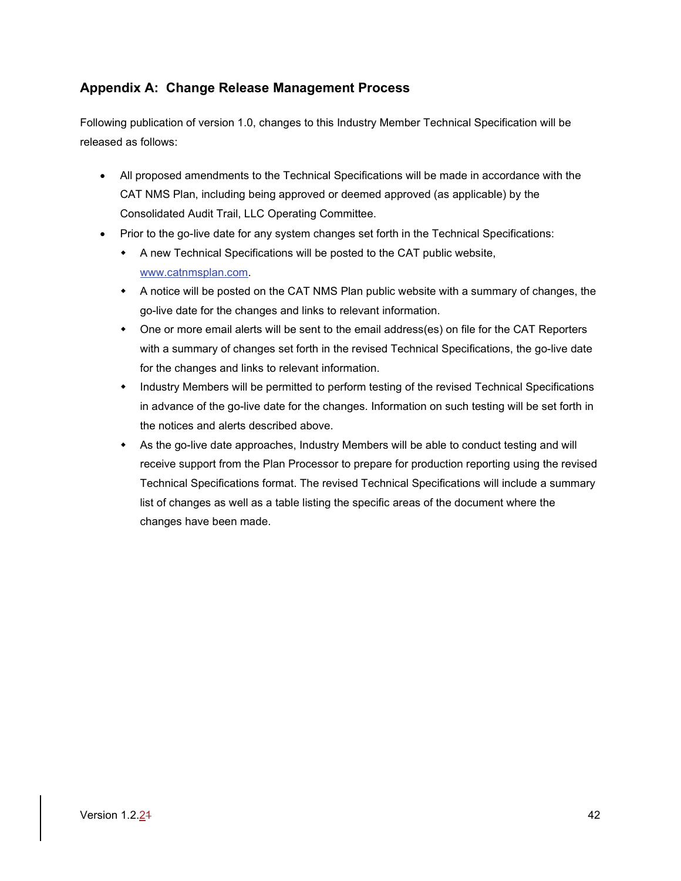## Appendix A: Change Release Management Process

Following publication of version 1.0, changes to this Industry Member Technical Specification will be released as follows:

- All proposed amendments to the Technical Specifications will be made in accordance with the CAT NMS Plan, including being approved or deemed approved (as applicable) by the Consolidated Audit Trail, LLC Operating Committee.
- Prior to the go-live date for any system changes set forth in the Technical Specifications:
  - A new Technical Specifications will be posted to the CAT public website, www.catnmsplan.com.
  - A notice will be posted on the CAT NMS Plan public website with a summary of changes, the go-live date for the changes and links to relevant information.
  - One or more email alerts will be sent to the email address(es) on file for the CAT Reporters with a summary of changes set forth in the revised Technical Specifications, the go-live date for the changes and links to relevant information.
  - Industry Members will be permitted to perform testing of the revised Technical Specifications in advance of the go-live date for the changes. Information on such testing will be set forth in the notices and alerts described above.
  - As the go-live date approaches, Industry Members will be able to conduct testing and will receive support from the Plan Processor to prepare for production reporting using the revised Technical Specifications format. The revised Technical Specifications will include a summary list of changes as well as a table listing the specific areas of the document where the changes have been made.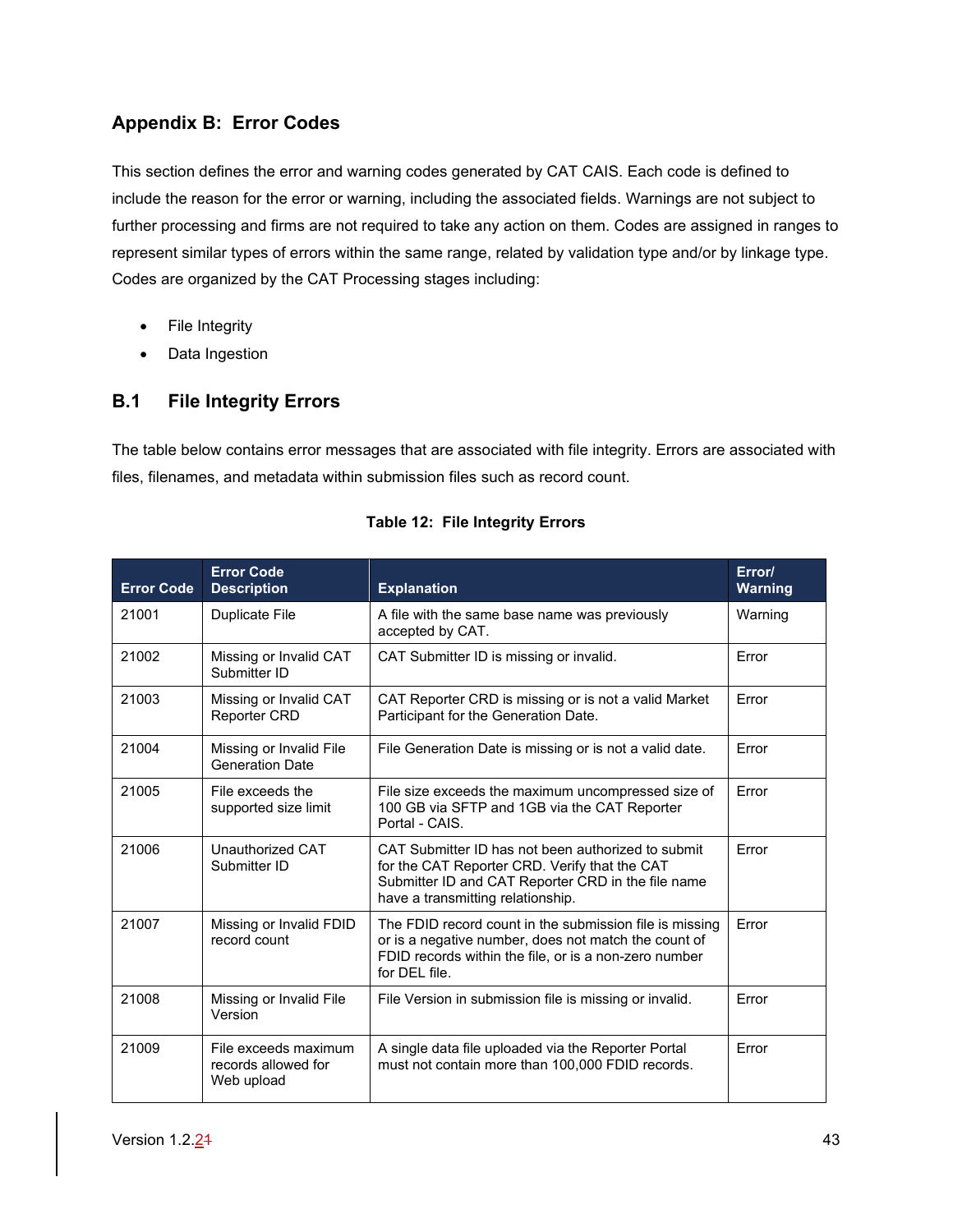## Appendix B: Error Codes

This section defines the error and warning codes generated by CAT CAIS. Each code is defined to include the reason for the error or warning, including the associated fields. Warnings are not subject to further processing and firms are not required to take any action on them. Codes are assigned in ranges to represent similar types of errors within the same range, related by validation type and/or by linkage type. Codes are organized by the CAT Processing stages including:

- File Integrity
- Data Ingestion

## B.1 File Integrity Errors

The table below contains error messages that are associated with file integrity. Errors are associated with files, filenames, and metadata within submission files such as record count.

**Table 12: File Integrity Errors**

| Error Code | Error Code Description | Explanation | Error/ Warning |
|---|---|---|---|
| 21001 | Duplicate File | A file with the same base name was previously accepted by CAT. | Warning |
| 21002 | Missing or Invalid CAT Submitter ID | CAT Submitter ID is missing or invalid. | Error |
| 21003 | Missing or Invalid CAT Reporter CRD | CAT Reporter CRD is missing or is not a valid Market Participant for the Generation Date. | Error |
| 21004 | Missing or Invalid File Generation Date | File Generation Date is missing or is not a valid date. | Error |
| 21005 | File exceeds the supported size limit | File size exceeds the maximum uncompressed size of 100 GB via SFTP and 1GB via the CAT Reporter Portal - CAIS. | Error |
| 21006 | Unauthorized CAT Submitter ID | CAT Submitter ID has not been authorized to submit for the CAT Reporter CRD. Verify that the CAT Submitter ID and CAT Reporter CRD in the file name have a transmitting relationship. | Error |
| 21007 | Missing or Invalid FDID record count | The FDID record count in the submission file is missing or is a negative number, does not match the count of FDID records within the file, or is a non-zero number for DEL file. | Error |
| 21008 | Missing or Invalid File Version | File Version in submission file is missing or invalid. | Error |
| 21009 | File exceeds maximum records allowed for Web upload | A single data file uploaded via the Reporter Portal must not contain more than 100,000 FDID records. | Error |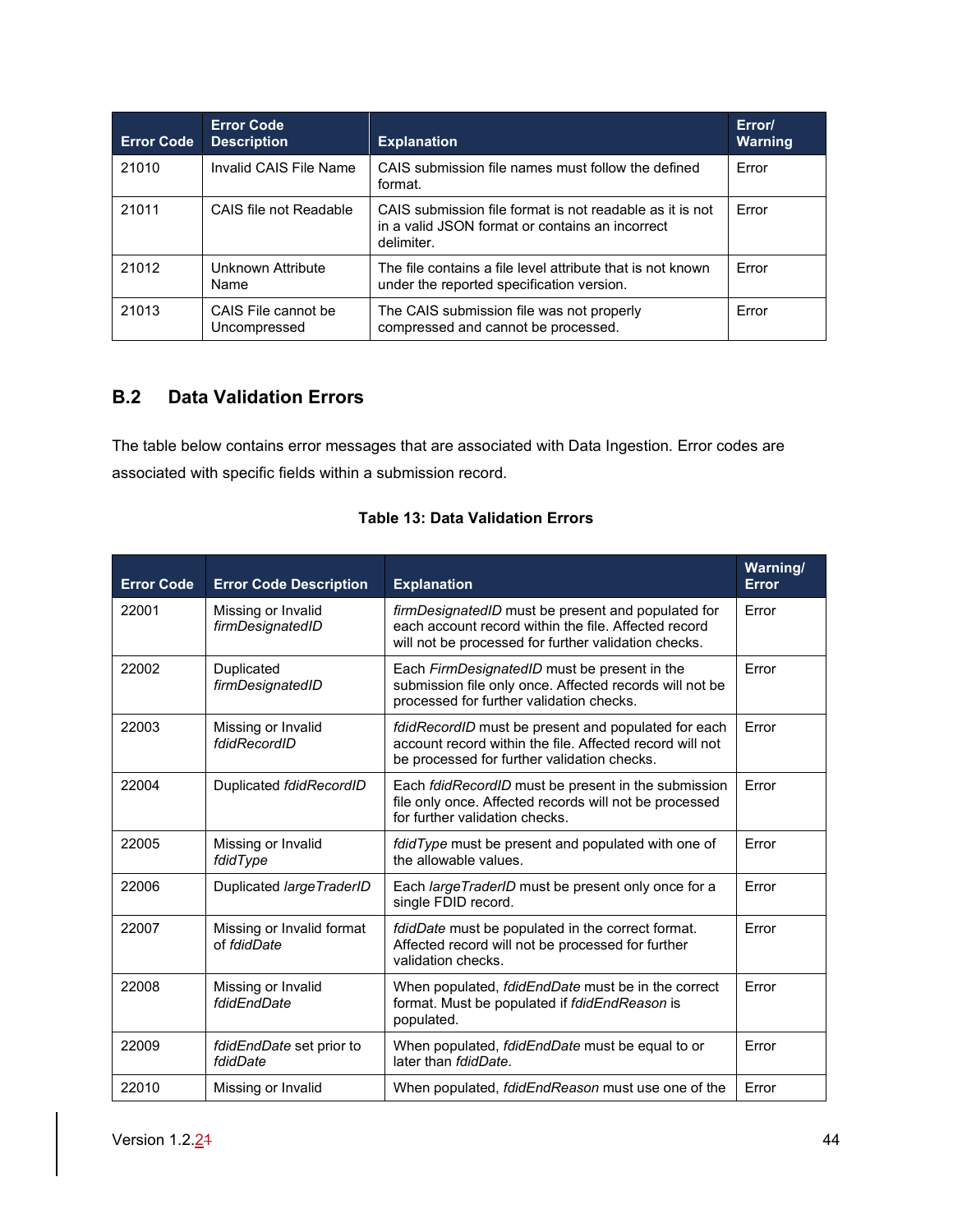| Error Code | Error Code Description | Explanation | Error/ Warning |
|---|---|---|---|
| 21010 | Invalid CAIS File Name | CAIS submission file names must follow the defined format. | Error |
| 21011 | CAIS file not Readable | CAIS submission file format is not readable as it is not in a valid JSON format or contains an incorrect delimiter. | Error |
| 21012 | Unknown Attribute Name | The file contains a file level attribute that is not known under the reported specification version. | Error |
| 21013 | CAIS File cannot be Uncompressed | The CAIS submission file was not properly compressed and cannot be processed. | Error |

## B.2 Data Validation Errors

The table below contains error messages that are associated with Data Ingestion. Error codes are associated with specific fields within a submission record.

**Table 13: Data Validation Errors**

| Error Code | Error Code Description | Explanation | Warning/ Error |
|---|---|---|---|
| 22001 | Missing or Invalid *firmDesignatedID* | *firmDesignatedID* must be present and populated for each account record within the file. Affected record will not be processed for further validation checks. | Error |
| 22002 | Duplicated *firmDesignatedID* | Each *FirmDesignatedID* must be present in the submission file only once. Affected records will not be processed for further validation checks. | Error |
| 22003 | Missing or Invalid *fdidRecordID* | *fdidRecordID* must be present and populated for each account record within the file. Affected record will not be processed for further validation checks. | Error |
| 22004 | Duplicated *fdidRecordID* | Each *fdidRecordID* must be present in the submission file only once. Affected records will not be processed for further validation checks. | Error |
| 22005 | Missing or Invalid *fdidType* | *fdidType* must be present and populated with one of the allowable values. | Error |
| 22006 | Duplicated *largeTraderID* | Each *largeTraderID* must be present only once for a single FDID record. | Error |
| 22007 | Missing or Invalid format of *fdidDate* | *fdidDate* must be populated in the correct format. Affected record will not be processed for further validation checks. | Error |
| 22008 | Missing or Invalid *fdidEndDate* | When populated, *fdidEndDate* must be in the correct format. Must be populated if *fdidEndReason* is populated. | Error |
| 22009 | *fdidEndDate* set prior to *fdidDate* | When populated, *fdidEndDate* must be equal to or later than *fdidDate*. | Error |
| 22010 | Missing or Invalid | When populated, *fdidEndReason* must use one of the | Error |

Version 1.2.~~1~~2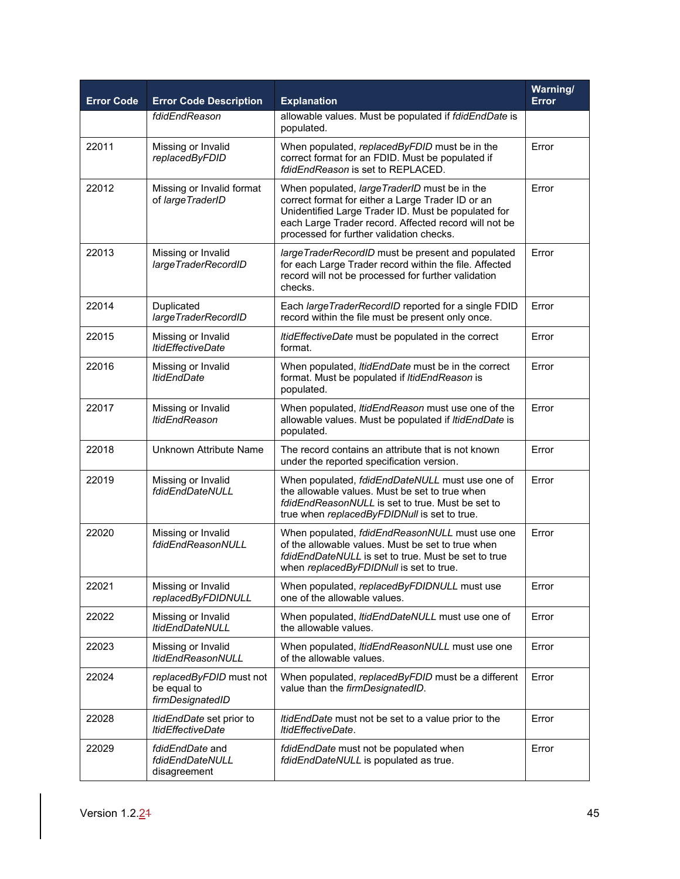| Error Code | Error Code Description | Explanation | Warning/ Error |
|---|---|---|---|
| | *fdidEndReason* | allowable values. Must be populated if *fdidEndDate* is populated. | |
| 22011 | Missing or Invalid *replacedByFDID* | When populated, *replacedByFDID* must be in the correct format for an FDID. Must be populated if *fdidEndReason* is set to REPLACED. | Error |
| 22012 | Missing or Invalid format of *largeTraderID* | When populated, *largeTraderID* must be in the correct format for either a Large Trader ID or an Unidentified Large Trader ID. Must be populated for each Large Trader record. Affected record will not be processed for further validation checks. | Error |
| 22013 | Missing or Invalid *largeTraderRecordID* | *largeTraderRecordID* must be present and populated for each Large Trader record within the file. Affected record will not be processed for further validation checks. | Error |
| 22014 | Duplicated *largeTraderRecordID* | Each *largeTraderRecordID* reported for a single FDID record within the file must be present only once. | Error |
| 22015 | Missing or Invalid *ltidEffectiveDate* | *ltidEffectiveDate* must be populated in the correct format. | Error |
| 22016 | Missing or Invalid *ltidEndDate* | When populated, *ltidEndDate* must be in the correct format. Must be populated if *ltidEndReason* is populated. | Error |
| 22017 | Missing or Invalid *ltidEndReason* | When populated, *ltidEndReason* must use one of the allowable values. Must be populated if *ltidEndDate* is populated. | Error |
| 22018 | Unknown Attribute Name | The record contains an attribute that is not known under the reported specification version. | Error |
| 22019 | Missing or Invalid *fdidEndDateNULL* | When populated, *fdidEndDateNULL* must use one of the allowable values. Must be set to true when *fdidEndReasonNULL* is set to true. Must be set to true when *replacedByFDIDNull* is set to true. | Error |
| 22020 | Missing or Invalid *fdidEndReasonNULL* | When populated, *fdidEndReasonNULL* must use one of the allowable values. Must be set to true when *fdidEndDateNULL* is set to true. Must be set to true when *replacedByFDIDNull* is set to true. | Error |
| 22021 | Missing or Invalid *replacedByFDIDNULL* | When populated, *replacedByFDIDNULL* must use one of the allowable values. | Error |
| 22022 | Missing or Invalid *ltidEndDateNULL* | When populated, *ltidEndDateNULL* must use one of the allowable values. | Error |
| 22023 | Missing or Invalid *ltidEndReasonNULL* | When populated, *ltidEndReasonNULL* must use one of the allowable values. | Error |
| 22024 | *replacedByFDID* must not be equal to *firmDesignatedID* | When populated, *replacedByFDID* must be a different value than the *firmDesignatedID*. | Error |
| 22028 | *ltidEndDate* set prior to *ltidEffectiveDate* | *ltidEndDate* must not be set to a value prior to the *ltidEffectiveDate*. | Error |
| 22029 | *fdidEndDate* and *fdidEndDateNULL* disagreement | *fdidEndDate* must not be populated when *fdidEndDateNULL* is populated as true. | Error |

Version 1.2.~~1~~2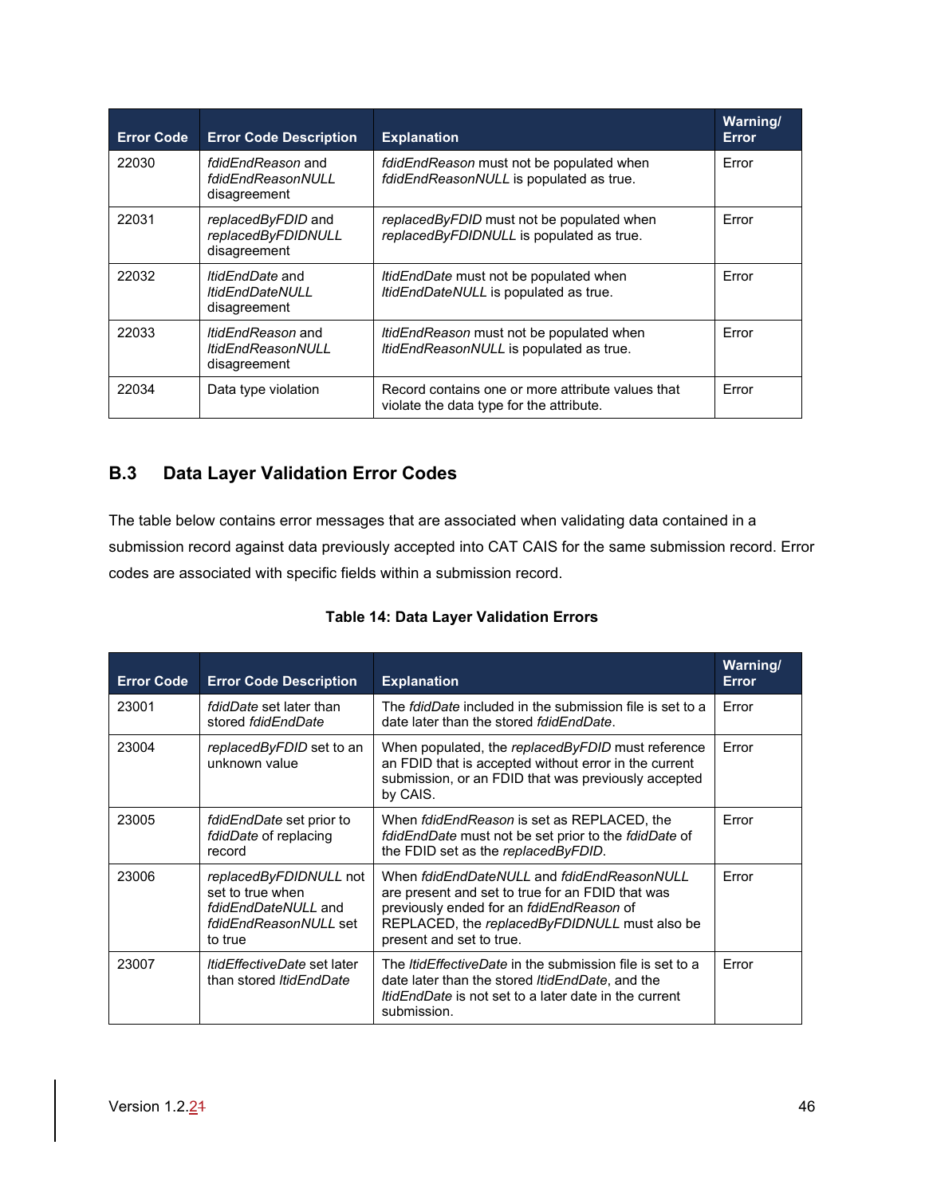| Error Code | Error Code Description | Explanation | Warning/ Error |
|---|---|---|---|
| 22030 | *fdidEndReason* and *fdidEndReasonNULL* disagreement | *fdidEndReason* must not be populated when *fdidEndReasonNULL* is populated as true. | Error |
| 22031 | *replacedByFDID* and *replacedByFDIDNULL* disagreement | *replacedByFDID* must not be populated when *replacedByFDIDNULL* is populated as true. | Error |
| 22032 | *ltidEndDate* and *ltidEndDateNULL* disagreement | *ltidEndDate* must not be populated when *ltidEndDateNULL* is populated as true. | Error |
| 22033 | *ltidEndReason* and *ltidEndReasonNULL* disagreement | *ltidEndReason* must not be populated when *ltidEndReasonNULL* is populated as true. | Error |
| 22034 | Data type violation | Record contains one or more attribute values that violate the data type for the attribute. | Error |

## B.3 Data Layer Validation Error Codes

The table below contains error messages that are associated when validating data contained in a submission record against data previously accepted into CAT CAIS for the same submission record. Error codes are associated with specific fields within a submission record.

**Table 14: Data Layer Validation Errors**

| Error Code | Error Code Description | Explanation | Warning/ Error |
|---|---|---|---|
| 23001 | *fdidDate* set later than stored *fdidEndDate* | The *fdidDate* included in the submission file is set to a date later than the stored *fdidEndDate*. | Error |
| 23004 | *replacedByFDID* set to an unknown value | When populated, the *replacedByFDID* must reference an FDID that is accepted without error in the current submission, or an FDID that was previously accepted by CAIS. | Error |
| 23005 | *fdidEndDate* set prior to *fdidDate* of replacing record | When *fdidEndReason* is set as REPLACED, the *fdidEndDate* must not be set prior to the *fdidDate* of the FDID set as the *replacedByFDID*. | Error |
| 23006 | *replacedByFDIDNULL* not set to true when *fdidEndDateNULL* and *fdidEndReasonNULL* set to true | When *fdidEndDateNULL* and *fdidEndReasonNULL* are present and set to true for an FDID that was previously ended for an *fdidEndReason* of REPLACED, the *replacedByFDIDNULL* must also be present and set to true. | Error |
| 23007 | *ltidEffectiveDate* set later than stored *ltidEndDate* | The *ltidEffectiveDate* in the submission file is set to a date later than the stored *ltidEndDate*, and the *ltidEndDate* is not set to a later date in the current submission. | Error |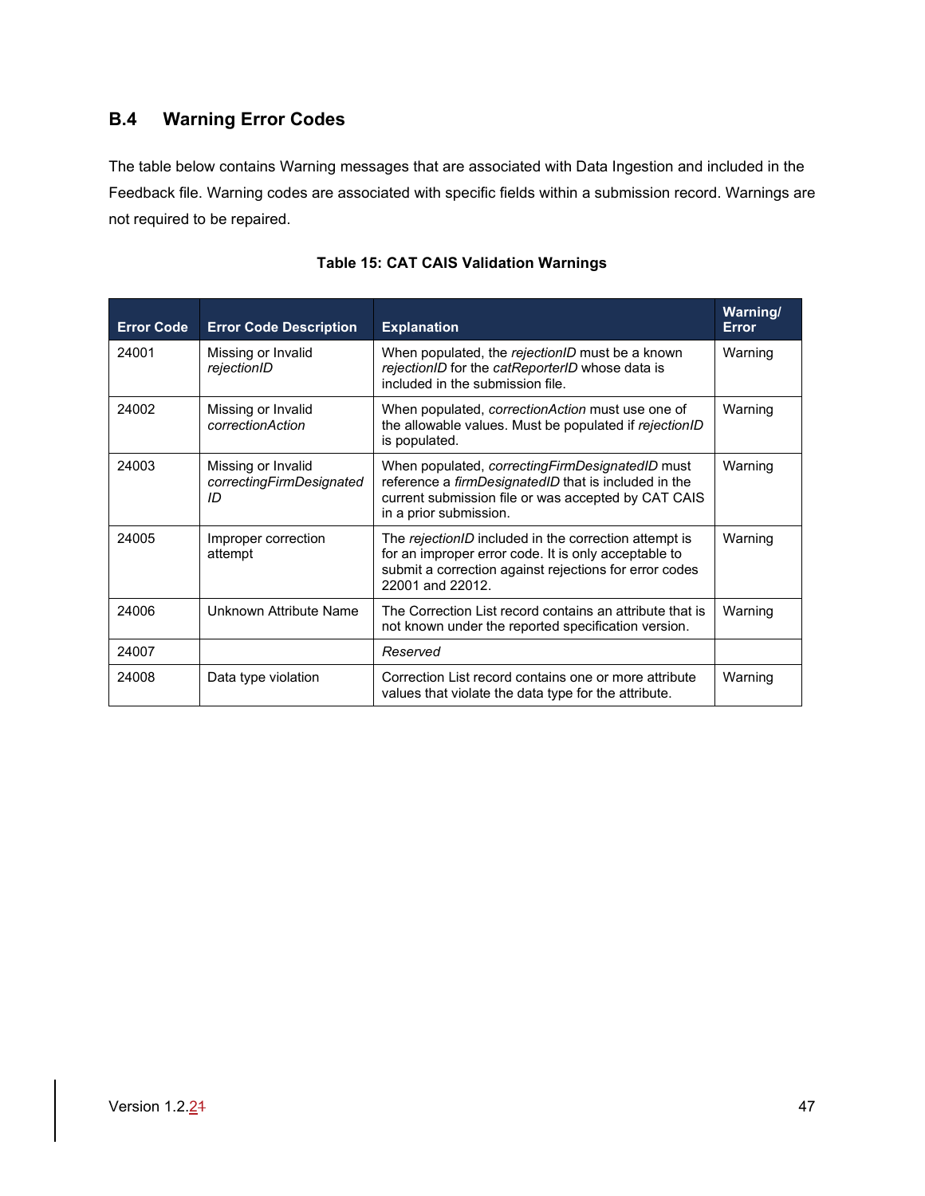## B.4 Warning Error Codes

The table below contains Warning messages that are associated with Data Ingestion and included in the Feedback file. Warning codes are associated with specific fields within a submission record. Warnings are not required to be repaired.

**Table 15: CAT CAIS Validation Warnings**

| Error Code | Error Code Description | Explanation | Warning/ Error |
|---|---|---|---|
| 24001 | Missing or Invalid *rejectionID* | When populated, the *rejectionID* must be a known *rejectionID* for the *catReporterID* whose data is included in the submission file. | Warning |
| 24002 | Missing or Invalid *correctionAction* | When populated, *correctionAction* must use one of the allowable values. Must be populated if *rejectionID* is populated. | Warning |
| 24003 | Missing or Invalid *correctingFirmDesignatedID* | When populated, *correctingFirmDesignatedID* must reference a *firmDesignatedID* that is included in the current submission file or was accepted by CAT CAIS in a prior submission. | Warning |
| 24005 | Improper correction attempt | The *rejectionID* included in the correction attempt is for an improper error code. It is only acceptable to submit a correction against rejections for error codes 22001 and 22012. | Warning |
| 24006 | Unknown Attribute Name | The Correction List record contains an attribute that is not known under the reported specification version. | Warning |
| 24007 | | *Reserved* | |
| 24008 | Data type violation | Correction List record contains one or more attribute values that violate the data type for the attribute. | Warning |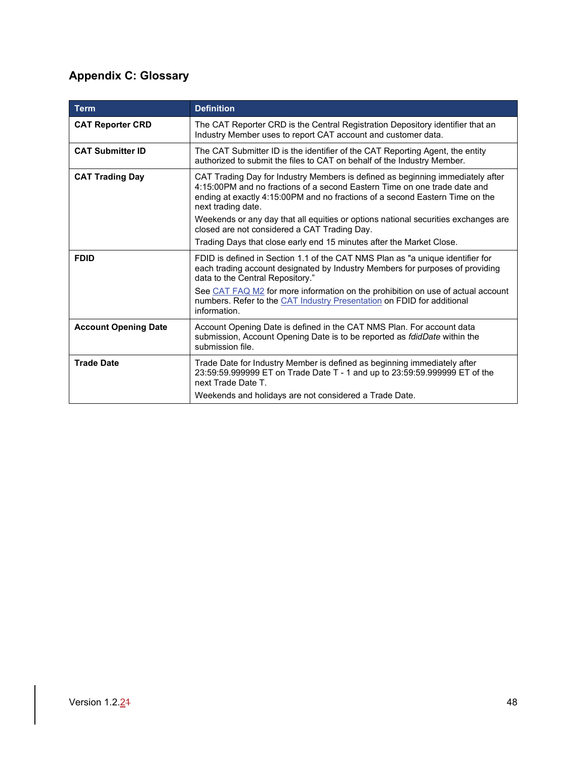## Appendix C: Glossary

| Term | Definition |
|---|---|
| **CAT Reporter CRD** | The CAT Reporter CRD is the Central Registration Depository identifier that an Industry Member uses to report CAT account and customer data. |
| **CAT Submitter ID** | The CAT Submitter ID is the identifier of the CAT Reporting Agent, the entity authorized to submit the files to CAT on behalf of the Industry Member. |
| **CAT Trading Day** | CAT Trading Day for Industry Members is defined as beginning immediately after 4:15:00PM and no fractions of a second Eastern Time on one trade date and ending at exactly 4:15:00PM and no fractions of a second Eastern Time on the next trading date.<br>Weekends or any day that all equities or options national securities exchanges are closed are not considered a CAT Trading Day.<br>Trading Days that close early end 15 minutes after the Market Close. |
| **FDID** | FDID is defined in Section 1.1 of the CAT NMS Plan as "a unique identifier for each trading account designated by Industry Members for purposes of providing data to the Central Repository."<br>See CAT FAQ M2 for more information on the prohibition on use of actual account numbers. Refer to the CAT Industry Presentation on FDID for additional information. |
| **Account Opening Date** | Account Opening Date is defined in the CAT NMS Plan. For account data submission, Account Opening Date is to be reported as *fdidDate* within the submission file. |
| **Trade Date** | Trade Date for Industry Member is defined as beginning immediately after 23:59:59.999999 ET on Trade Date T - 1 and up to 23:59:59.999999 ET of the next Trade Date T.<br>Weekends and holidays are not considered a Trade Date. |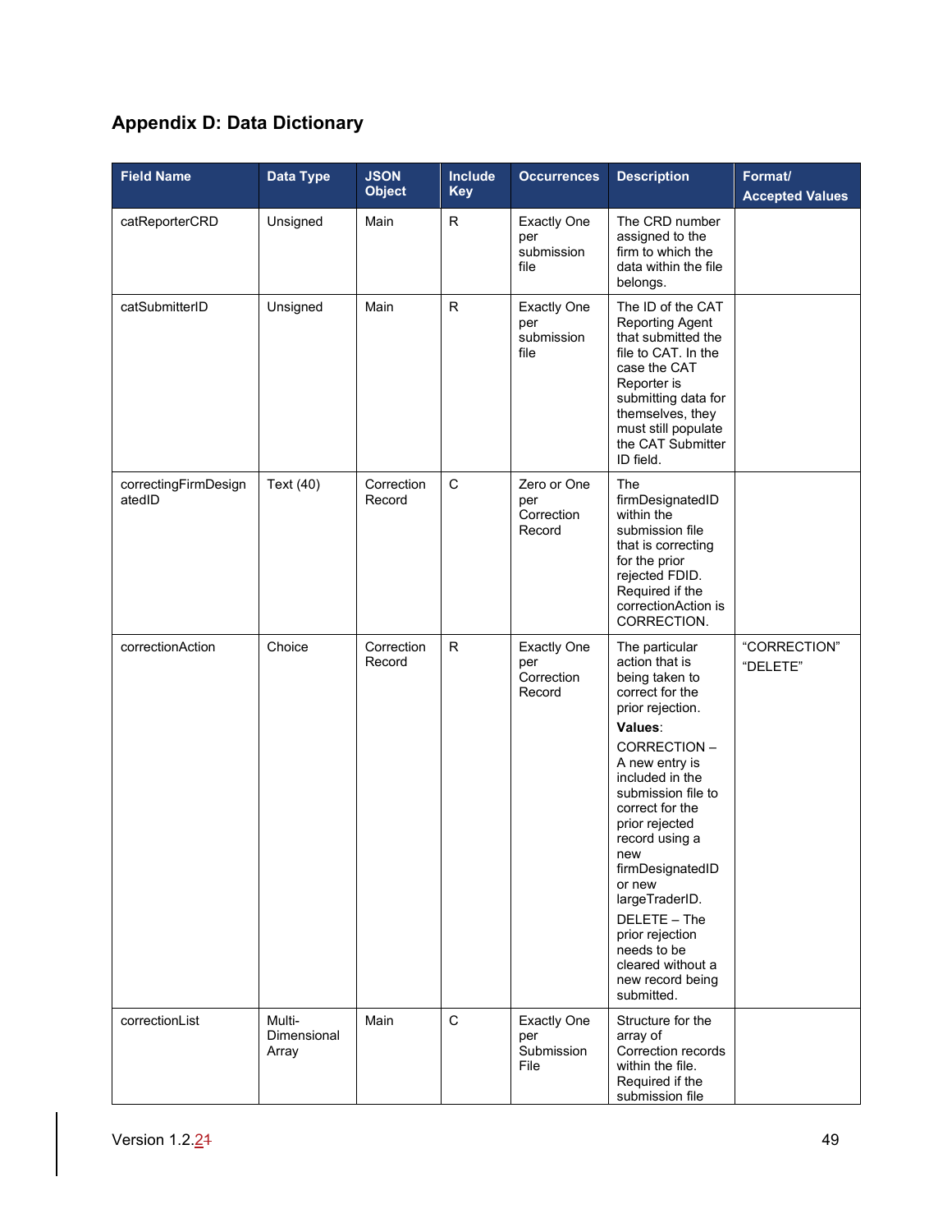## Appendix D: Data Dictionary

| Field Name | Data Type | JSON Object | Include Key | Occurrences | Description | Format/ Accepted Values |
|---|---|---|---|---|---|---|
| catReporterCRD | Unsigned | Main | R | Exactly One per submission file | The CRD number assigned to the firm to which the data within the file belongs. | |
| catSubmitterID | Unsigned | Main | R | Exactly One per submission file | The ID of the CAT Reporting Agent that submitted the file to CAT. In the case the CAT Reporter is submitting data for themselves, they must still populate the CAT Submitter ID field. | |
| correctingFirmDesignatedID | Text (40) | Correction Record | C | Zero or One per Correction Record | The firmDesignatedID within the submission file that is correcting for the prior rejected FDID. Required if the correctionAction is CORRECTION. | |
| correctionAction | Choice | Correction Record | R | Exactly One per Correction Record | The particular action that is being taken to correct for the prior rejection. **Values**: CORRECTION – A new entry is included in the submission file to correct for the prior rejected record using a new firmDesignatedID or new largeTraderID. DELETE – The prior rejection needs to be cleared without a new record being submitted. | "CORRECTION" "DELETE" |
| correctionList | Multi-Dimensional Array | Main | C | Exactly One per Submission File | Structure for the array of Correction records within the file. Required if the submission file | |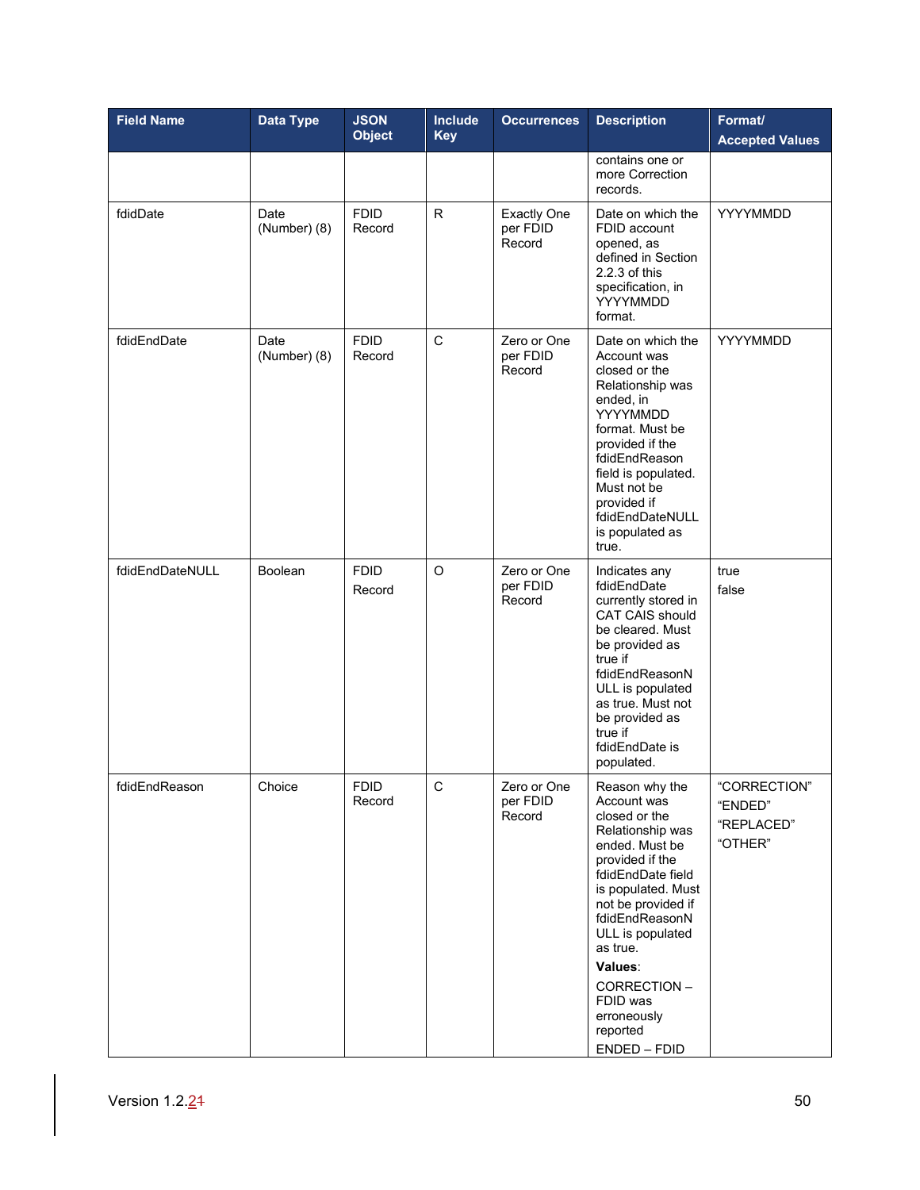| Field Name | Data Type | JSON Object | Include Key | Occurrences | Description | Format/ Accepted Values |
|---|---|---|---|---|---|---|
| | | | | | contains one or more Correction records. | |
| fdidDate | Date (Number) (8) | FDID Record | R | Exactly One per FDID Record | Date on which the FDID account opened, as defined in Section 2.2.3 of this specification, in YYYYMMDD format. | YYYYMMDD |
| fdidEndDate | Date (Number) (8) | FDID Record | C | Zero or One per FDID Record | Date on which the Account was closed or the Relationship was ended, in YYYYMMDD format. Must be provided if the fdidEndReason field is populated. Must not be provided if fdidEndDateNULL is populated as true. | YYYYMMDD |
| fdidEndDateNULL | Boolean | FDID Record | O | Zero or One per FDID Record | Indicates any fdidEndDate currently stored in CAT CAIS should be cleared. Must be provided as true if fdidEndReasonNULL is populated as true. Must not be provided as true if fdidEndDate is populated. | true<br>false |
| fdidEndReason | Choice | FDID Record | C | Zero or One per FDID Record | Reason why the Account was closed or the Relationship was ended. Must be provided if the fdidEndDate field is populated. Must not be provided if fdidEndReasonNULL is populated as true.<br>**Values**:<br>CORRECTION – FDID was erroneously reported<br>ENDED – FDID | "CORRECTION"<br>"ENDED"<br>"REPLACED"<br>"OTHER" |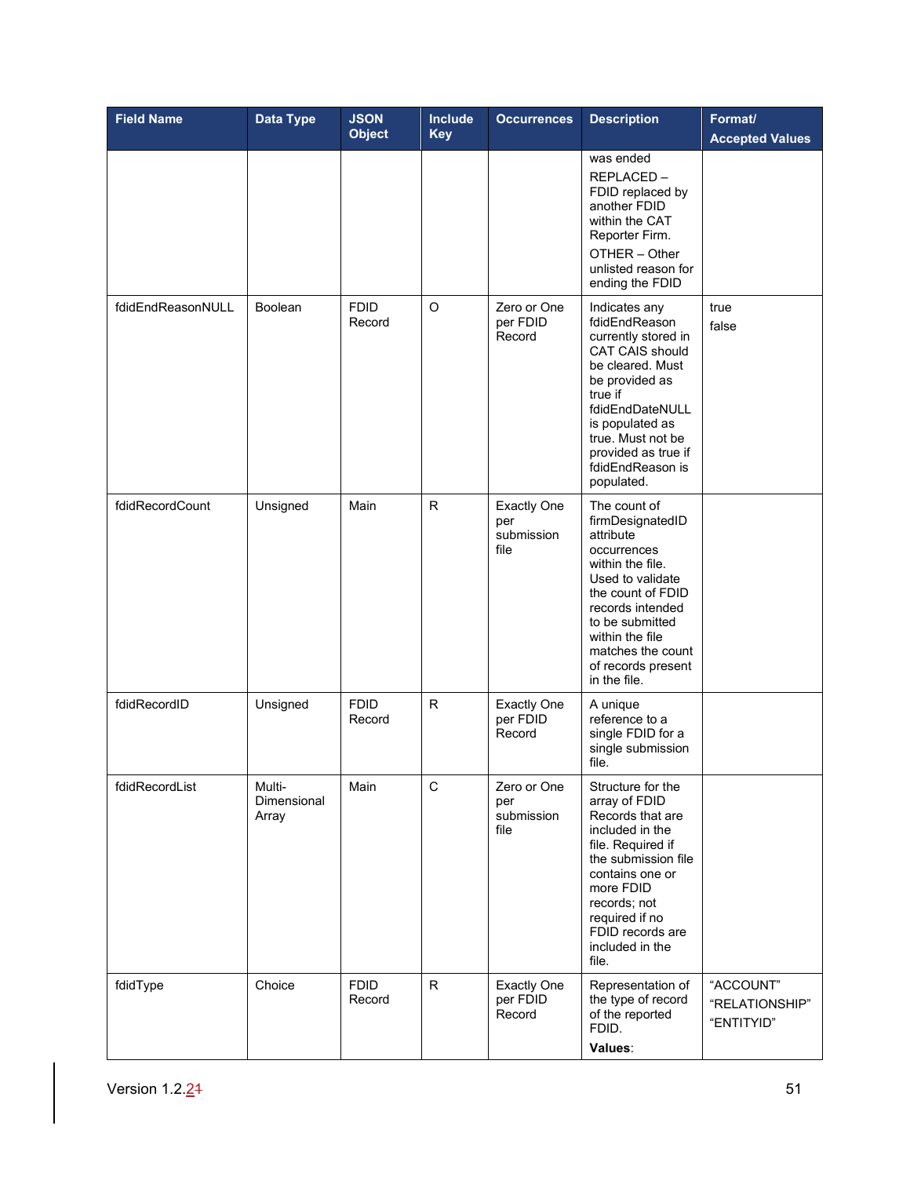| Field Name | Data Type | JSON Object | Include Key | Occurrences | Description | Format/ Accepted Values |
|---|---|---|---|---|---|---|
| | | | | | was ended<br>REPLACED – FDID replaced by another FDID within the CAT Reporter Firm.<br>OTHER – Other unlisted reason for ending the FDID | |
| fdidEndReasonNULL | Boolean | FDID Record | O | Zero or One per FDID Record | Indicates any fdidEndReason currently stored in CAT CAIS should be cleared. Must be provided as true if fdidEndDateNULL is populated as true. Must not be provided as true if fdidEndReason is populated. | true<br>false |
| fdidRecordCount | Unsigned | Main | R | Exactly One per submission file | The count of firmDesignatedID attribute occurrences within the file. Used to validate the count of FDID records intended to be submitted within the file matches the count of records present in the file. | |
| fdidRecordID | Unsigned | FDID Record | R | Exactly One per FDID Record | A unique reference to a single FDID for a single submission file. | |
| fdidRecordList | Multi-Dimensional Array | Main | C | Zero or One per submission file | Structure for the array of FDID Records that are included in the file. Required if the submission file contains one or more FDID records; not required if no FDID records are included in the file. | |
| fdidType | Choice | FDID Record | R | Exactly One per FDID Record | Representation of the type of record of the reported FDID.<br>**Values**: | "ACCOUNT"<br>"RELATIONSHIP"<br>"ENTITYID" |

Version 1.2.2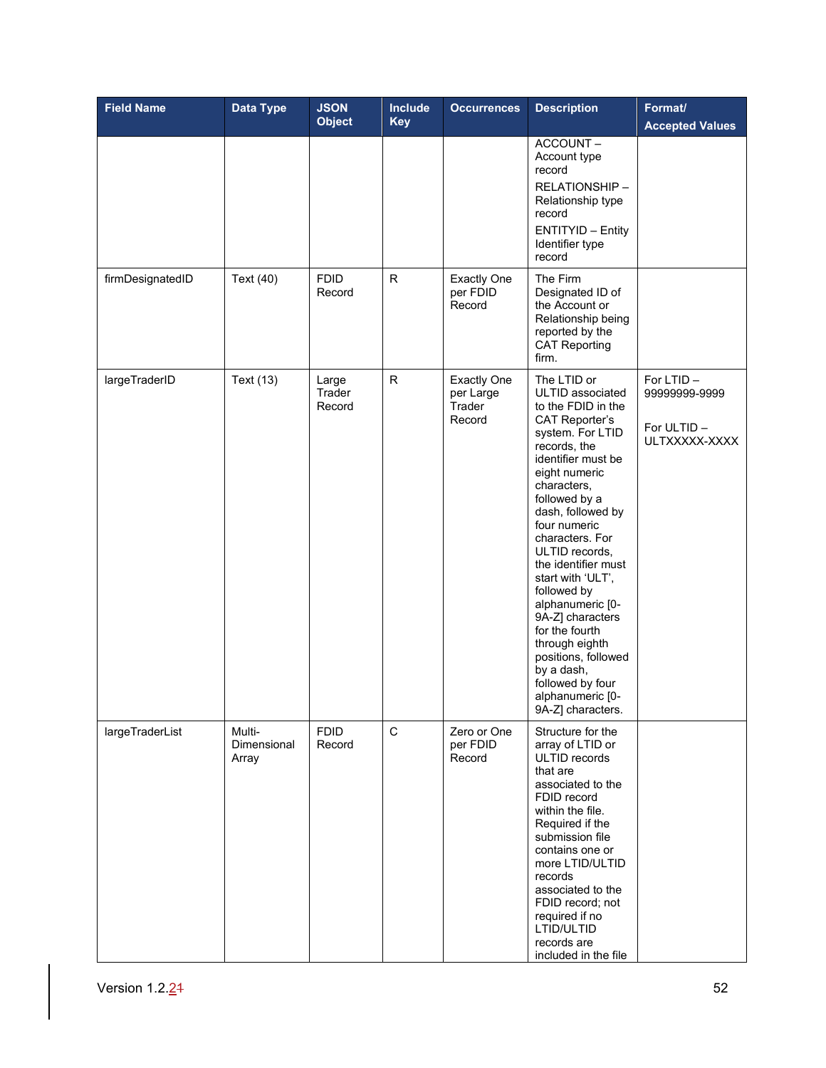| Field Name | Data Type | JSON Object | Include Key | Occurrences | Description | Format/ Accepted Values |
|---|---|---|---|---|---|---|
| | | | | | ACCOUNT – Account type record<br>RELATIONSHIP – Relationship type record<br>ENTITYID – Entity Identifier type record | |
| firmDesignatedID | Text (40) | FDID Record | R | Exactly One per FDID Record | The Firm Designated ID of the Account or Relationship being reported by the CAT Reporting firm. | |
| largeTraderID | Text (13) | Large Trader Record | R | Exactly One per Large Trader Record | The LTID or ULTID associated to the FDID in the CAT Reporter's system. For LTID records, the identifier must be eight numeric characters, followed by a dash, followed by four numeric characters. For ULTID records, the identifier must start with 'ULT', followed by alphanumeric [0-9A-Z] characters for the fourth through eighth positions, followed by a dash, followed by four alphanumeric [0-9A-Z] characters. | For LTID – 99999999-9999<br>For ULTID – ULTXXXXX-XXXX |
| largeTraderList | Multi-Dimensional Array | FDID Record | C | Zero or One per FDID Record | Structure for the array of LTID or ULTID records that are associated to the FDID record within the file. Required if the submission file contains one or more LTID/ULTID records associated to the FDID record; not required if no LTID/ULTID records are included in the file | |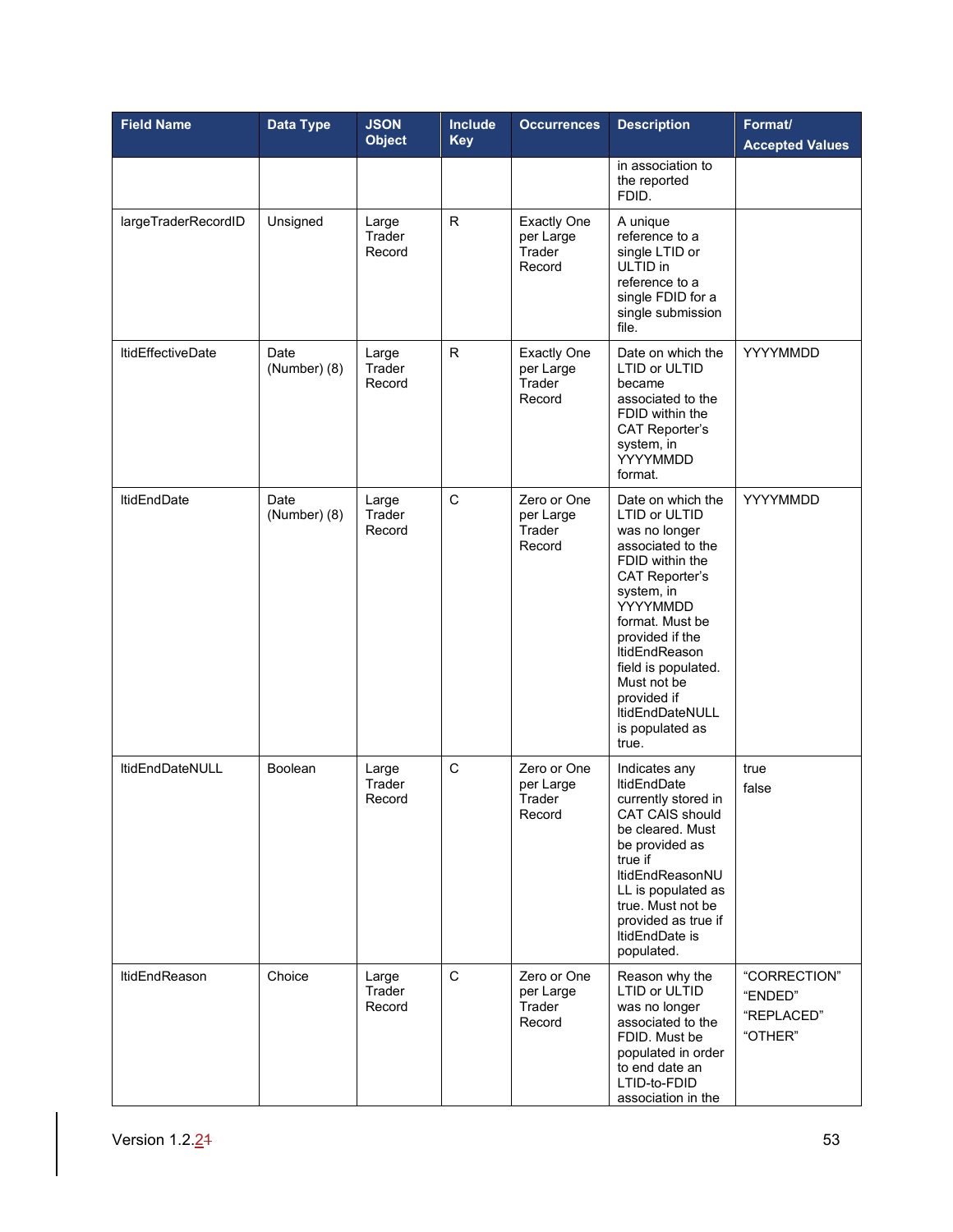| Field Name | Data Type | JSON Object | Include Key | Occurrences | Description | Format/ Accepted Values |
|---|---|---|---|---|---|---|
| | | | | | in association to the reported FDID. | |
| largeTraderRecordID | Unsigned | Large Trader Record | R | Exactly One per Large Trader Record | A unique reference to a single LTID or ULTID in reference to a single FDID for a single submission file. | |
| ltidEffectiveDate | Date (Number) (8) | Large Trader Record | R | Exactly One per Large Trader Record | Date on which the LTID or ULTID became associated to the FDID within the CAT Reporter's system, in YYYYMMDD format. | YYYYMMDD |
| ltidEndDate | Date (Number) (8) | Large Trader Record | C | Zero or One per Large Trader Record | Date on which the LTID or ULTID was no longer associated to the FDID within the CAT Reporter's system, in YYYYMMDD format. Must be provided if the ltidEndReason field is populated. Must not be provided if ltidEndDateNULL is populated as true. | YYYYMMDD |
| ltidEndDateNULL | Boolean | Large Trader Record | C | Zero or One per Large Trader Record | Indicates any ltidEndDate currently stored in CAT CAIS should be cleared. Must be provided as true if ltidEndReasonNULL is populated as true. Must not be provided as true if ltidEndDate is populated. | true<br>false |
| ltidEndReason | Choice | Large Trader Record | C | Zero or One per Large Trader Record | Reason why the LTID or ULTID was no longer associated to the FDID. Must be populated in order to end date an LTID-to-FDID association in the | "CORRECTION"<br>"ENDED"<br>"REPLACED"<br>"OTHER" |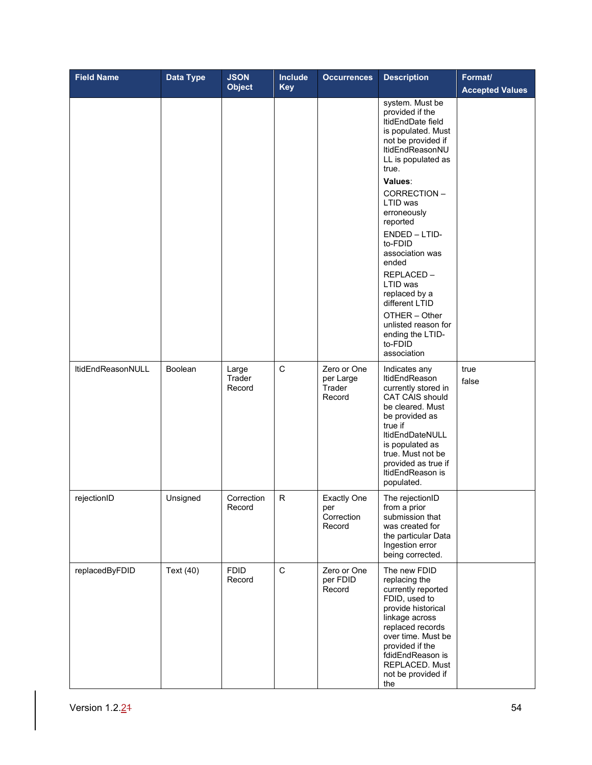| Field Name | Data Type | JSON Object | Include Key | Occurrences | Description | Format/ Accepted Values |
|---|---|---|---|---|---|---|
| | | | | | system. Must be provided if the ltidEndDate field is populated. Must not be provided if ltidEndReasonNULL is populated as true.<br>**Values**:<br>CORRECTION – LTID was erroneously reported<br>ENDED – LTID-to-FDID association was ended<br>REPLACED – LTID was replaced by a different LTID<br>OTHER – Other unlisted reason for ending the LTID-to-FDID association | |
| ltidEndReasonNULL | Boolean | Large Trader Record | C | Zero or One per Large Trader Record | Indicates any ltidEndReason currently stored in CAT CAIS should be cleared. Must be provided as true if ltidEndDateNULL is populated as true. Must not be provided as true if ltidEndReason is populated. | true<br>false |
| rejectionID | Unsigned | Correction Record | R | Exactly One per Correction Record | The rejectionID from a prior submission that was created for the particular Data Ingestion error being corrected. | |
| replacedByFDID | Text (40) | FDID Record | C | Zero or One per FDID Record | The new FDID replacing the currently reported FDID, used to provide historical linkage across replaced records over time. Must be provided if the fdidEndReason is REPLACED. Must not be provided if the | |

Version 1.2.2~~1~~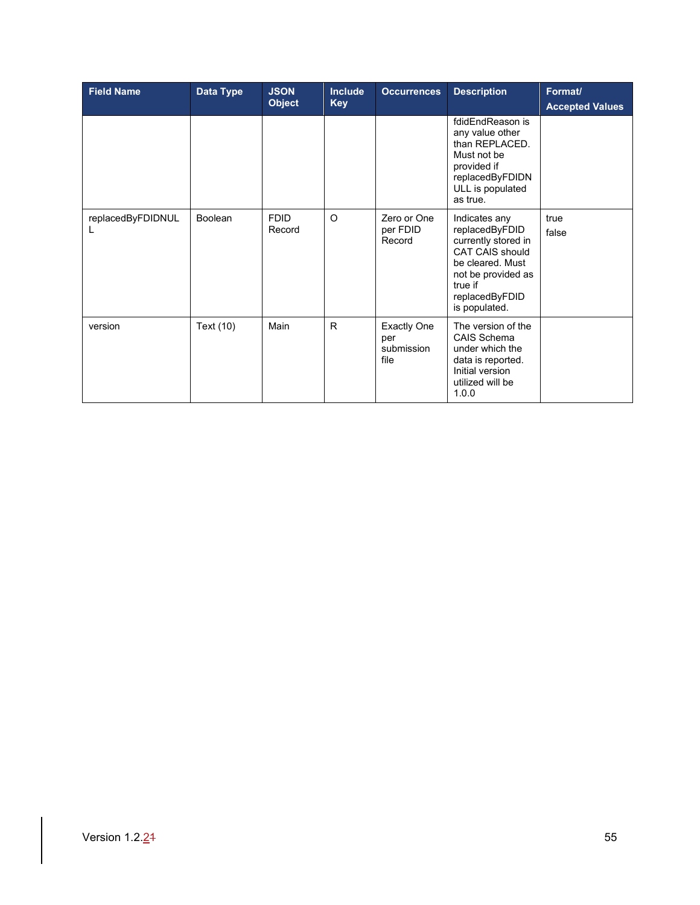| Field Name | Data Type | JSON Object | Include Key | Occurrences | Description | Format/ Accepted Values |
|---|---|---|---|---|---|---|
| | | | | | fdidEndReason is any value other than REPLACED. Must not be provided if replacedByFDIDNULL is populated as true. | |
| replacedByFDIDNULL | Boolean | FDID Record | O | Zero or One per FDID Record | Indicates any replacedByFDID currently stored in CAT CAIS should be cleared. Must not be provided as true if replacedByFDID is populated. | true<br>false |
| version | Text (10) | Main | R | Exactly One per submission file | The version of the CAIS Schema under which the data is reported. Initial version utilized will be 1.0.0 | |